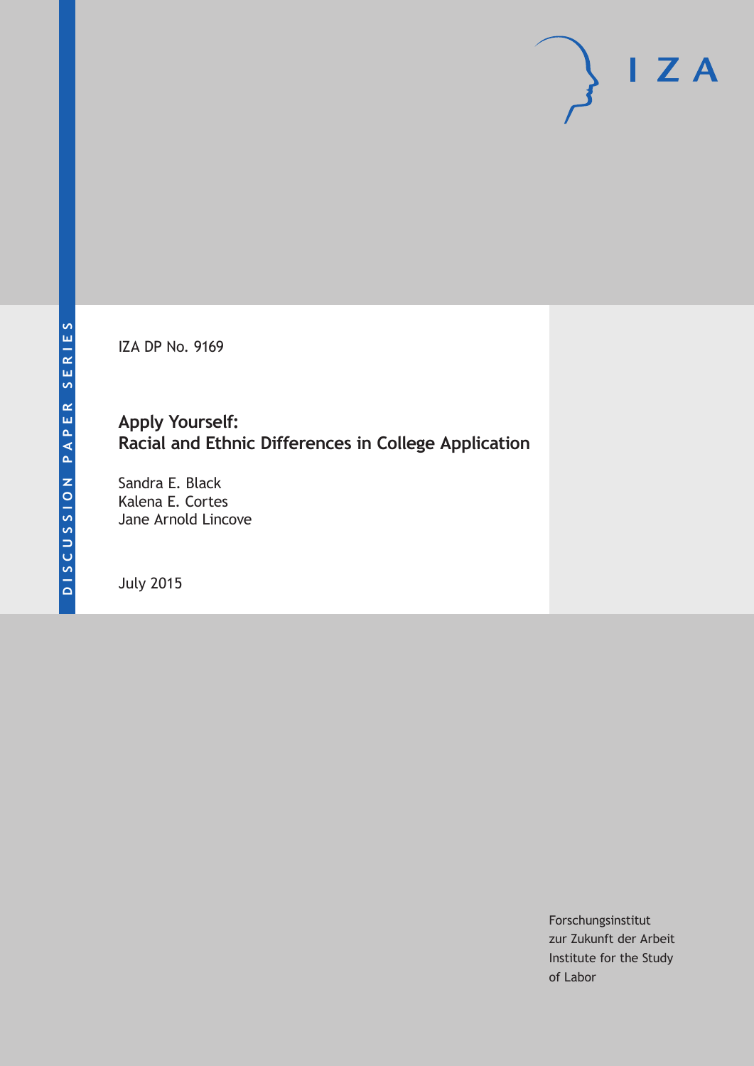DISCUSSION PAPER SERIES

IZA DP No. 9169

# Apply Yourself: Racial and Ethnic Differences in College Application

Sandra E. Black
Kalena E. Cortes
Jane Arnold Lincove

July 2015

Forschungsinstitut
zur Zukunft der Arbeit
Institute for the Study
of Labor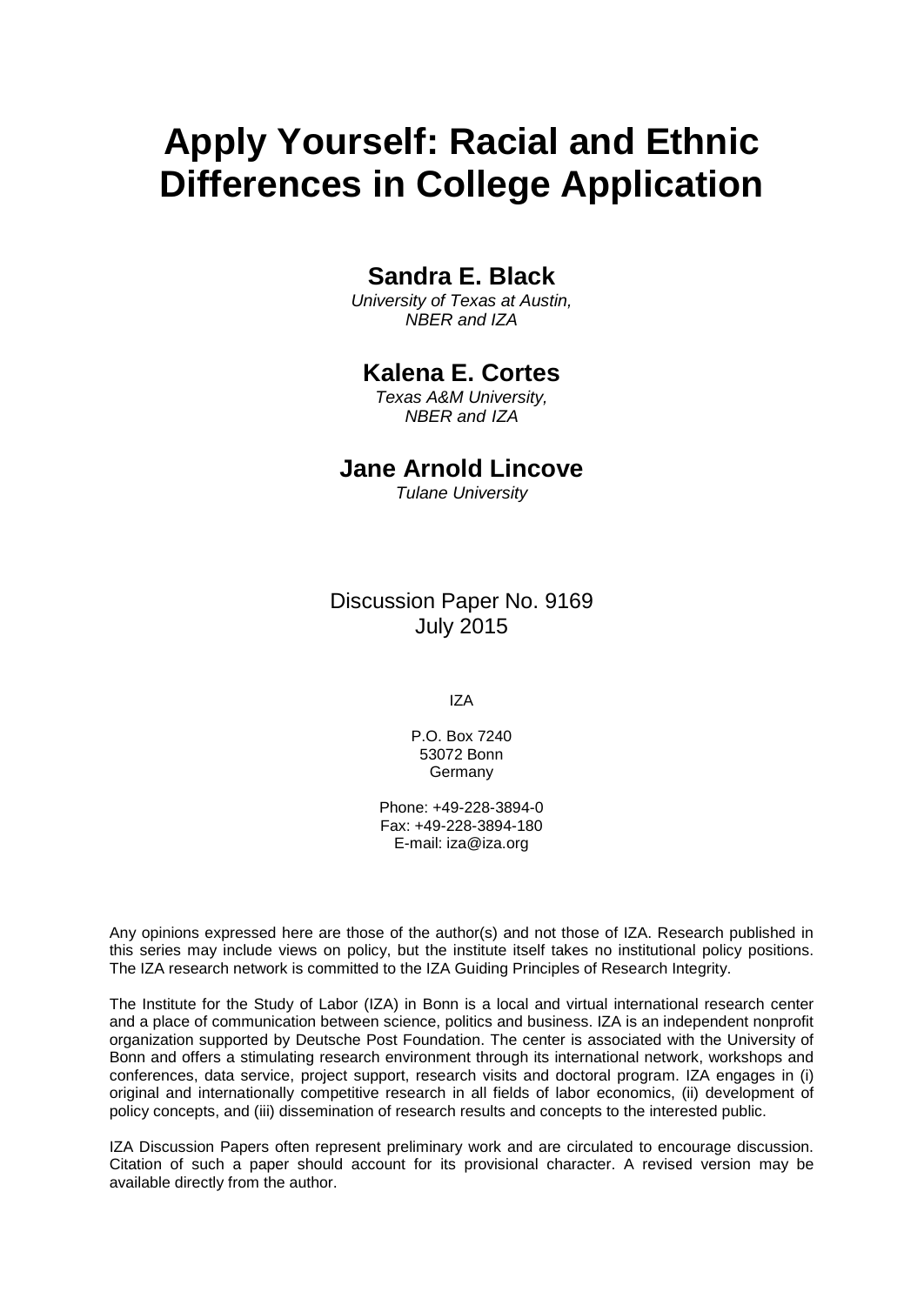# Apply Yourself: Racial and Ethnic Differences in College Application

## Sandra E. Black

*University of Texas at Austin, NBER and IZA*

## Kalena E. Cortes

*Texas A&M University, NBER and IZA*

## Jane Arnold Lincove

*Tulane University*

Discussion Paper No. 9169
July 2015

IZA

P.O. Box 7240
53072 Bonn
Germany

Phone: +49-228-3894-0
Fax: +49-228-3894-180
E-mail: iza@iza.org

Any opinions expressed here are those of the author(s) and not those of IZA. Research published in this series may include views on policy, but the institute itself takes no institutional policy positions. The IZA research network is committed to the IZA Guiding Principles of Research Integrity.

The Institute for the Study of Labor (IZA) in Bonn is a local and virtual international research center and a place of communication between science, politics and business. IZA is an independent nonprofit organization supported by Deutsche Post Foundation. The center is associated with the University of Bonn and offers a stimulating research environment through its international network, workshops and conferences, data service, project support, research visits and doctoral program. IZA engages in (i) original and internationally competitive research in all fields of labor economics, (ii) development of policy concepts, and (iii) dissemination of research results and concepts to the interested public.

IZA Discussion Papers often represent preliminary work and are circulated to encourage discussion. Citation of such a paper should account for its provisional character. A revised version may be available directly from the author.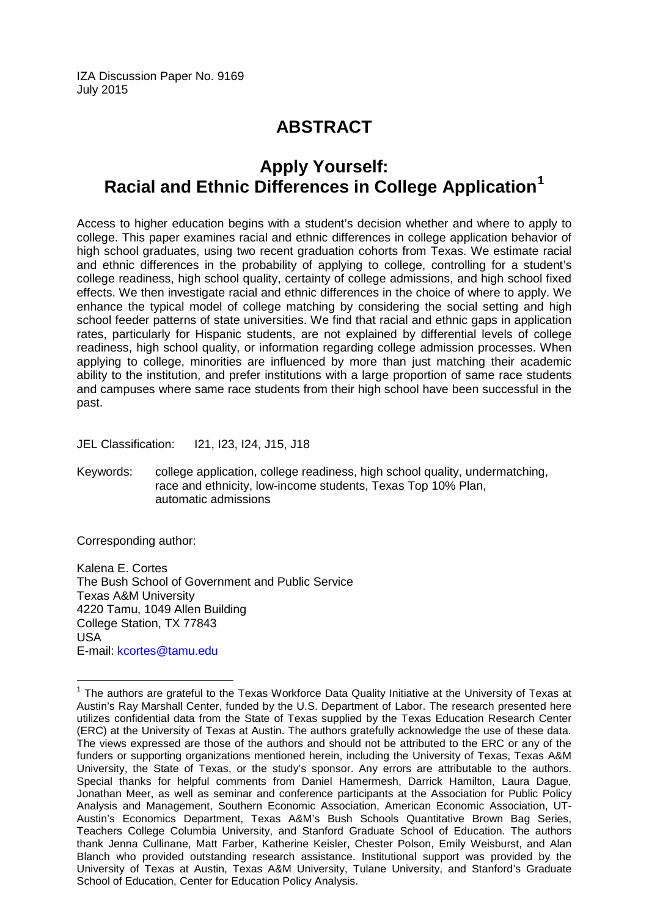IZA Discussion Paper No. 9169
July 2015

# ABSTRACT

## Apply Yourself: Racial and Ethnic Differences in College Application[1]

Access to higher education begins with a student's decision whether and where to apply to college. This paper examines racial and ethnic differences in college application behavior of high school graduates, using two recent graduation cohorts from Texas. We estimate racial and ethnic differences in the probability of applying to college, controlling for a student's college readiness, high school quality, certainty of college admissions, and high school fixed effects. We then investigate racial and ethnic differences in the choice of where to apply. We enhance the typical model of college matching by considering the social setting and high school feeder patterns of state universities. We find that racial and ethnic gaps in application rates, particularly for Hispanic students, are not explained by differential levels of college readiness, high school quality, or information regarding college admission processes. When applying to college, minorities are influenced by more than just matching their academic ability to the institution, and prefer institutions with a large proportion of same race students and campuses where same race students from their high school have been successful in the past.

JEL Classification: I21, I23, I24, J15, J18

Keywords: college application, college readiness, high school quality, undermatching, race and ethnicity, low-income students, Texas Top 10% Plan, automatic admissions

Corresponding author:

Kalena E. Cortes
The Bush School of Government and Public Service
Texas A&M University
4220 Tamu, 1049 Allen Building
College Station, TX 77843
USA
E-mail: kcortes@tamu.edu

[1] The authors are grateful to the Texas Workforce Data Quality Initiative at the University of Texas at Austin's Ray Marshall Center, funded by the U.S. Department of Labor. The research presented here utilizes confidential data from the State of Texas supplied by the Texas Education Research Center (ERC) at the University of Texas at Austin. The authors gratefully acknowledge the use of these data. The views expressed are those of the authors and should not be attributed to the ERC or any of the funders or supporting organizations mentioned herein, including the University of Texas, Texas A&M University, the State of Texas, or the study's sponsor. Any errors are attributable to the authors. Special thanks for helpful comments from Daniel Hamermesh, Darrick Hamilton, Laura Dague, Jonathan Meer, as well as seminar and conference participants at the Association for Public Policy Analysis and Management, Southern Economic Association, American Economic Association, UT-Austin's Economics Department, Texas A&M's Bush Schools Quantitative Brown Bag Series, Teachers College Columbia University, and Stanford Graduate School of Education. The authors thank Jenna Cullinane, Matt Farber, Katherine Keisler, Chester Polson, Emily Weisburst, and Alan Blanch who provided outstanding research assistance. Institutional support was provided by the University of Texas at Austin, Texas A&M University, Tulane University, and Stanford's Graduate School of Education, Center for Education Policy Analysis.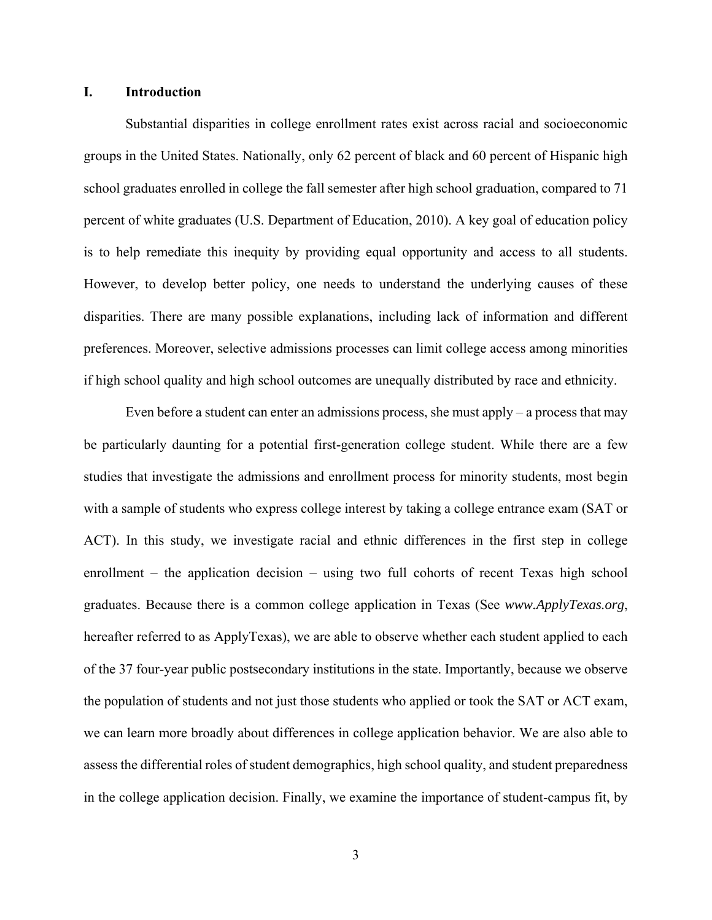## I. Introduction

Substantial disparities in college enrollment rates exist across racial and socioeconomic groups in the United States. Nationally, only 62 percent of black and 60 percent of Hispanic high school graduates enrolled in college the fall semester after high school graduation, compared to 71 percent of white graduates (U.S. Department of Education, 2010). A key goal of education policy is to help remediate this inequity by providing equal opportunity and access to all students. However, to develop better policy, one needs to understand the underlying causes of these disparities. There are many possible explanations, including lack of information and different preferences. Moreover, selective admissions processes can limit college access among minorities if high school quality and high school outcomes are unequally distributed by race and ethnicity.

Even before a student can enter an admissions process, she must apply – a process that may be particularly daunting for a potential first-generation college student. While there are a few studies that investigate the admissions and enrollment process for minority students, most begin with a sample of students who express college interest by taking a college entrance exam (SAT or ACT). In this study, we investigate racial and ethnic differences in the first step in college enrollment – the application decision – using two full cohorts of recent Texas high school graduates. Because there is a common college application in Texas (See *www.ApplyTexas.org*, hereafter referred to as ApplyTexas), we are able to observe whether each student applied to each of the 37 four-year public postsecondary institutions in the state. Importantly, because we observe the population of students and not just those students who applied or took the SAT or ACT exam, we can learn more broadly about differences in college application behavior. We are also able to assess the differential roles of student demographics, high school quality, and student preparedness in the college application decision. Finally, we examine the importance of student-campus fit, by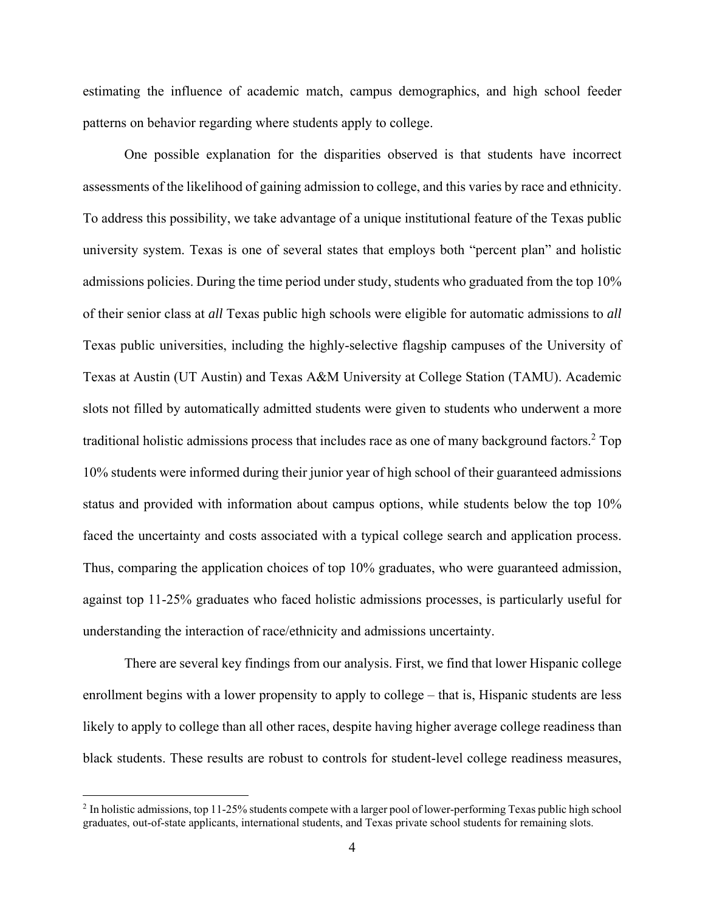estimating the influence of academic match, campus demographics, and high school feeder patterns on behavior regarding where students apply to college.

One possible explanation for the disparities observed is that students have incorrect assessments of the likelihood of gaining admission to college, and this varies by race and ethnicity. To address this possibility, we take advantage of a unique institutional feature of the Texas public university system. Texas is one of several states that employs both "percent plan" and holistic admissions policies. During the time period under study, students who graduated from the top 10% of their senior class at *all* Texas public high schools were eligible for automatic admissions to *all* Texas public universities, including the highly-selective flagship campuses of the University of Texas at Austin (UT Austin) and Texas A&M University at College Station (TAMU). Academic slots not filled by automatically admitted students were given to students who underwent a more traditional holistic admissions process that includes race as one of many background factors.[2] Top 10% students were informed during their junior year of high school of their guaranteed admissions status and provided with information about campus options, while students below the top 10% faced the uncertainty and costs associated with a typical college search and application process. Thus, comparing the application choices of top 10% graduates, who were guaranteed admission, against top 11-25% graduates who faced holistic admissions processes, is particularly useful for understanding the interaction of race/ethnicity and admissions uncertainty.

There are several key findings from our analysis. First, we find that lower Hispanic college enrollment begins with a lower propensity to apply to college – that is, Hispanic students are less likely to apply to college than all other races, despite having higher average college readiness than black students. These results are robust to controls for student-level college readiness measures,

[2] In holistic admissions, top 11-25% students compete with a larger pool of lower-performing Texas public high school graduates, out-of-state applicants, international students, and Texas private school students for remaining slots.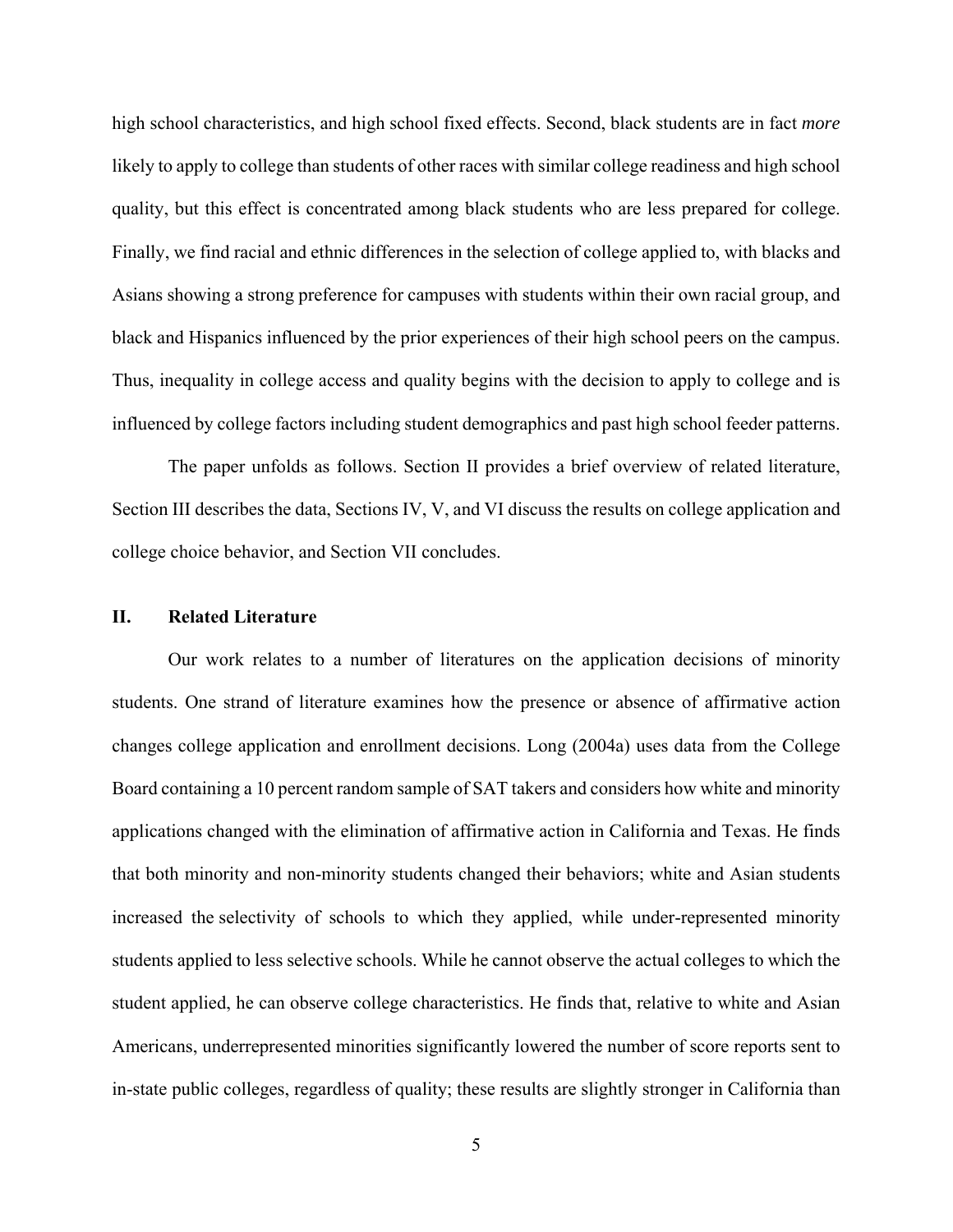high school characteristics, and high school fixed effects. Second, black students are in fact *more* likely to apply to college than students of other races with similar college readiness and high school quality, but this effect is concentrated among black students who are less prepared for college. Finally, we find racial and ethnic differences in the selection of college applied to, with blacks and Asians showing a strong preference for campuses with students within their own racial group, and black and Hispanics influenced by the prior experiences of their high school peers on the campus. Thus, inequality in college access and quality begins with the decision to apply to college and is influenced by college factors including student demographics and past high school feeder patterns.

The paper unfolds as follows. Section II provides a brief overview of related literature, Section III describes the data, Sections IV, V, and VI discuss the results on college application and college choice behavior, and Section VII concludes.

## II. Related Literature

Our work relates to a number of literatures on the application decisions of minority students. One strand of literature examines how the presence or absence of affirmative action changes college application and enrollment decisions. Long (2004a) uses data from the College Board containing a 10 percent random sample of SAT takers and considers how white and minority applications changed with the elimination of affirmative action in California and Texas. He finds that both minority and non-minority students changed their behaviors; white and Asian students increased the selectivity of schools to which they applied, while under-represented minority students applied to less selective schools. While he cannot observe the actual colleges to which the student applied, he can observe college characteristics. He finds that, relative to white and Asian Americans, underrepresented minorities significantly lowered the number of score reports sent to in-state public colleges, regardless of quality; these results are slightly stronger in California than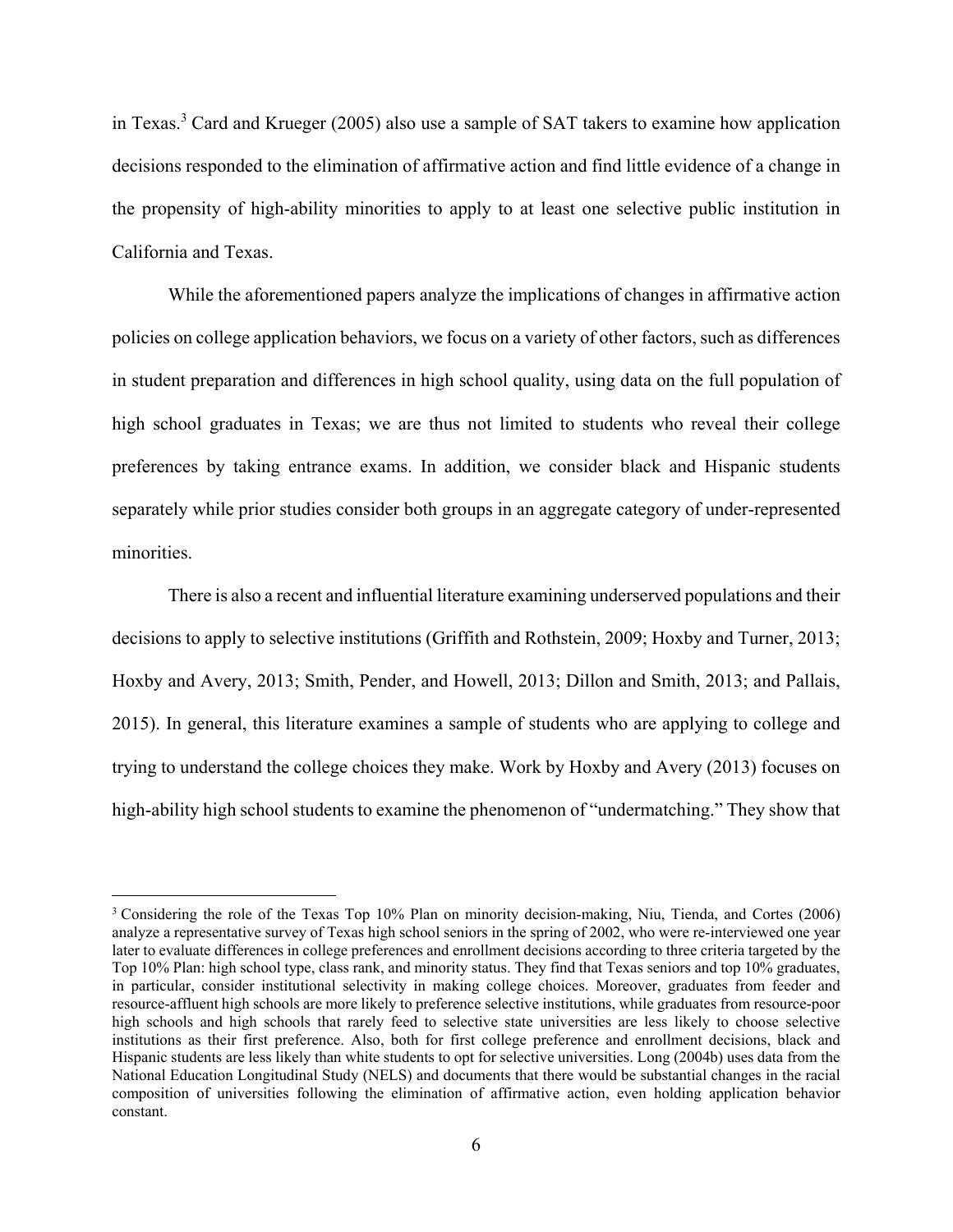in Texas.[3] Card and Krueger (2005) also use a sample of SAT takers to examine how application decisions responded to the elimination of affirmative action and find little evidence of a change in the propensity of high-ability minorities to apply to at least one selective public institution in California and Texas.

While the aforementioned papers analyze the implications of changes in affirmative action policies on college application behaviors, we focus on a variety of other factors, such as differences in student preparation and differences in high school quality, using data on the full population of high school graduates in Texas; we are thus not limited to students who reveal their college preferences by taking entrance exams. In addition, we consider black and Hispanic students separately while prior studies consider both groups in an aggregate category of under-represented minorities.

There is also a recent and influential literature examining underserved populations and their decisions to apply to selective institutions (Griffith and Rothstein, 2009; Hoxby and Turner, 2013; Hoxby and Avery, 2013; Smith, Pender, and Howell, 2013; Dillon and Smith, 2013; and Pallais, 2015). In general, this literature examines a sample of students who are applying to college and trying to understand the college choices they make. Work by Hoxby and Avery (2013) focuses on high-ability high school students to examine the phenomenon of "undermatching." They show that

[3] Considering the role of the Texas Top 10% Plan on minority decision-making, Niu, Tienda, and Cortes (2006) analyze a representative survey of Texas high school seniors in the spring of 2002, who were re-interviewed one year later to evaluate differences in college preferences and enrollment decisions according to three criteria targeted by the Top 10% Plan: high school type, class rank, and minority status. They find that Texas seniors and top 10% graduates, in particular, consider institutional selectivity in making college choices. Moreover, graduates from feeder and resource-affluent high schools are more likely to preference selective institutions, while graduates from resource-poor high schools and high schools that rarely feed to selective state universities are less likely to choose selective institutions as their first preference. Also, both for first college preference and enrollment decisions, black and Hispanic students are less likely than white students to opt for selective universities. Long (2004b) uses data from the National Education Longitudinal Study (NELS) and documents that there would be substantial changes in the racial composition of universities following the elimination of affirmative action, even holding application behavior constant.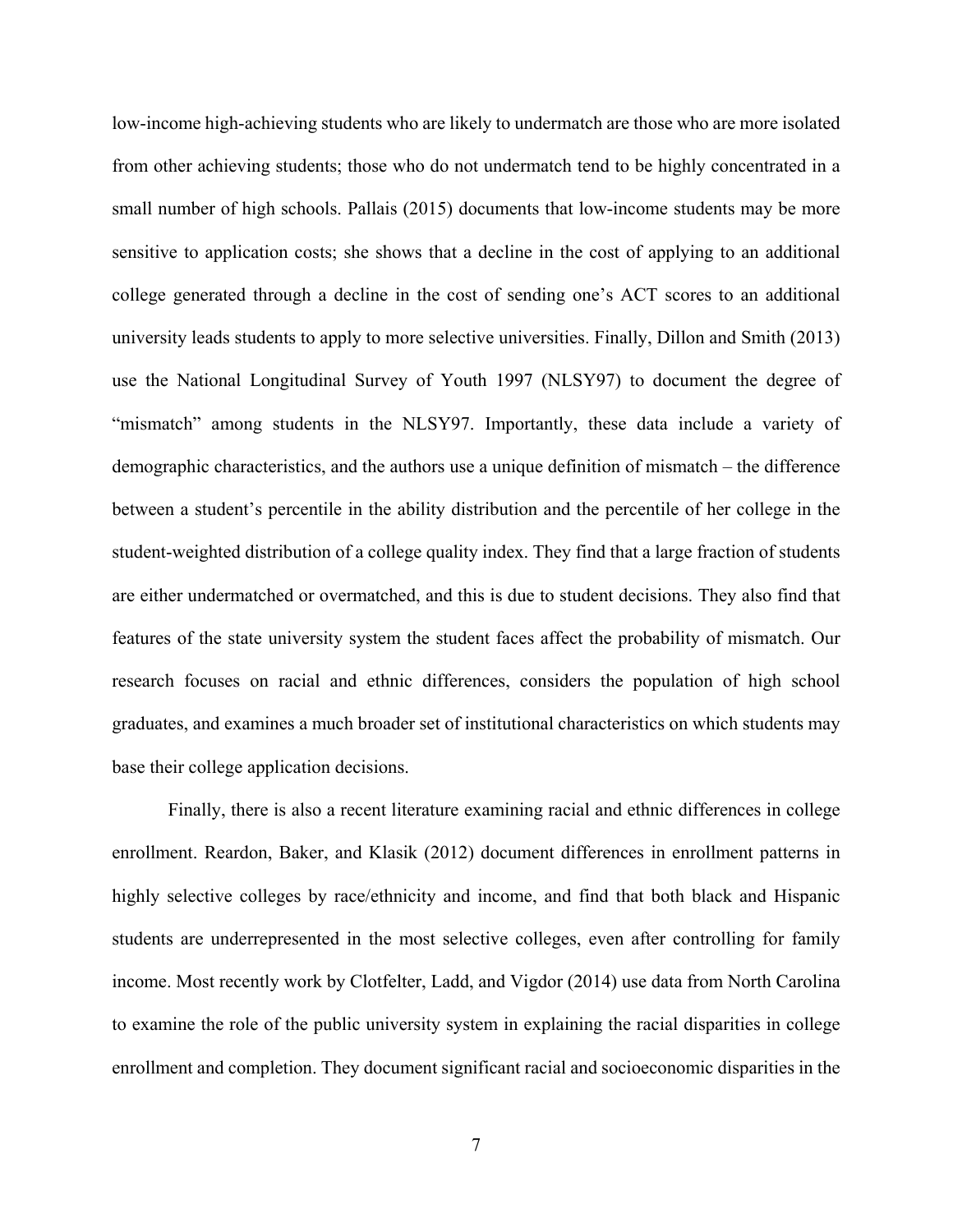low-income high-achieving students who are likely to undermatch are those who are more isolated from other achieving students; those who do not undermatch tend to be highly concentrated in a small number of high schools. Pallais (2015) documents that low-income students may be more sensitive to application costs; she shows that a decline in the cost of applying to an additional college generated through a decline in the cost of sending one's ACT scores to an additional university leads students to apply to more selective universities. Finally, Dillon and Smith (2013) use the National Longitudinal Survey of Youth 1997 (NLSY97) to document the degree of "mismatch" among students in the NLSY97. Importantly, these data include a variety of demographic characteristics, and the authors use a unique definition of mismatch – the difference between a student's percentile in the ability distribution and the percentile of her college in the student-weighted distribution of a college quality index. They find that a large fraction of students are either undermatched or overmatched, and this is due to student decisions. They also find that features of the state university system the student faces affect the probability of mismatch. Our research focuses on racial and ethnic differences, considers the population of high school graduates, and examines a much broader set of institutional characteristics on which students may base their college application decisions.

Finally, there is also a recent literature examining racial and ethnic differences in college enrollment. Reardon, Baker, and Klasik (2012) document differences in enrollment patterns in highly selective colleges by race/ethnicity and income, and find that both black and Hispanic students are underrepresented in the most selective colleges, even after controlling for family income. Most recently work by Clotfelter, Ladd, and Vigdor (2014) use data from North Carolina to examine the role of the public university system in explaining the racial disparities in college enrollment and completion. They document significant racial and socioeconomic disparities in the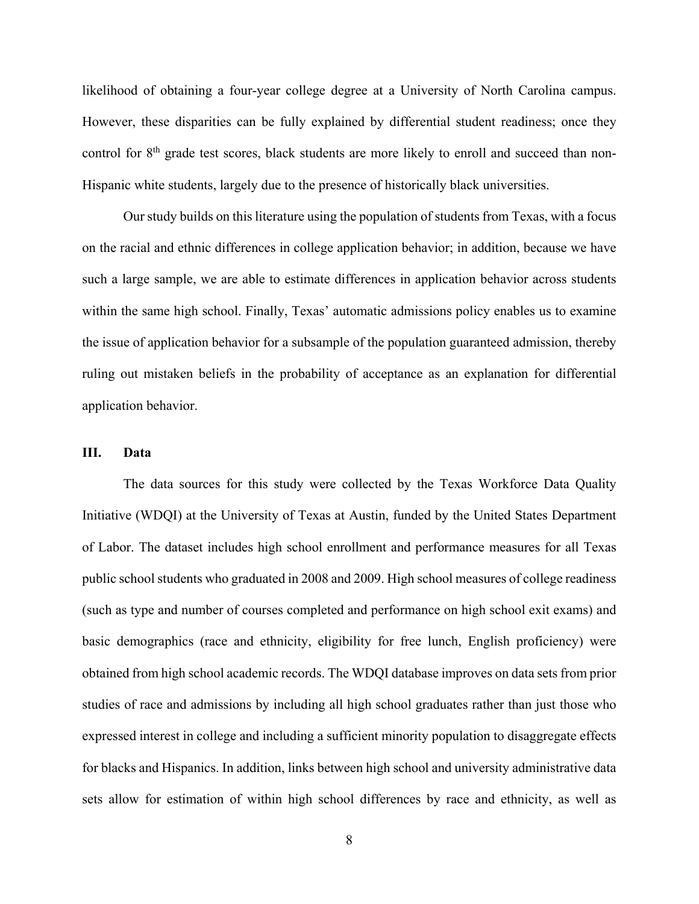likelihood of obtaining a four-year college degree at a University of North Carolina campus. However, these disparities can be fully explained by differential student readiness; once they control for 8th grade test scores, black students are more likely to enroll and succeed than non-Hispanic white students, largely due to the presence of historically black universities.

Our study builds on this literature using the population of students from Texas, with a focus on the racial and ethnic differences in college application behavior; in addition, because we have such a large sample, we are able to estimate differences in application behavior across students within the same high school. Finally, Texas' automatic admissions policy enables us to examine the issue of application behavior for a subsample of the population guaranteed admission, thereby ruling out mistaken beliefs in the probability of acceptance as an explanation for differential application behavior.

## III. Data

The data sources for this study were collected by the Texas Workforce Data Quality Initiative (WDQI) at the University of Texas at Austin, funded by the United States Department of Labor. The dataset includes high school enrollment and performance measures for all Texas public school students who graduated in 2008 and 2009. High school measures of college readiness (such as type and number of courses completed and performance on high school exit exams) and basic demographics (race and ethnicity, eligibility for free lunch, English proficiency) were obtained from high school academic records. The WDQI database improves on data sets from prior studies of race and admissions by including all high school graduates rather than just those who expressed interest in college and including a sufficient minority population to disaggregate effects for blacks and Hispanics. In addition, links between high school and university administrative data sets allow for estimation of within high school differences by race and ethnicity, as well as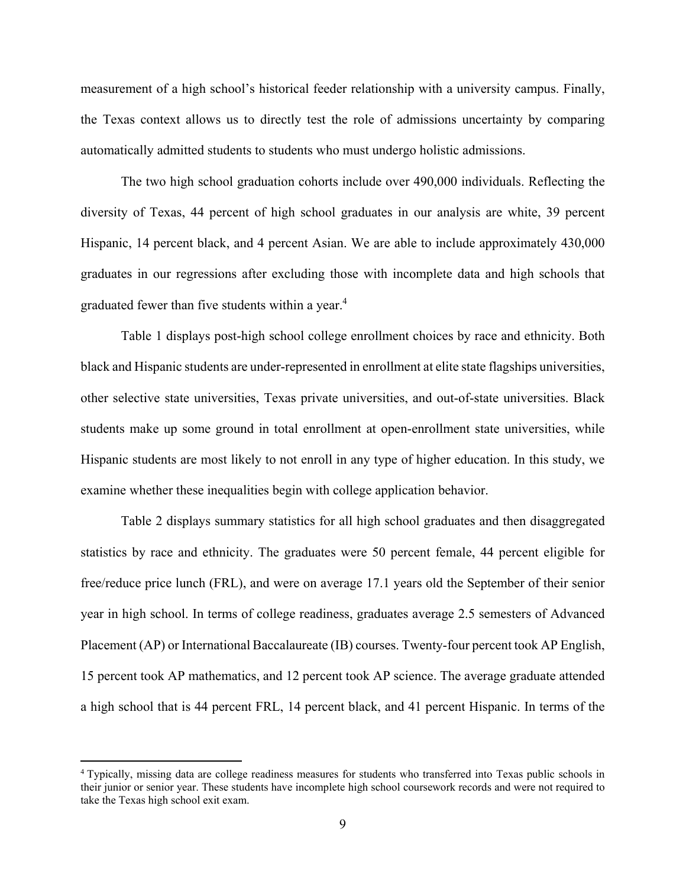measurement of a high school's historical feeder relationship with a university campus. Finally, the Texas context allows us to directly test the role of admissions uncertainty by comparing automatically admitted students to students who must undergo holistic admissions.

The two high school graduation cohorts include over 490,000 individuals. Reflecting the diversity of Texas, 44 percent of high school graduates in our analysis are white, 39 percent Hispanic, 14 percent black, and 4 percent Asian. We are able to include approximately 430,000 graduates in our regressions after excluding those with incomplete data and high schools that graduated fewer than five students within a year.[4]

Table 1 displays post-high school college enrollment choices by race and ethnicity. Both black and Hispanic students are under-represented in enrollment at elite state flagships universities, other selective state universities, Texas private universities, and out-of-state universities. Black students make up some ground in total enrollment at open-enrollment state universities, while Hispanic students are most likely to not enroll in any type of higher education. In this study, we examine whether these inequalities begin with college application behavior.

Table 2 displays summary statistics for all high school graduates and then disaggregated statistics by race and ethnicity. The graduates were 50 percent female, 44 percent eligible for free/reduce price lunch (FRL), and were on average 17.1 years old the September of their senior year in high school. In terms of college readiness, graduates average 2.5 semesters of Advanced Placement (AP) or International Baccalaureate (IB) courses. Twenty-four percent took AP English, 15 percent took AP mathematics, and 12 percent took AP science. The average graduate attended a high school that is 44 percent FRL, 14 percent black, and 41 percent Hispanic. In terms of the

[4] Typically, missing data are college readiness measures for students who transferred into Texas public schools in their junior or senior year. These students have incomplete high school coursework records and were not required to take the Texas high school exit exam.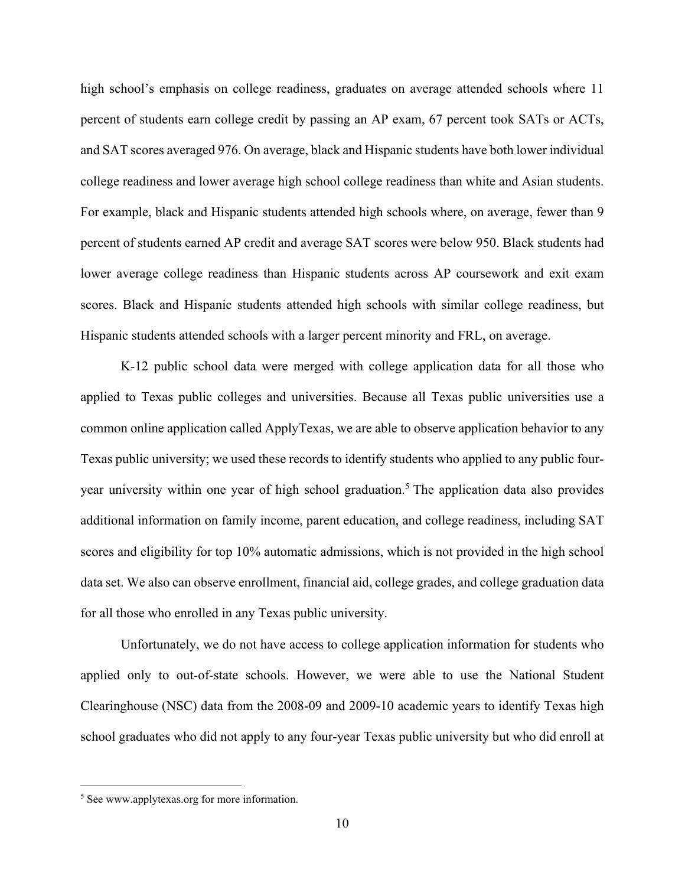high school's emphasis on college readiness, graduates on average attended schools where 11 percent of students earn college credit by passing an AP exam, 67 percent took SATs or ACTs, and SAT scores averaged 976. On average, black and Hispanic students have both lower individual college readiness and lower average high school college readiness than white and Asian students. For example, black and Hispanic students attended high schools where, on average, fewer than 9 percent of students earned AP credit and average SAT scores were below 950. Black students had lower average college readiness than Hispanic students across AP coursework and exit exam scores. Black and Hispanic students attended high schools with similar college readiness, but Hispanic students attended schools with a larger percent minority and FRL, on average.

K-12 public school data were merged with college application data for all those who applied to Texas public colleges and universities. Because all Texas public universities use a common online application called ApplyTexas, we are able to observe application behavior to any Texas public university; we used these records to identify students who applied to any public four-year university within one year of high school graduation.[5] The application data also provides additional information on family income, parent education, and college readiness, including SAT scores and eligibility for top 10% automatic admissions, which is not provided in the high school data set. We also can observe enrollment, financial aid, college grades, and college graduation data for all those who enrolled in any Texas public university.

Unfortunately, we do not have access to college application information for students who applied only to out-of-state schools. However, we were able to use the National Student Clearinghouse (NSC) data from the 2008-09 and 2009-10 academic years to identify Texas high school graduates who did not apply to any four-year Texas public university but who did enroll at

[5] See www.applytexas.org for more information.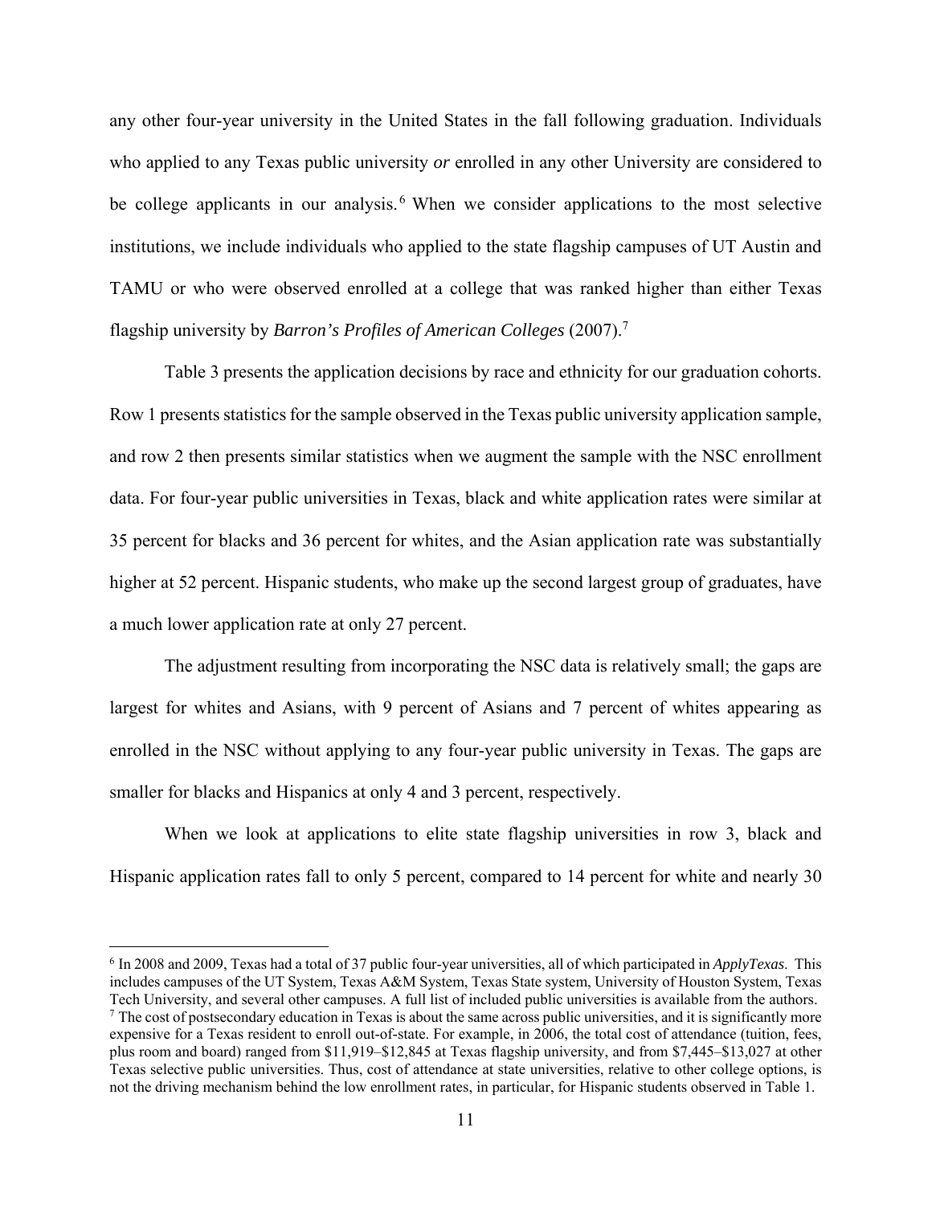any other four-year university in the United States in the fall following graduation. Individuals who applied to any Texas public university *or* enrolled in any other University are considered to be college applicants in our analysis.[6] When we consider applications to the most selective institutions, we include individuals who applied to the state flagship campuses of UT Austin and TAMU or who were observed enrolled at a college that was ranked higher than either Texas flagship university by *Barron's Profiles of American Colleges* (2007).[7]

Table 3 presents the application decisions by race and ethnicity for our graduation cohorts. Row 1 presents statistics for the sample observed in the Texas public university application sample, and row 2 then presents similar statistics when we augment the sample with the NSC enrollment data. For four-year public universities in Texas, black and white application rates were similar at 35 percent for blacks and 36 percent for whites, and the Asian application rate was substantially higher at 52 percent. Hispanic students, who make up the second largest group of graduates, have a much lower application rate at only 27 percent.

The adjustment resulting from incorporating the NSC data is relatively small; the gaps are largest for whites and Asians, with 9 percent of Asians and 7 percent of whites appearing as enrolled in the NSC without applying to any four-year public university in Texas. The gaps are smaller for blacks and Hispanics at only 4 and 3 percent, respectively.

When we look at applications to elite state flagship universities in row 3, black and Hispanic application rates fall to only 5 percent, compared to 14 percent for white and nearly 30

---

[6] In 2008 and 2009, Texas had a total of 37 public four-year universities, all of which participated in *ApplyTexas*. This includes campuses of the UT System, Texas A&M System, Texas State system, University of Houston System, Texas Tech University, and several other campuses. A full list of included public universities is available from the authors.

[7] The cost of postsecondary education in Texas is about the same across public universities, and it is significantly more expensive for a Texas resident to enroll out-of-state. For example, in 2006, the total cost of attendance (tuition, fees, plus room and board) ranged from $11,919–$12,845 at Texas flagship university, and from $7,445–$13,027 at other Texas selective public universities. Thus, cost of attendance at state universities, relative to other college options, is not the driving mechanism behind the low enrollment rates, in particular, for Hispanic students observed in Table 1.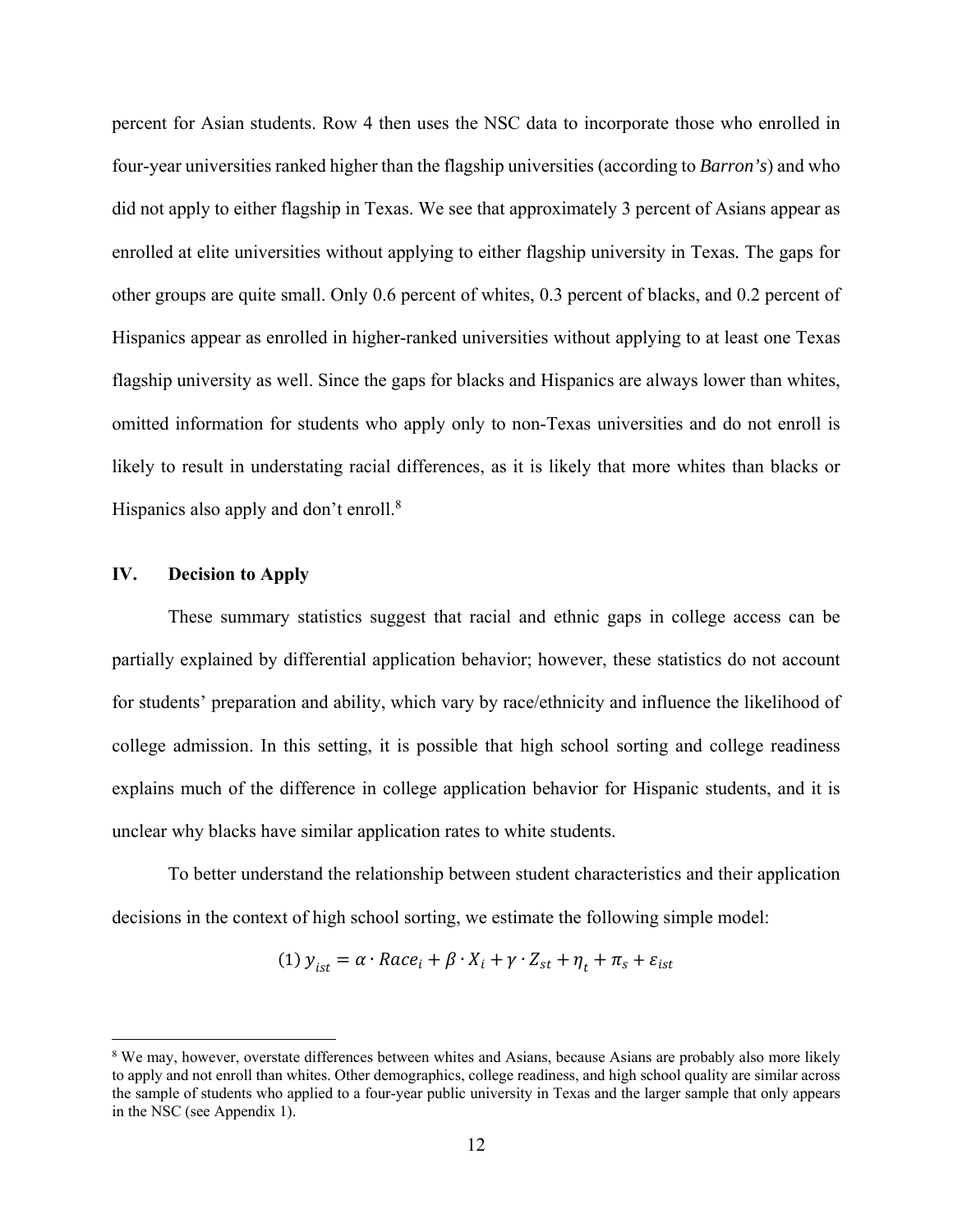percent for Asian students. Row 4 then uses the NSC data to incorporate those who enrolled in four-year universities ranked higher than the flagship universities (according to *Barron's*) and who did not apply to either flagship in Texas. We see that approximately 3 percent of Asians appear as enrolled at elite universities without applying to either flagship university in Texas. The gaps for other groups are quite small. Only 0.6 percent of whites, 0.3 percent of blacks, and 0.2 percent of Hispanics appear as enrolled in higher-ranked universities without applying to at least one Texas flagship university as well. Since the gaps for blacks and Hispanics are always lower than whites, omitted information for students who apply only to non-Texas universities and do not enroll is likely to result in understating racial differences, as it is likely that more whites than blacks or Hispanics also apply and don't enroll.[8]

## IV. Decision to Apply

These summary statistics suggest that racial and ethnic gaps in college access can be partially explained by differential application behavior; however, these statistics do not account for students' preparation and ability, which vary by race/ethnicity and influence the likelihood of college admission. In this setting, it is possible that high school sorting and college readiness explains much of the difference in college application behavior for Hispanic students, and it is unclear why blacks have similar application rates to white students.

To better understand the relationship between student characteristics and their application decisions in the context of high school sorting, we estimate the following simple model:

$$(1)\ y_{ist} = \alpha \cdot Race_i + \beta \cdot X_i + \gamma \cdot Z_{st} + \eta_t + \pi_s + \varepsilon_{ist}$$

[8] We may, however, overstate differences between whites and Asians, because Asians are probably also more likely to apply and not enroll than whites. Other demographics, college readiness, and high school quality are similar across the sample of students who applied to a four-year public university in Texas and the larger sample that only appears in the NSC (see Appendix 1).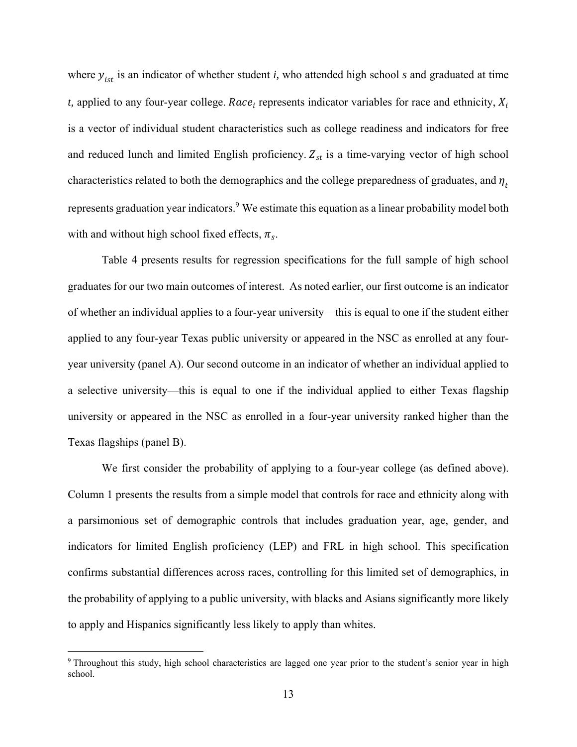where $y_{ist}$ is an indicator of whether student $i$, who attended high school $s$ and graduated at time $t$, applied to any four-year college. $Race_i$ represents indicator variables for race and ethnicity, $X_i$ is a vector of individual student characteristics such as college readiness and indicators for free and reduced lunch and limited English proficiency. $Z_{st}$ is a time-varying vector of high school characteristics related to both the demographics and the college preparedness of graduates, and $\eta_t$ represents graduation year indicators.[9] We estimate this equation as a linear probability model both with and without high school fixed effects, $\pi_s$.

Table 4 presents results for regression specifications for the full sample of high school graduates for our two main outcomes of interest. As noted earlier, our first outcome is an indicator of whether an individual applies to a four-year university—this is equal to one if the student either applied to any four-year Texas public university or appeared in the NSC as enrolled at any four-year university (panel A). Our second outcome in an indicator of whether an individual applied to a selective university—this is equal to one if the individual applied to either Texas flagship university or appeared in the NSC as enrolled in a four-year university ranked higher than the Texas flagships (panel B).

We first consider the probability of applying to a four-year college (as defined above). Column 1 presents the results from a simple model that controls for race and ethnicity along with a parsimonious set of demographic controls that includes graduation year, age, gender, and indicators for limited English proficiency (LEP) and FRL in high school. This specification confirms substantial differences across races, controlling for this limited set of demographics, in the probability of applying to a public university, with blacks and Asians significantly more likely to apply and Hispanics significantly less likely to apply than whites.

[9] Throughout this study, high school characteristics are lagged one year prior to the student's senior year in high school.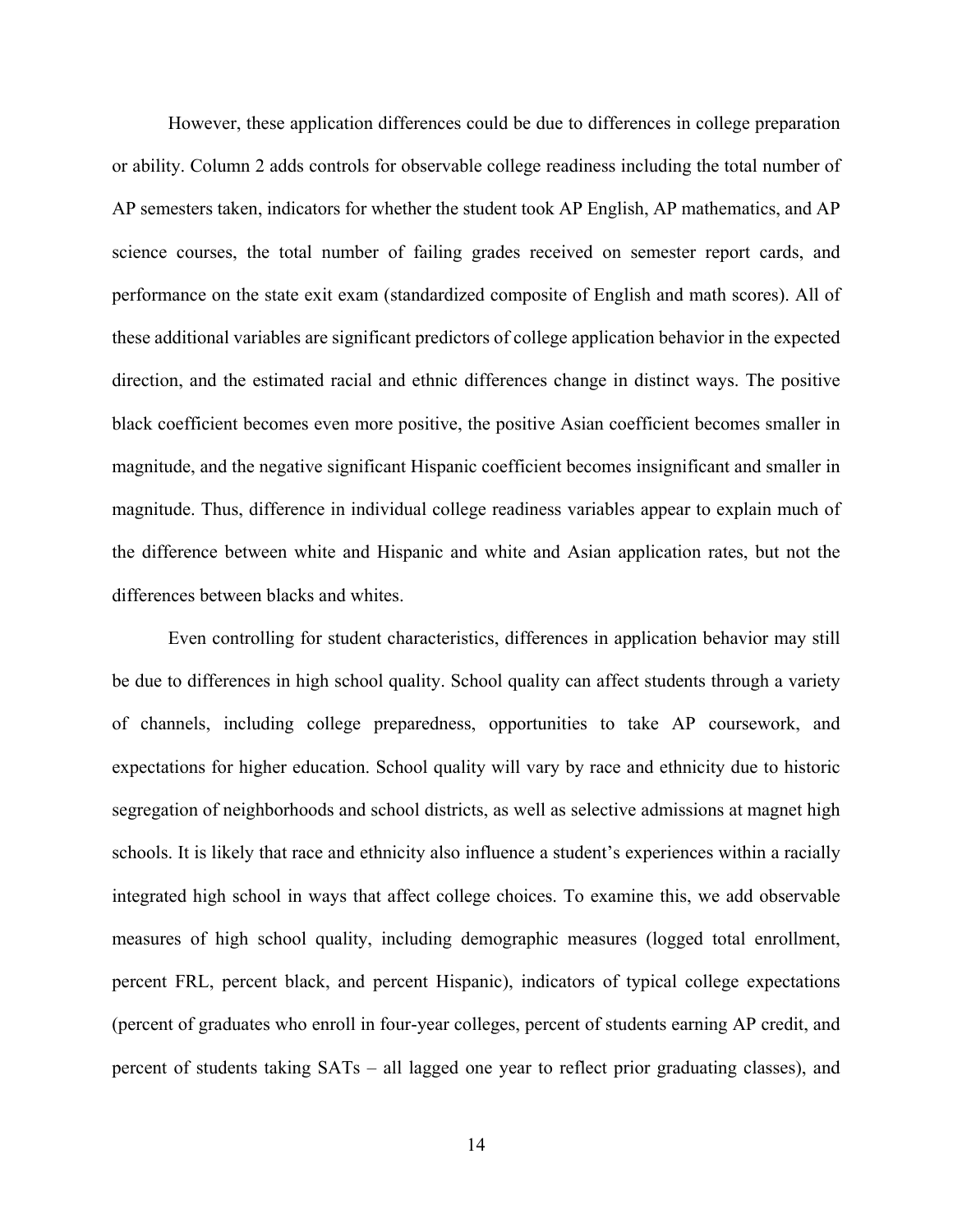However, these application differences could be due to differences in college preparation or ability. Column 2 adds controls for observable college readiness including the total number of AP semesters taken, indicators for whether the student took AP English, AP mathematics, and AP science courses, the total number of failing grades received on semester report cards, and performance on the state exit exam (standardized composite of English and math scores). All of these additional variables are significant predictors of college application behavior in the expected direction, and the estimated racial and ethnic differences change in distinct ways. The positive black coefficient becomes even more positive, the positive Asian coefficient becomes smaller in magnitude, and the negative significant Hispanic coefficient becomes insignificant and smaller in magnitude. Thus, difference in individual college readiness variables appear to explain much of the difference between white and Hispanic and white and Asian application rates, but not the differences between blacks and whites.

Even controlling for student characteristics, differences in application behavior may still be due to differences in high school quality. School quality can affect students through a variety of channels, including college preparedness, opportunities to take AP coursework, and expectations for higher education. School quality will vary by race and ethnicity due to historic segregation of neighborhoods and school districts, as well as selective admissions at magnet high schools. It is likely that race and ethnicity also influence a student's experiences within a racially integrated high school in ways that affect college choices. To examine this, we add observable measures of high school quality, including demographic measures (logged total enrollment, percent FRL, percent black, and percent Hispanic), indicators of typical college expectations (percent of graduates who enroll in four-year colleges, percent of students earning AP credit, and percent of students taking SATs – all lagged one year to reflect prior graduating classes), and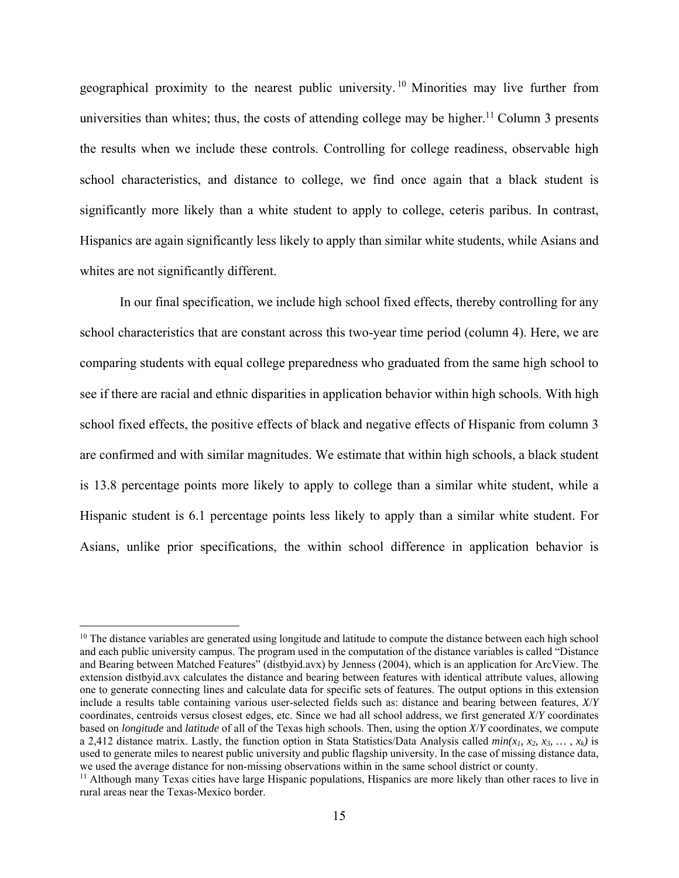geographical proximity to the nearest public university.[10] Minorities may live further from universities than whites; thus, the costs of attending college may be higher.[11] Column 3 presents the results when we include these controls. Controlling for college readiness, observable high school characteristics, and distance to college, we find once again that a black student is significantly more likely than a white student to apply to college, ceteris paribus. In contrast, Hispanics are again significantly less likely to apply than similar white students, while Asians and whites are not significantly different.

In our final specification, we include high school fixed effects, thereby controlling for any school characteristics that are constant across this two-year time period (column 4). Here, we are comparing students with equal college preparedness who graduated from the same high school to see if there are racial and ethnic disparities in application behavior within high schools. With high school fixed effects, the positive effects of black and negative effects of Hispanic from column 3 are confirmed and with similar magnitudes. We estimate that within high schools, a black student is 13.8 percentage points more likely to apply to college than a similar white student, while a Hispanic student is 6.1 percentage points less likely to apply than a similar white student. For Asians, unlike prior specifications, the within school difference in application behavior is

---

[10] The distance variables are generated using longitude and latitude to compute the distance between each high school and each public university campus. The program used in the computation of the distance variables is called "Distance and Bearing between Matched Features" (distbyid.avx) by Jenness (2004), which is an application for ArcView. The extension distbyid.avx calculates the distance and bearing between features with identical attribute values, allowing one to generate connecting lines and calculate data for specific sets of features. The output options in this extension include a results table containing various user-selected fields such as: distance and bearing between features, *X*/*Y* coordinates, centroids versus closest edges, etc. Since we had all school address, we first generated *X*/*Y* coordinates based on *longitude* and *latitude* of all of the Texas high schools. Then, using the option *X*/*Y* coordinates, we compute a 2,412 distance matrix. Lastly, the function option in Stata Statistics/Data Analysis called $min(x_1, x_2, x_3, \ldots, x_k)$ is used to generate miles to nearest public university and public flagship university. In the case of missing distance data, we used the average distance for non-missing observations within in the same school district or county.

[11] Although many Texas cities have large Hispanic populations, Hispanics are more likely than other races to live in rural areas near the Texas-Mexico border.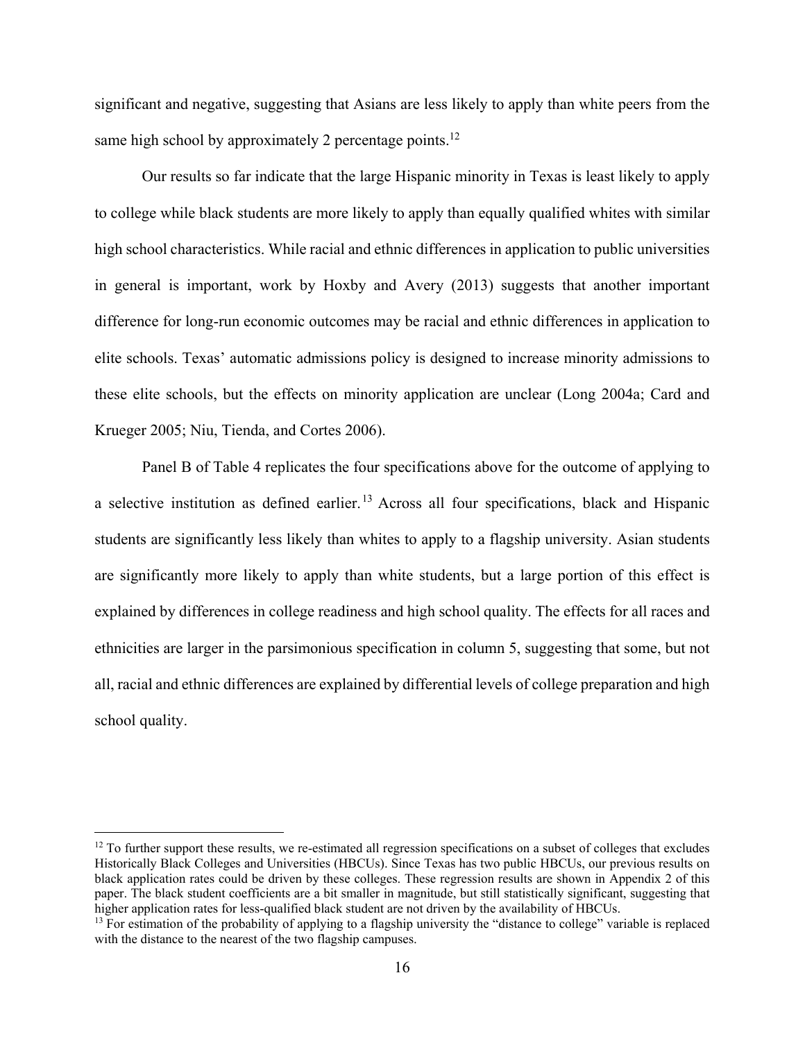significant and negative, suggesting that Asians are less likely to apply than white peers from the same high school by approximately 2 percentage points.[12]

Our results so far indicate that the large Hispanic minority in Texas is least likely to apply to college while black students are more likely to apply than equally qualified whites with similar high school characteristics. While racial and ethnic differences in application to public universities in general is important, work by Hoxby and Avery (2013) suggests that another important difference for long-run economic outcomes may be racial and ethnic differences in application to elite schools. Texas' automatic admissions policy is designed to increase minority admissions to these elite schools, but the effects on minority application are unclear (Long 2004a; Card and Krueger 2005; Niu, Tienda, and Cortes 2006).

Panel B of Table 4 replicates the four specifications above for the outcome of applying to a selective institution as defined earlier.[13] Across all four specifications, black and Hispanic students are significantly less likely than whites to apply to a flagship university. Asian students are significantly more likely to apply than white students, but a large portion of this effect is explained by differences in college readiness and high school quality. The effects for all races and ethnicities are larger in the parsimonious specification in column 5, suggesting that some, but not all, racial and ethnic differences are explained by differential levels of college preparation and high school quality.

---

[12] To further support these results, we re-estimated all regression specifications on a subset of colleges that excludes Historically Black Colleges and Universities (HBCUs). Since Texas has two public HBCUs, our previous results on black application rates could be driven by these colleges. These regression results are shown in Appendix 2 of this paper. The black student coefficients are a bit smaller in magnitude, but still statistically significant, suggesting that higher application rates for less-qualified black student are not driven by the availability of HBCUs.

[13] For estimation of the probability of applying to a flagship university the "distance to college" variable is replaced with the distance to the nearest of the two flagship campuses.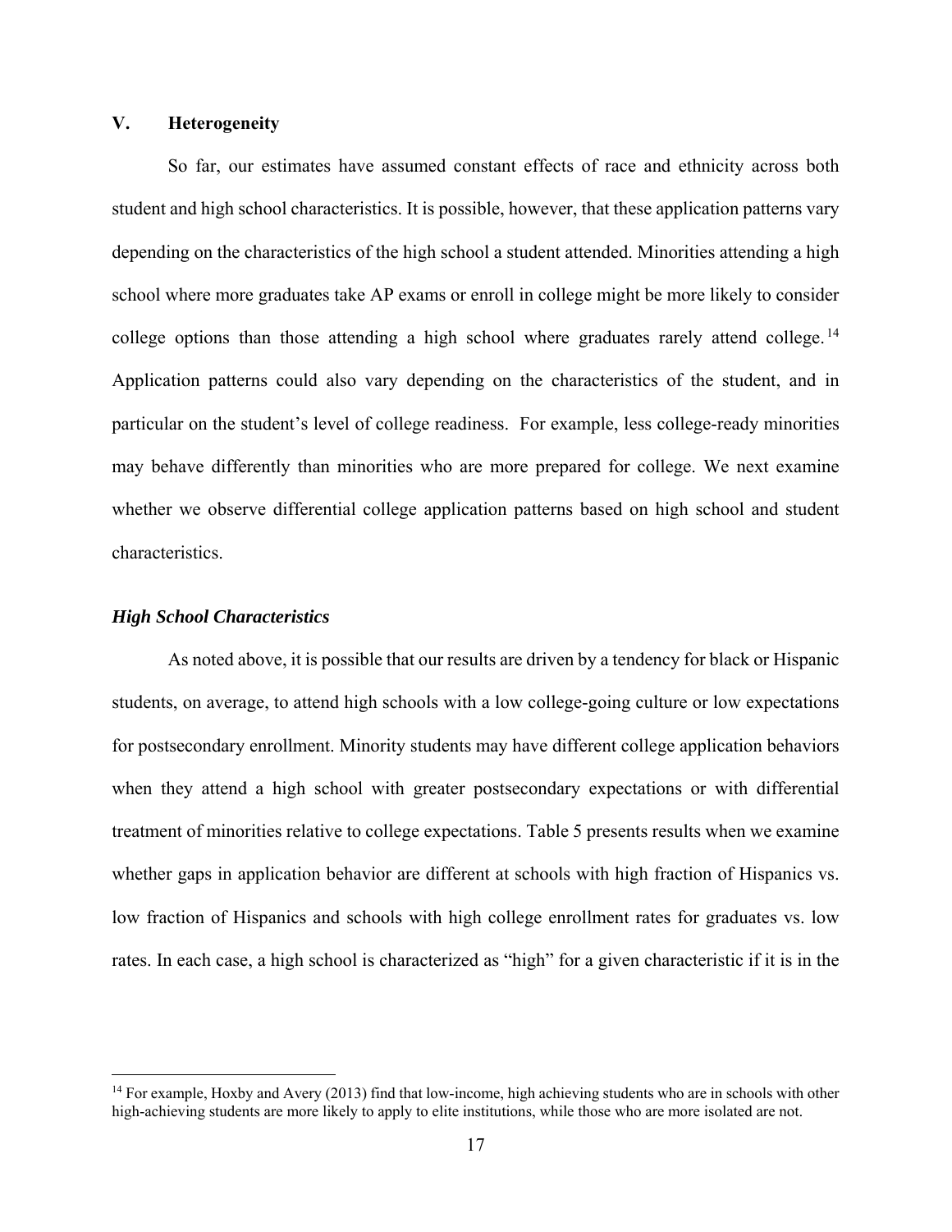## V. Heterogeneity

So far, our estimates have assumed constant effects of race and ethnicity across both student and high school characteristics. It is possible, however, that these application patterns vary depending on the characteristics of the high school a student attended. Minorities attending a high school where more graduates take AP exams or enroll in college might be more likely to consider college options than those attending a high school where graduates rarely attend college.[14] Application patterns could also vary depending on the characteristics of the student, and in particular on the student's level of college readiness. For example, less college-ready minorities may behave differently than minorities who are more prepared for college. We next examine whether we observe differential college application patterns based on high school and student characteristics.

### *High School Characteristics*

As noted above, it is possible that our results are driven by a tendency for black or Hispanic students, on average, to attend high schools with a low college-going culture or low expectations for postsecondary enrollment. Minority students may have different college application behaviors when they attend a high school with greater postsecondary expectations or with differential treatment of minorities relative to college expectations. Table 5 presents results when we examine whether gaps in application behavior are different at schools with high fraction of Hispanics vs. low fraction of Hispanics and schools with high college enrollment rates for graduates vs. low rates. In each case, a high school is characterized as "high" for a given characteristic if it is in the

[14] For example, Hoxby and Avery (2013) find that low-income, high achieving students who are in schools with other high-achieving students are more likely to apply to elite institutions, while those who are more isolated are not.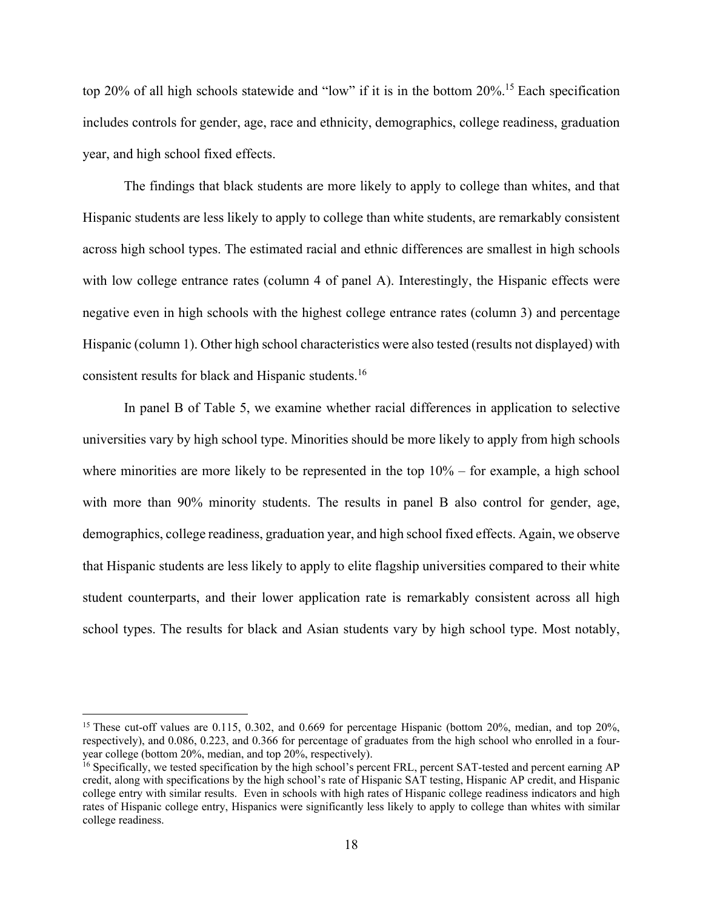top 20% of all high schools statewide and "low" if it is in the bottom 20%.[15] Each specification includes controls for gender, age, race and ethnicity, demographics, college readiness, graduation year, and high school fixed effects.

The findings that black students are more likely to apply to college than whites, and that Hispanic students are less likely to apply to college than white students, are remarkably consistent across high school types. The estimated racial and ethnic differences are smallest in high schools with low college entrance rates (column 4 of panel A). Interestingly, the Hispanic effects were negative even in high schools with the highest college entrance rates (column 3) and percentage Hispanic (column 1). Other high school characteristics were also tested (results not displayed) with consistent results for black and Hispanic students.[16]

In panel B of Table 5, we examine whether racial differences in application to selective universities vary by high school type. Minorities should be more likely to apply from high schools where minorities are more likely to be represented in the top 10% – for example, a high school with more than 90% minority students. The results in panel B also control for gender, age, demographics, college readiness, graduation year, and high school fixed effects. Again, we observe that Hispanic students are less likely to apply to elite flagship universities compared to their white student counterparts, and their lower application rate is remarkably consistent across all high school types. The results for black and Asian students vary by high school type. Most notably,

---

[15] These cut-off values are 0.115, 0.302, and 0.669 for percentage Hispanic (bottom 20%, median, and top 20%, respectively), and 0.086, 0.223, and 0.366 for percentage of graduates from the high school who enrolled in a four-year college (bottom 20%, median, and top 20%, respectively).

[16] Specifically, we tested specification by the high school's percent FRL, percent SAT-tested and percent earning AP credit, along with specifications by the high school's rate of Hispanic SAT testing, Hispanic AP credit, and Hispanic college entry with similar results. Even in schools with high rates of Hispanic college readiness indicators and high rates of Hispanic college entry, Hispanics were significantly less likely to apply to college than whites with similar college readiness.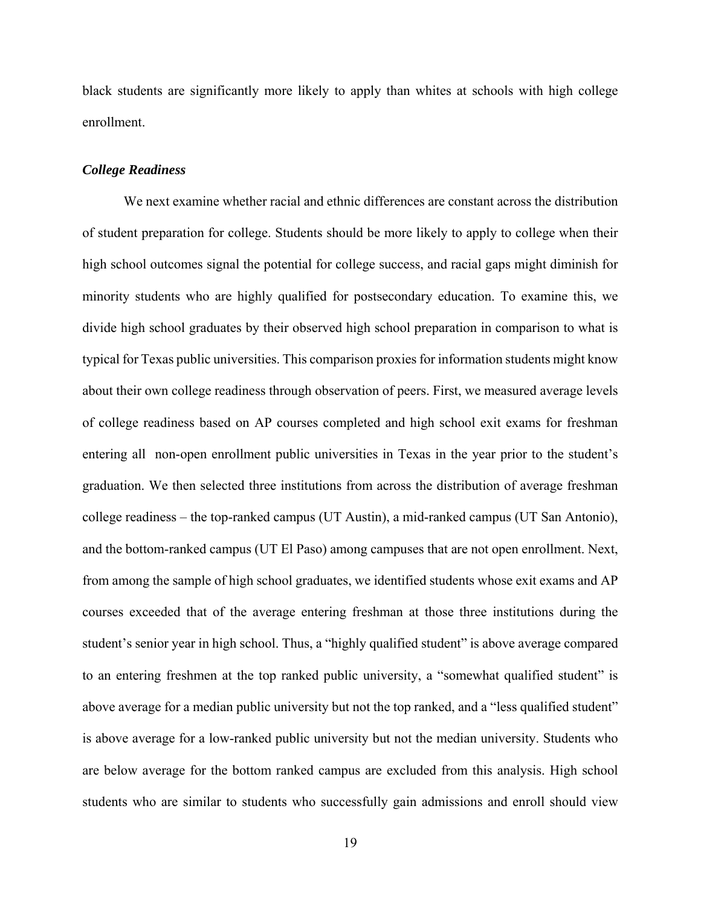black students are significantly more likely to apply than whites at schools with high college enrollment.

### *College Readiness*

We next examine whether racial and ethnic differences are constant across the distribution of student preparation for college. Students should be more likely to apply to college when their high school outcomes signal the potential for college success, and racial gaps might diminish for minority students who are highly qualified for postsecondary education. To examine this, we divide high school graduates by their observed high school preparation in comparison to what is typical for Texas public universities. This comparison proxies for information students might know about their own college readiness through observation of peers. First, we measured average levels of college readiness based on AP courses completed and high school exit exams for freshman entering all non-open enrollment public universities in Texas in the year prior to the student's graduation. We then selected three institutions from across the distribution of average freshman college readiness – the top-ranked campus (UT Austin), a mid-ranked campus (UT San Antonio), and the bottom-ranked campus (UT El Paso) among campuses that are not open enrollment. Next, from among the sample of high school graduates, we identified students whose exit exams and AP courses exceeded that of the average entering freshman at those three institutions during the student's senior year in high school. Thus, a "highly qualified student" is above average compared to an entering freshmen at the top ranked public university, a "somewhat qualified student" is above average for a median public university but not the top ranked, and a "less qualified student" is above average for a low-ranked public university but not the median university. Students who are below average for the bottom ranked campus are excluded from this analysis. High school students who are similar to students who successfully gain admissions and enroll should view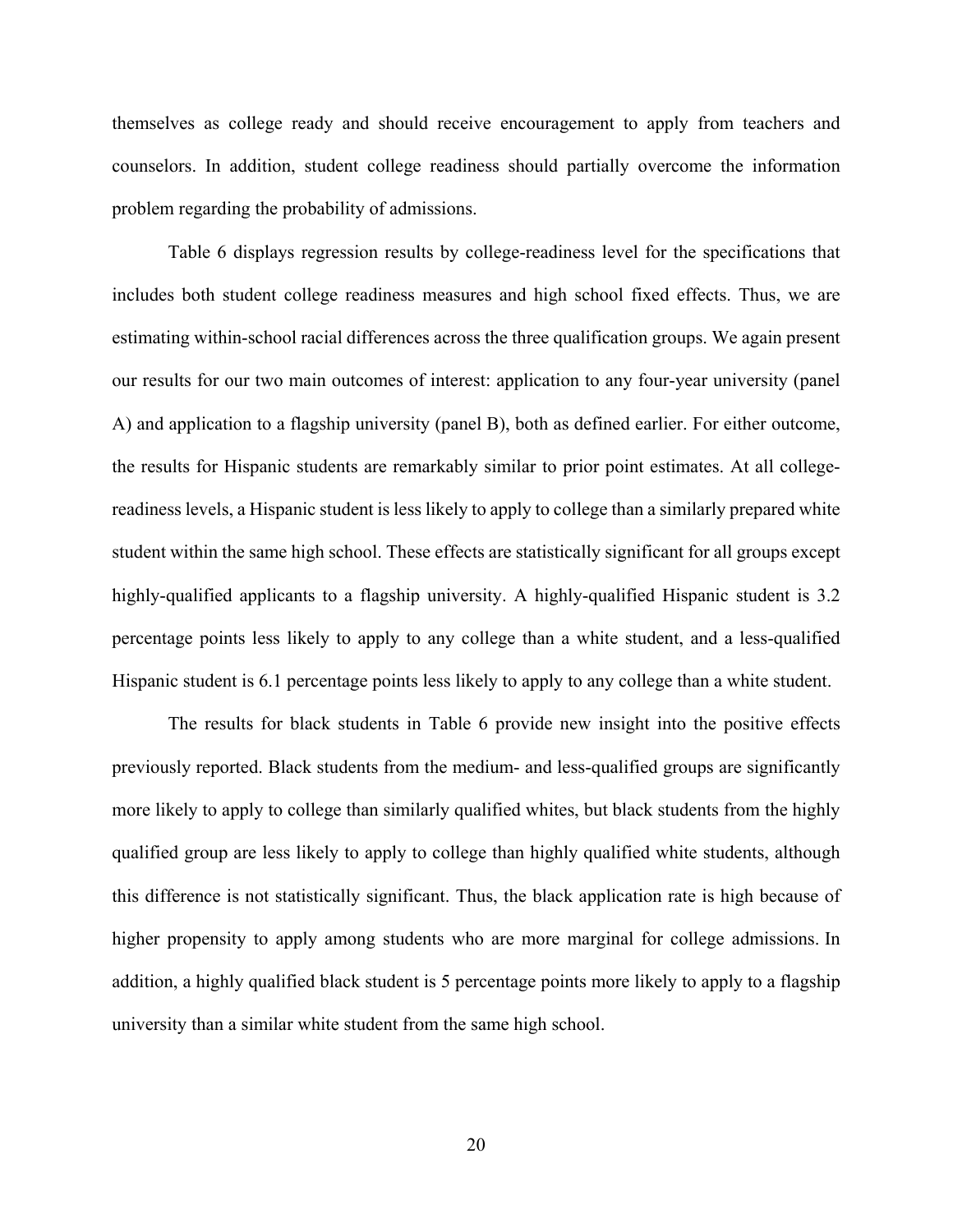themselves as college ready and should receive encouragement to apply from teachers and counselors. In addition, student college readiness should partially overcome the information problem regarding the probability of admissions.

Table 6 displays regression results by college-readiness level for the specifications that includes both student college readiness measures and high school fixed effects. Thus, we are estimating within-school racial differences across the three qualification groups. We again present our results for our two main outcomes of interest: application to any four-year university (panel A) and application to a flagship university (panel B), both as defined earlier. For either outcome, the results for Hispanic students are remarkably similar to prior point estimates. At all college-readiness levels, a Hispanic student is less likely to apply to college than a similarly prepared white student within the same high school. These effects are statistically significant for all groups except highly-qualified applicants to a flagship university. A highly-qualified Hispanic student is 3.2 percentage points less likely to apply to any college than a white student, and a less-qualified Hispanic student is 6.1 percentage points less likely to apply to any college than a white student.

The results for black students in Table 6 provide new insight into the positive effects previously reported. Black students from the medium- and less-qualified groups are significantly more likely to apply to college than similarly qualified whites, but black students from the highly qualified group are less likely to apply to college than highly qualified white students, although this difference is not statistically significant. Thus, the black application rate is high because of higher propensity to apply among students who are more marginal for college admissions. In addition, a highly qualified black student is 5 percentage points more likely to apply to a flagship university than a similar white student from the same high school.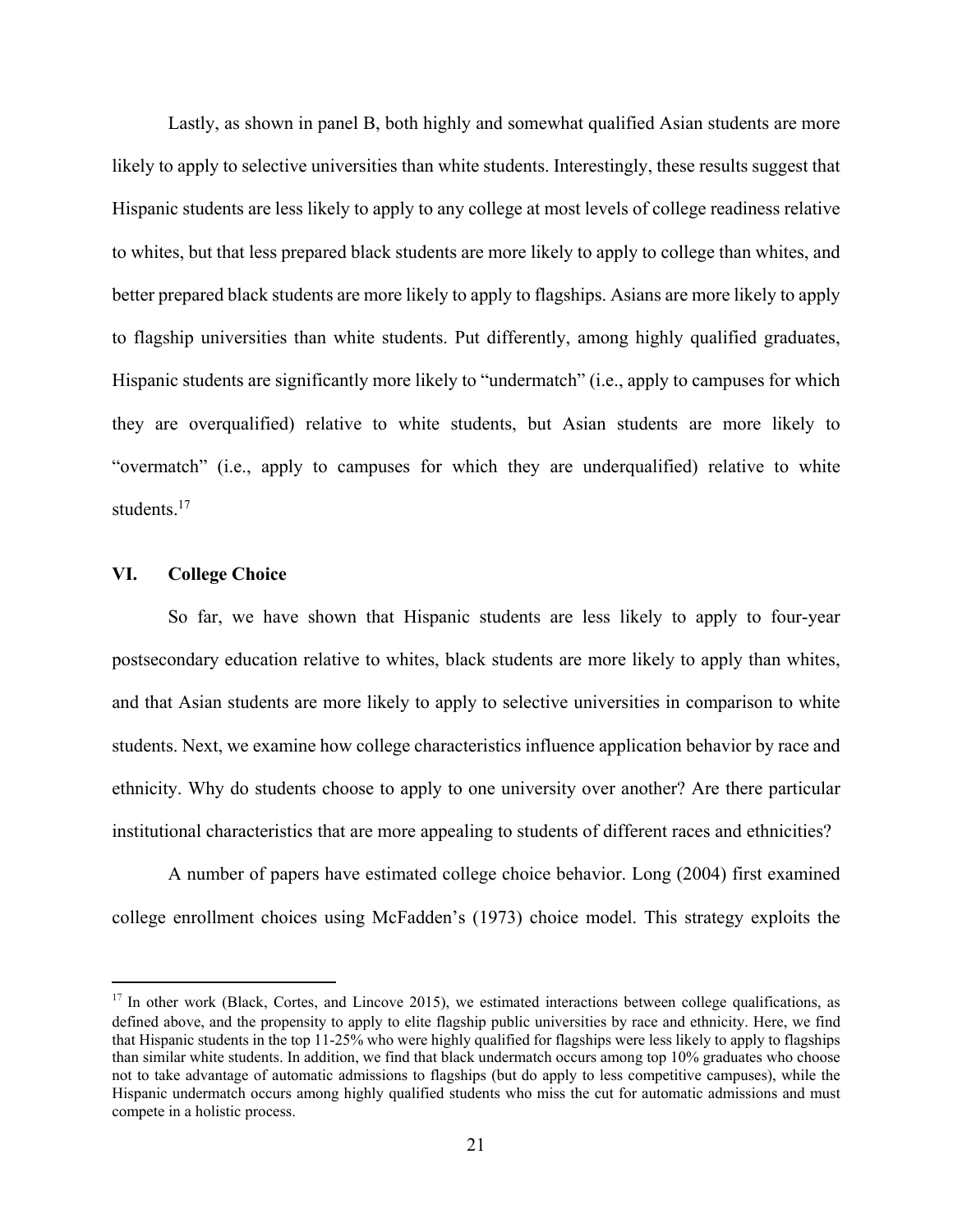Lastly, as shown in panel B, both highly and somewhat qualified Asian students are more likely to apply to selective universities than white students. Interestingly, these results suggest that Hispanic students are less likely to apply to any college at most levels of college readiness relative to whites, but that less prepared black students are more likely to apply to college than whites, and better prepared black students are more likely to apply to flagships. Asians are more likely to apply to flagship universities than white students. Put differently, among highly qualified graduates, Hispanic students are significantly more likely to "undermatch" (i.e., apply to campuses for which they are overqualified) relative to white students, but Asian students are more likely to "overmatch" (i.e., apply to campuses for which they are underqualified) relative to white students.[17]

## VI. College Choice

So far, we have shown that Hispanic students are less likely to apply to four-year postsecondary education relative to whites, black students are more likely to apply than whites, and that Asian students are more likely to apply to selective universities in comparison to white students. Next, we examine how college characteristics influence application behavior by race and ethnicity. Why do students choose to apply to one university over another? Are there particular institutional characteristics that are more appealing to students of different races and ethnicities?

A number of papers have estimated college choice behavior. Long (2004) first examined college enrollment choices using McFadden's (1973) choice model. This strategy exploits the

[17] In other work (Black, Cortes, and Lincove 2015), we estimated interactions between college qualifications, as defined above, and the propensity to apply to elite flagship public universities by race and ethnicity. Here, we find that Hispanic students in the top 11-25% who were highly qualified for flagships were less likely to apply to flagships than similar white students. In addition, we find that black undermatch occurs among top 10% graduates who choose not to take advantage of automatic admissions to flagships (but do apply to less competitive campuses), while the Hispanic undermatch occurs among highly qualified students who miss the cut for automatic admissions and must compete in a holistic process.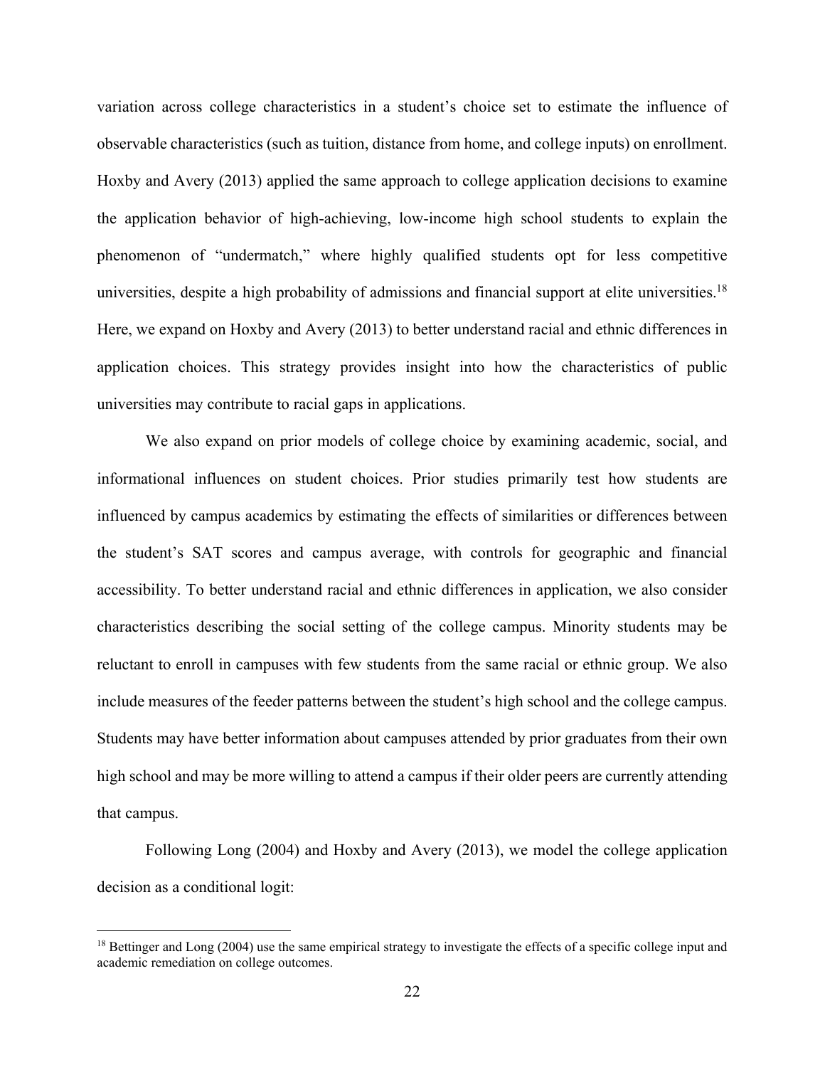variation across college characteristics in a student's choice set to estimate the influence of observable characteristics (such as tuition, distance from home, and college inputs) on enrollment. Hoxby and Avery (2013) applied the same approach to college application decisions to examine the application behavior of high-achieving, low-income high school students to explain the phenomenon of "undermatch," where highly qualified students opt for less competitive universities, despite a high probability of admissions and financial support at elite universities.[18] Here, we expand on Hoxby and Avery (2013) to better understand racial and ethnic differences in application choices. This strategy provides insight into how the characteristics of public universities may contribute to racial gaps in applications.

We also expand on prior models of college choice by examining academic, social, and informational influences on student choices. Prior studies primarily test how students are influenced by campus academics by estimating the effects of similarities or differences between the student's SAT scores and campus average, with controls for geographic and financial accessibility. To better understand racial and ethnic differences in application, we also consider characteristics describing the social setting of the college campus. Minority students may be reluctant to enroll in campuses with few students from the same racial or ethnic group. We also include measures of the feeder patterns between the student's high school and the college campus. Students may have better information about campuses attended by prior graduates from their own high school and may be more willing to attend a campus if their older peers are currently attending that campus.

Following Long (2004) and Hoxby and Avery (2013), we model the college application decision as a conditional logit:

[18] Bettinger and Long (2004) use the same empirical strategy to investigate the effects of a specific college input and academic remediation on college outcomes.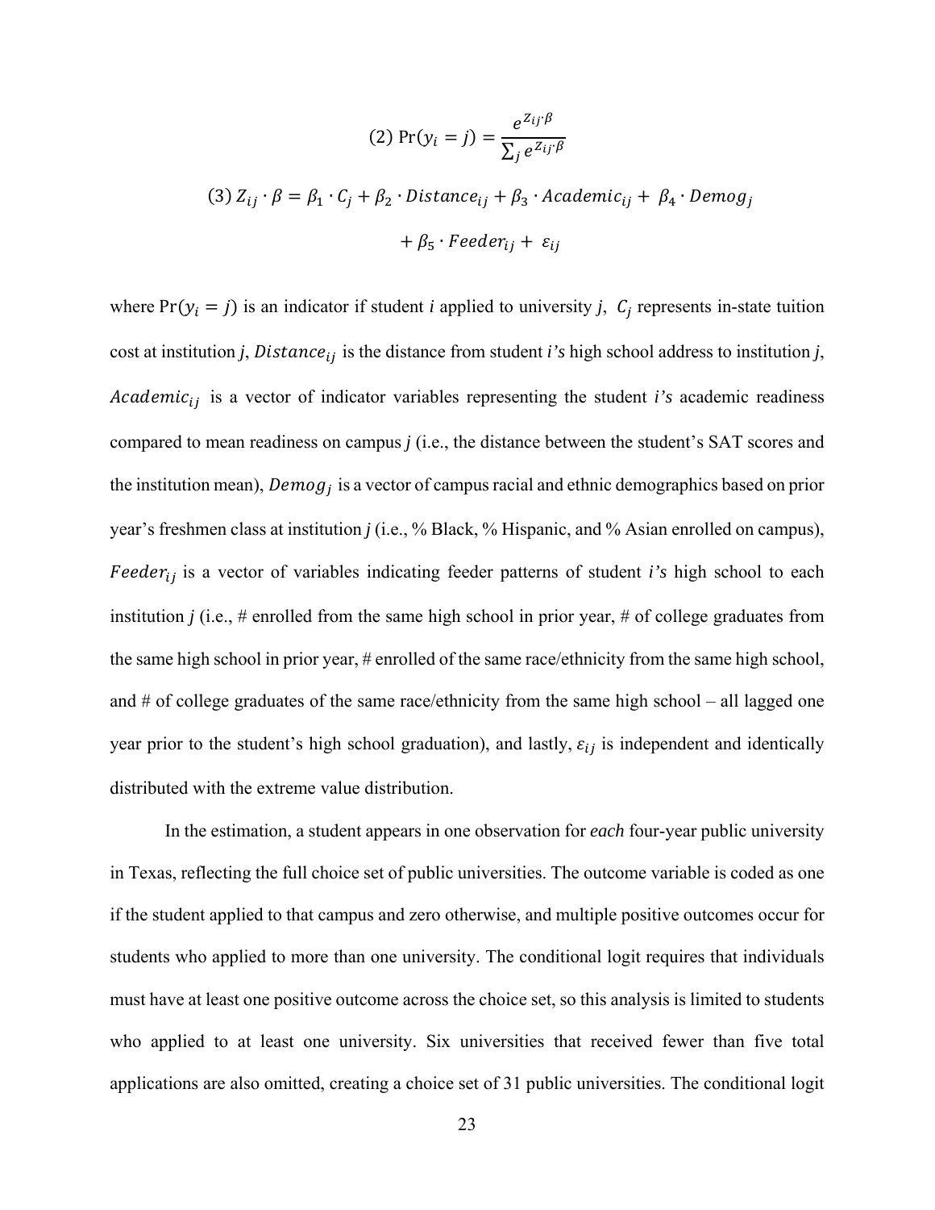$$(2)\ \Pr(y_i = j) = \frac{e^{Z_{ij} \cdot \beta}}{\sum_j e^{Z_{ij} \cdot \beta}}$$

$$(3)\ Z_{ij} \cdot \beta = \beta_1 \cdot C_j + \beta_2 \cdot Distance_{ij} + \beta_3 \cdot Academic_{ij} + \beta_4 \cdot Demog_j + \beta_5 \cdot Feeder_{ij} + \varepsilon_{ij}$$

where $\Pr(y_i = j)$ is an indicator if student *i* applied to university *j*, $C_j$ represents in-state tuition cost at institution *j*, $Distance_{ij}$ is the distance from student *i's* high school address to institution *j*, $Academic_{ij}$ is a vector of indicator variables representing the student *i's* academic readiness compared to mean readiness on campus *j* (i.e., the distance between the student's SAT scores and the institution mean), $Demog_j$ is a vector of campus racial and ethnic demographics based on prior year's freshmen class at institution *j* (i.e., % Black, % Hispanic, and % Asian enrolled on campus), $Feeder_{ij}$ is a vector of variables indicating feeder patterns of student *i's* high school to each institution *j* (i.e., # enrolled from the same high school in prior year, # of college graduates from the same high school in prior year, # enrolled of the same race/ethnicity from the same high school, and # of college graduates of the same race/ethnicity from the same high school – all lagged one year prior to the student's high school graduation), and lastly, $\varepsilon_{ij}$ is independent and identically distributed with the extreme value distribution.

In the estimation, a student appears in one observation for *each* four-year public university in Texas, reflecting the full choice set of public universities. The outcome variable is coded as one if the student applied to that campus and zero otherwise, and multiple positive outcomes occur for students who applied to more than one university. The conditional logit requires that individuals must have at least one positive outcome across the choice set, so this analysis is limited to students who applied to at least one university. Six universities that received fewer than five total applications are also omitted, creating a choice set of 31 public universities. The conditional logit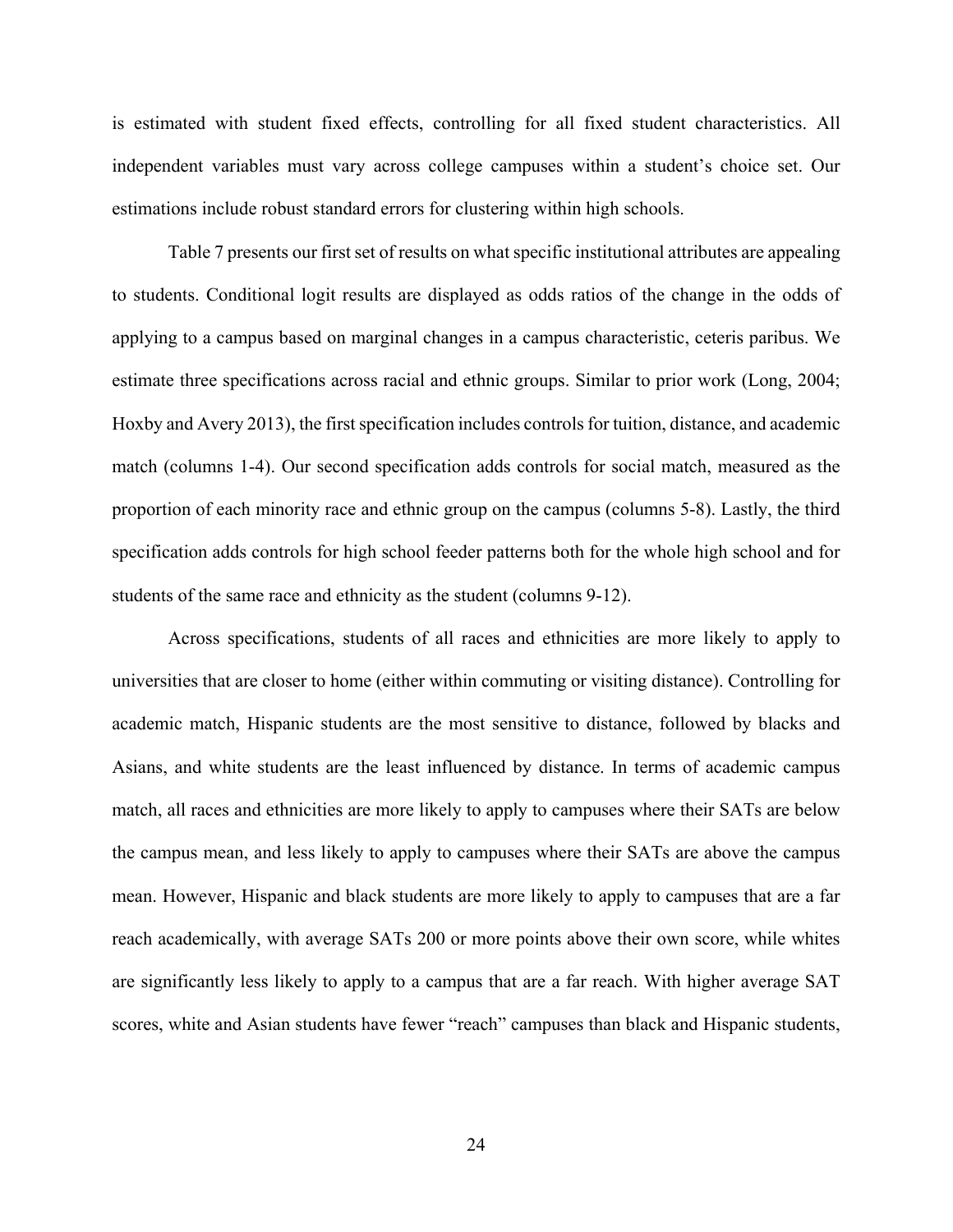is estimated with student fixed effects, controlling for all fixed student characteristics. All independent variables must vary across college campuses within a student's choice set. Our estimations include robust standard errors for clustering within high schools.

Table 7 presents our first set of results on what specific institutional attributes are appealing to students. Conditional logit results are displayed as odds ratios of the change in the odds of applying to a campus based on marginal changes in a campus characteristic, ceteris paribus. We estimate three specifications across racial and ethnic groups. Similar to prior work (Long, 2004; Hoxby and Avery 2013), the first specification includes controls for tuition, distance, and academic match (columns 1-4). Our second specification adds controls for social match, measured as the proportion of each minority race and ethnic group on the campus (columns 5-8). Lastly, the third specification adds controls for high school feeder patterns both for the whole high school and for students of the same race and ethnicity as the student (columns 9-12).

Across specifications, students of all races and ethnicities are more likely to apply to universities that are closer to home (either within commuting or visiting distance). Controlling for academic match, Hispanic students are the most sensitive to distance, followed by blacks and Asians, and white students are the least influenced by distance. In terms of academic campus match, all races and ethnicities are more likely to apply to campuses where their SATs are below the campus mean, and less likely to apply to campuses where their SATs are above the campus mean. However, Hispanic and black students are more likely to apply to campuses that are a far reach academically, with average SATs 200 or more points above their own score, while whites are significantly less likely to apply to a campus that are a far reach. With higher average SAT scores, white and Asian students have fewer "reach" campuses than black and Hispanic students,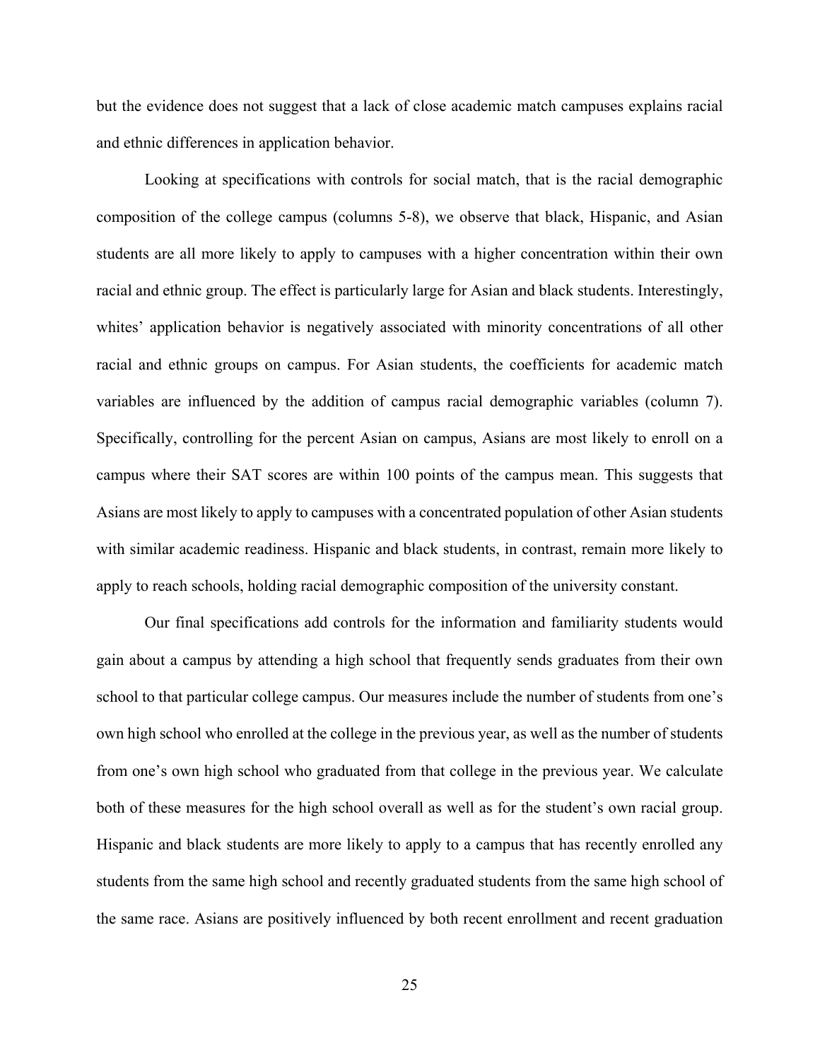but the evidence does not suggest that a lack of close academic match campuses explains racial and ethnic differences in application behavior.

Looking at specifications with controls for social match, that is the racial demographic composition of the college campus (columns 5-8), we observe that black, Hispanic, and Asian students are all more likely to apply to campuses with a higher concentration within their own racial and ethnic group. The effect is particularly large for Asian and black students. Interestingly, whites' application behavior is negatively associated with minority concentrations of all other racial and ethnic groups on campus. For Asian students, the coefficients for academic match variables are influenced by the addition of campus racial demographic variables (column 7). Specifically, controlling for the percent Asian on campus, Asians are most likely to enroll on a campus where their SAT scores are within 100 points of the campus mean. This suggests that Asians are most likely to apply to campuses with a concentrated population of other Asian students with similar academic readiness. Hispanic and black students, in contrast, remain more likely to apply to reach schools, holding racial demographic composition of the university constant.

Our final specifications add controls for the information and familiarity students would gain about a campus by attending a high school that frequently sends graduates from their own school to that particular college campus. Our measures include the number of students from one's own high school who enrolled at the college in the previous year, as well as the number of students from one's own high school who graduated from that college in the previous year. We calculate both of these measures for the high school overall as well as for the student's own racial group. Hispanic and black students are more likely to apply to a campus that has recently enrolled any students from the same high school and recently graduated students from the same high school of the same race. Asians are positively influenced by both recent enrollment and recent graduation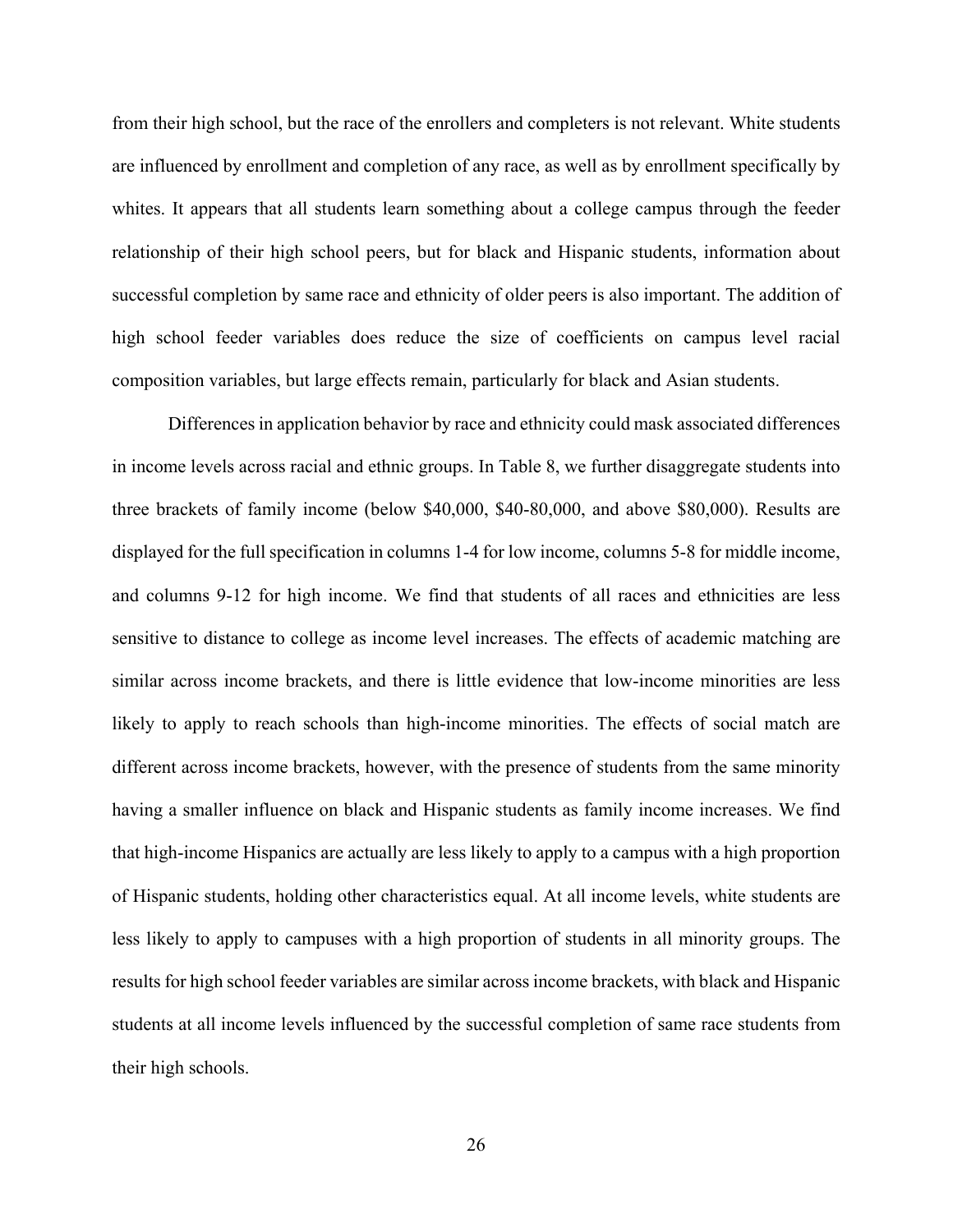from their high school, but the race of the enrollers and completers is not relevant. White students are influenced by enrollment and completion of any race, as well as by enrollment specifically by whites. It appears that all students learn something about a college campus through the feeder relationship of their high school peers, but for black and Hispanic students, information about successful completion by same race and ethnicity of older peers is also important. The addition of high school feeder variables does reduce the size of coefficients on campus level racial composition variables, but large effects remain, particularly for black and Asian students.

Differences in application behavior by race and ethnicity could mask associated differences in income levels across racial and ethnic groups. In Table 8, we further disaggregate students into three brackets of family income (below \$40,000, \$40-80,000, and above \$80,000). Results are displayed for the full specification in columns 1-4 for low income, columns 5-8 for middle income, and columns 9-12 for high income. We find that students of all races and ethnicities are less sensitive to distance to college as income level increases. The effects of academic matching are similar across income brackets, and there is little evidence that low-income minorities are less likely to apply to reach schools than high-income minorities. The effects of social match are different across income brackets, however, with the presence of students from the same minority having a smaller influence on black and Hispanic students as family income increases. We find that high-income Hispanics are actually are less likely to apply to a campus with a high proportion of Hispanic students, holding other characteristics equal. At all income levels, white students are less likely to apply to campuses with a high proportion of students in all minority groups. The results for high school feeder variables are similar across income brackets, with black and Hispanic students at all income levels influenced by the successful completion of same race students from their high schools.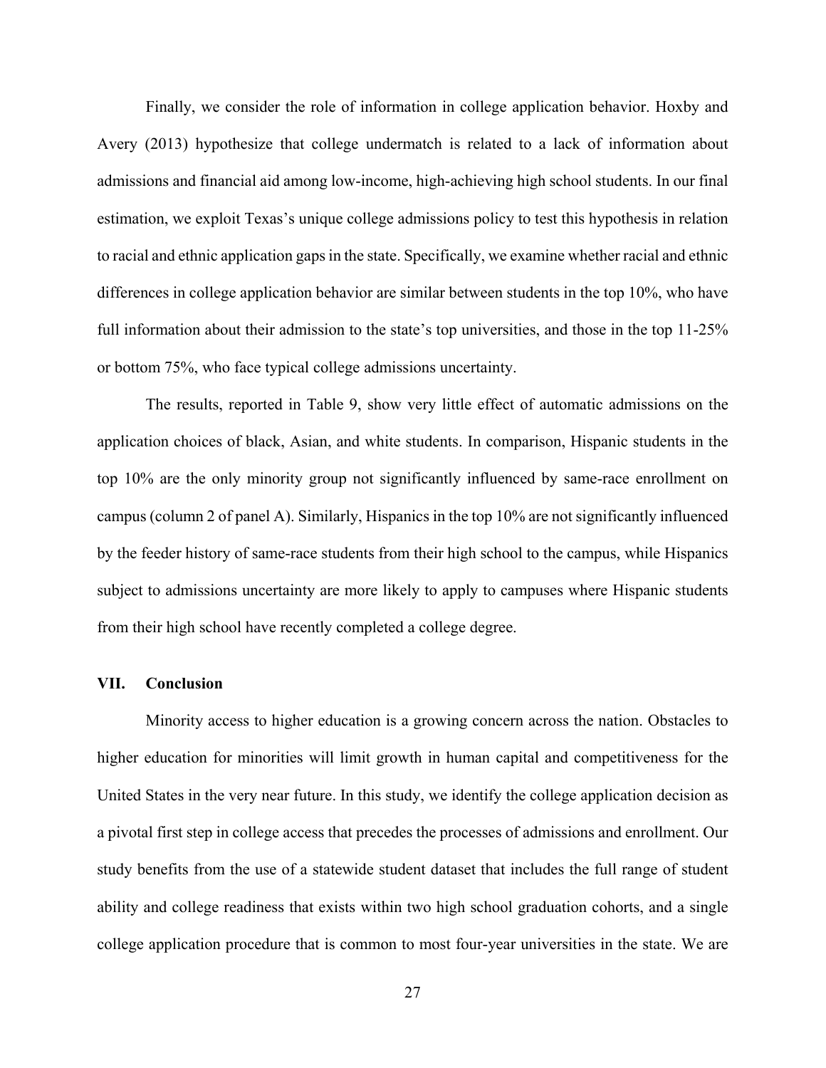Finally, we consider the role of information in college application behavior. Hoxby and Avery (2013) hypothesize that college undermatch is related to a lack of information about admissions and financial aid among low-income, high-achieving high school students. In our final estimation, we exploit Texas's unique college admissions policy to test this hypothesis in relation to racial and ethnic application gaps in the state. Specifically, we examine whether racial and ethnic differences in college application behavior are similar between students in the top 10%, who have full information about their admission to the state's top universities, and those in the top 11-25% or bottom 75%, who face typical college admissions uncertainty.

The results, reported in Table 9, show very little effect of automatic admissions on the application choices of black, Asian, and white students. In comparison, Hispanic students in the top 10% are the only minority group not significantly influenced by same-race enrollment on campus (column 2 of panel A). Similarly, Hispanics in the top 10% are not significantly influenced by the feeder history of same-race students from their high school to the campus, while Hispanics subject to admissions uncertainty are more likely to apply to campuses where Hispanic students from their high school have recently completed a college degree.

## VII. Conclusion

Minority access to higher education is a growing concern across the nation. Obstacles to higher education for minorities will limit growth in human capital and competitiveness for the United States in the very near future. In this study, we identify the college application decision as a pivotal first step in college access that precedes the processes of admissions and enrollment. Our study benefits from the use of a statewide student dataset that includes the full range of student ability and college readiness that exists within two high school graduation cohorts, and a single college application procedure that is common to most four-year universities in the state. We are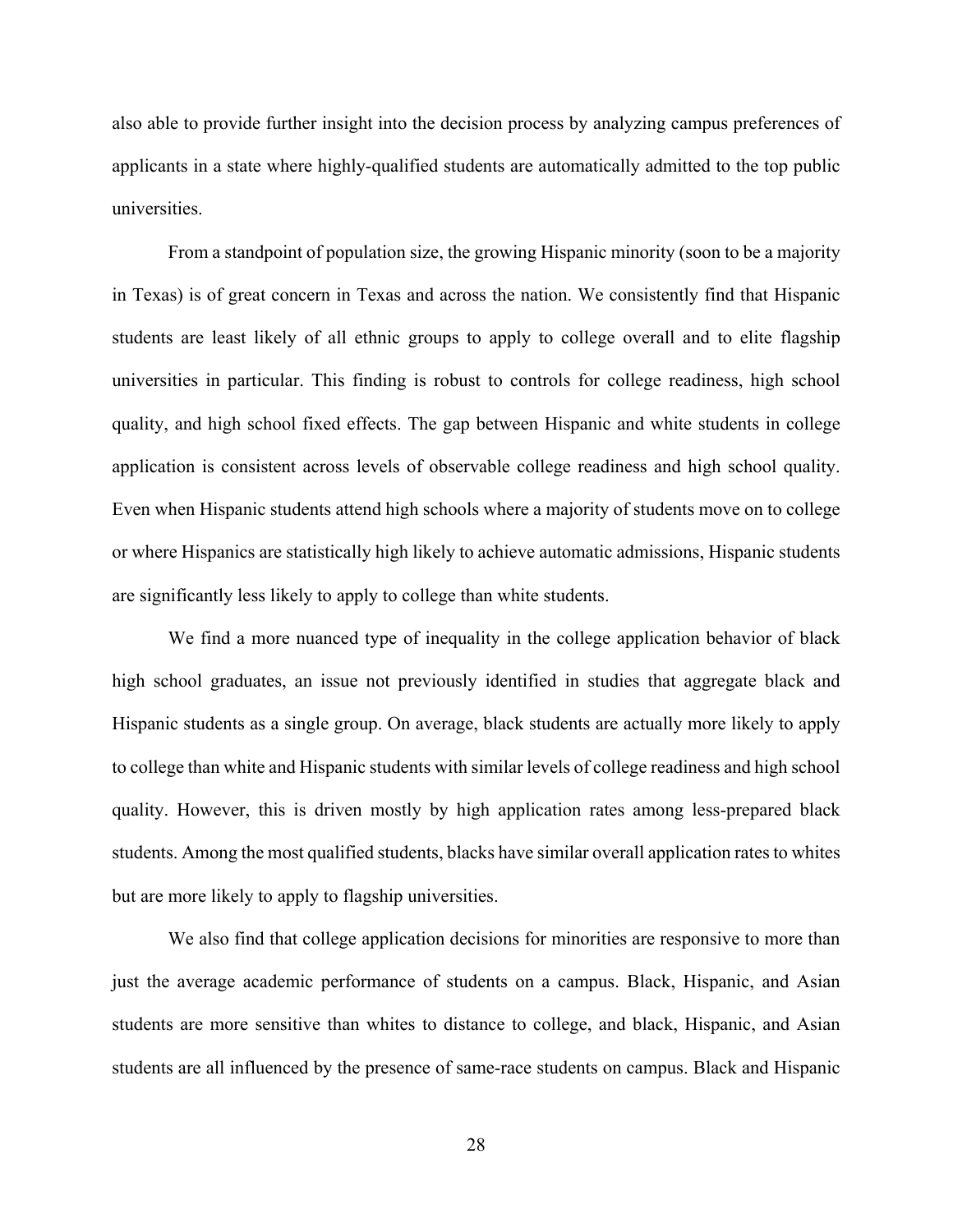also able to provide further insight into the decision process by analyzing campus preferences of applicants in a state where highly-qualified students are automatically admitted to the top public universities.

From a standpoint of population size, the growing Hispanic minority (soon to be a majority in Texas) is of great concern in Texas and across the nation. We consistently find that Hispanic students are least likely of all ethnic groups to apply to college overall and to elite flagship universities in particular. This finding is robust to controls for college readiness, high school quality, and high school fixed effects. The gap between Hispanic and white students in college application is consistent across levels of observable college readiness and high school quality. Even when Hispanic students attend high schools where a majority of students move on to college or where Hispanics are statistically high likely to achieve automatic admissions, Hispanic students are significantly less likely to apply to college than white students.

We find a more nuanced type of inequality in the college application behavior of black high school graduates, an issue not previously identified in studies that aggregate black and Hispanic students as a single group. On average, black students are actually more likely to apply to college than white and Hispanic students with similar levels of college readiness and high school quality. However, this is driven mostly by high application rates among less-prepared black students. Among the most qualified students, blacks have similar overall application rates to whites but are more likely to apply to flagship universities.

We also find that college application decisions for minorities are responsive to more than just the average academic performance of students on a campus. Black, Hispanic, and Asian students are more sensitive than whites to distance to college, and black, Hispanic, and Asian students are all influenced by the presence of same-race students on campus. Black and Hispanic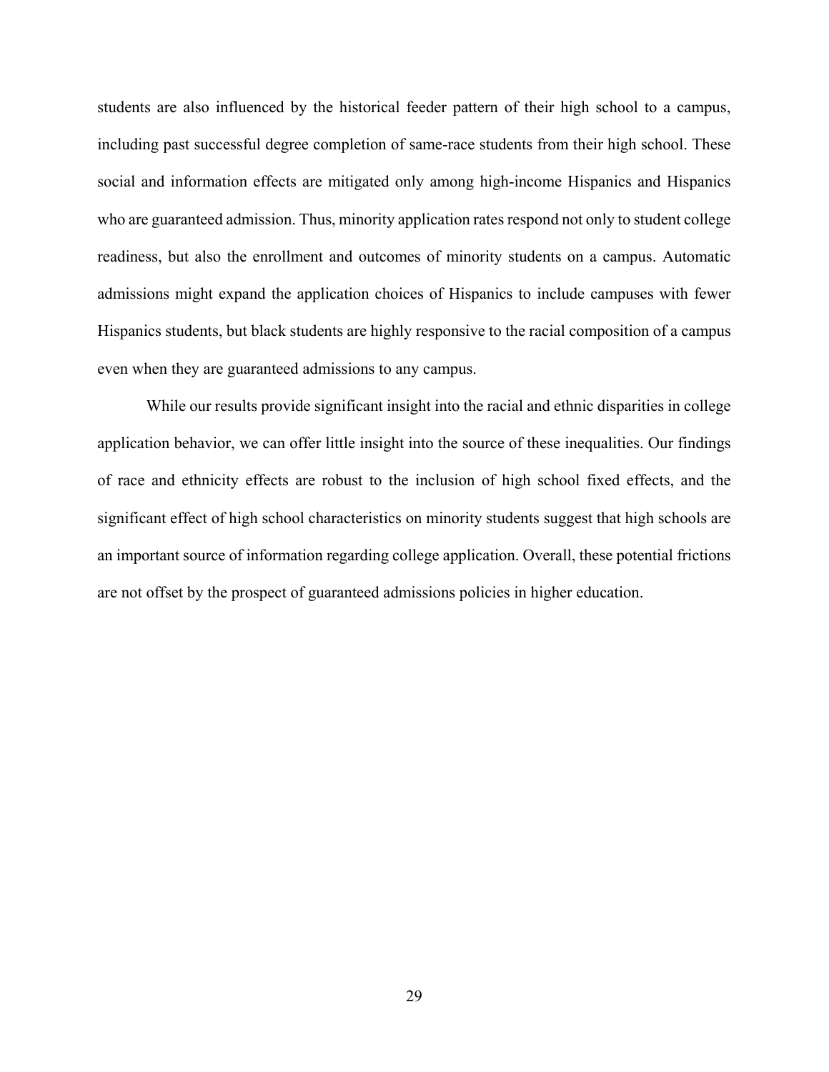students are also influenced by the historical feeder pattern of their high school to a campus, including past successful degree completion of same-race students from their high school. These social and information effects are mitigated only among high-income Hispanics and Hispanics who are guaranteed admission. Thus, minority application rates respond not only to student college readiness, but also the enrollment and outcomes of minority students on a campus. Automatic admissions might expand the application choices of Hispanics to include campuses with fewer Hispanics students, but black students are highly responsive to the racial composition of a campus even when they are guaranteed admissions to any campus.

While our results provide significant insight into the racial and ethnic disparities in college application behavior, we can offer little insight into the source of these inequalities. Our findings of race and ethnicity effects are robust to the inclusion of high school fixed effects, and the significant effect of high school characteristics on minority students suggest that high schools are an important source of information regarding college application. Overall, these potential frictions are not offset by the prospect of guaranteed admissions policies in higher education.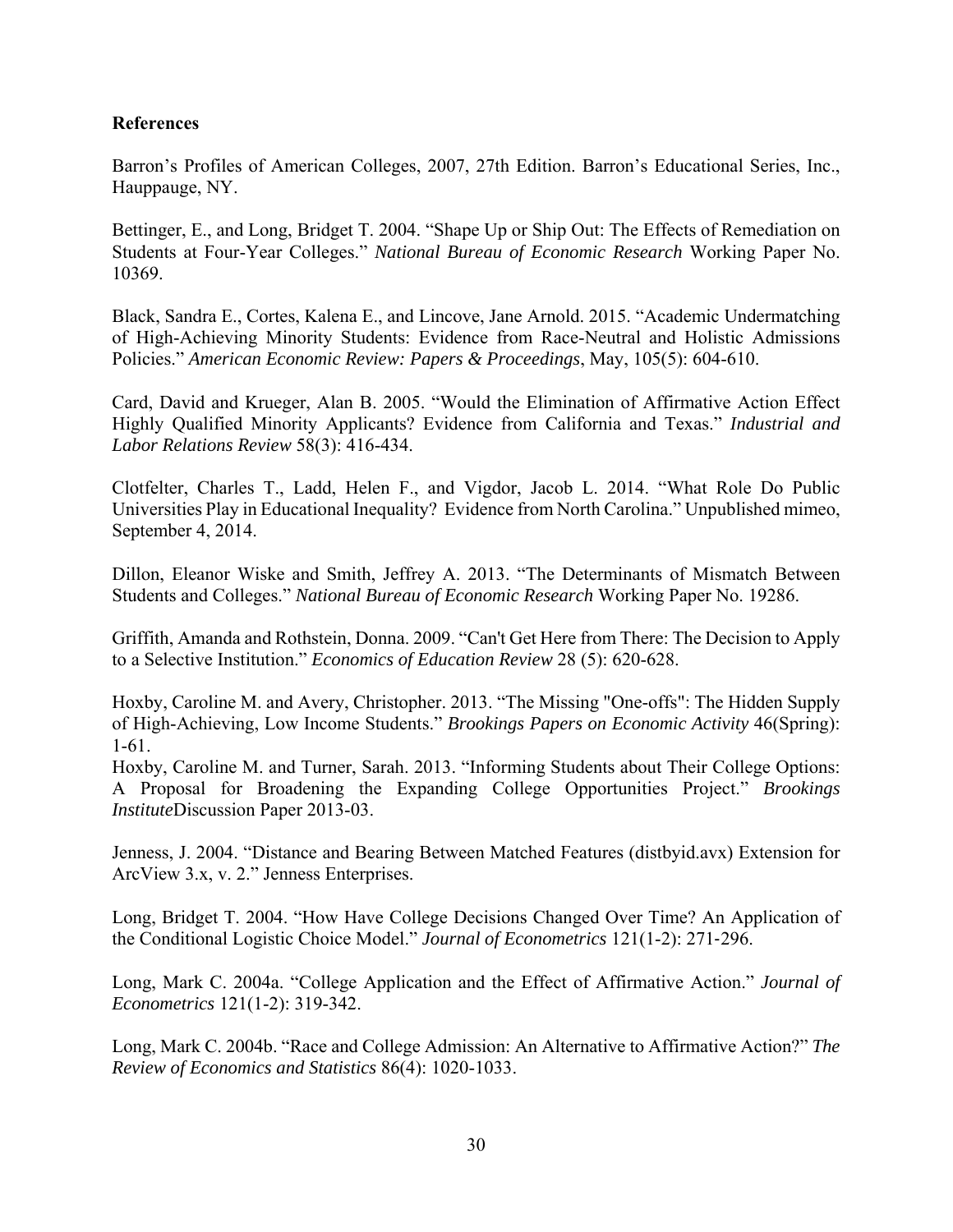**References**

Barron's Profiles of American Colleges, 2007, 27th Edition. Barron's Educational Series, Inc., Hauppauge, NY.

Bettinger, E., and Long, Bridget T. 2004. "Shape Up or Ship Out: The Effects of Remediation on Students at Four-Year Colleges." *National Bureau of Economic Research* Working Paper No. 10369.

Black, Sandra E., Cortes, Kalena E., and Lincove, Jane Arnold. 2015. "Academic Undermatching of High-Achieving Minority Students: Evidence from Race-Neutral and Holistic Admissions Policies." *American Economic Review: Papers & Proceedings*, May, 105(5): 604-610.

Card, David and Krueger, Alan B. 2005. "Would the Elimination of Affirmative Action Effect Highly Qualified Minority Applicants? Evidence from California and Texas." *Industrial and Labor Relations Review* 58(3): 416-434.

Clotfelter, Charles T., Ladd, Helen F., and Vigdor, Jacob L. 2014. "What Role Do Public Universities Play in Educational Inequality? Evidence from North Carolina." Unpublished mimeo, September 4, 2014.

Dillon, Eleanor Wiske and Smith, Jeffrey A. 2013. "The Determinants of Mismatch Between Students and Colleges." *National Bureau of Economic Research* Working Paper No. 19286.

Griffith, Amanda and Rothstein, Donna. 2009. "Can't Get Here from There: The Decision to Apply to a Selective Institution." *Economics of Education Review* 28 (5): 620-628.

Hoxby, Caroline M. and Avery, Christopher. 2013. "The Missing "One-offs": The Hidden Supply of High-Achieving, Low Income Students." *Brookings Papers on Economic Activity* 46(Spring): 1-61.

Hoxby, Caroline M. and Turner, Sarah. 2013. "Informing Students about Their College Options: A Proposal for Broadening the Expanding College Opportunities Project." *Brookings Institute*Discussion Paper 2013-03.

Jenness, J. 2004. "Distance and Bearing Between Matched Features (distbyid.avx) Extension for ArcView 3.x, v. 2." Jenness Enterprises.

Long, Bridget T. 2004. "How Have College Decisions Changed Over Time? An Application of the Conditional Logistic Choice Model." *Journal of Econometrics* 121(1-2): 271-296.

Long, Mark C. 2004a. "College Application and the Effect of Affirmative Action." *Journal of Econometrics* 121(1-2): 319-342.

Long, Mark C. 2004b. "Race and College Admission: An Alternative to Affirmative Action?" *The Review of Economics and Statistics* 86(4): 1020-1033.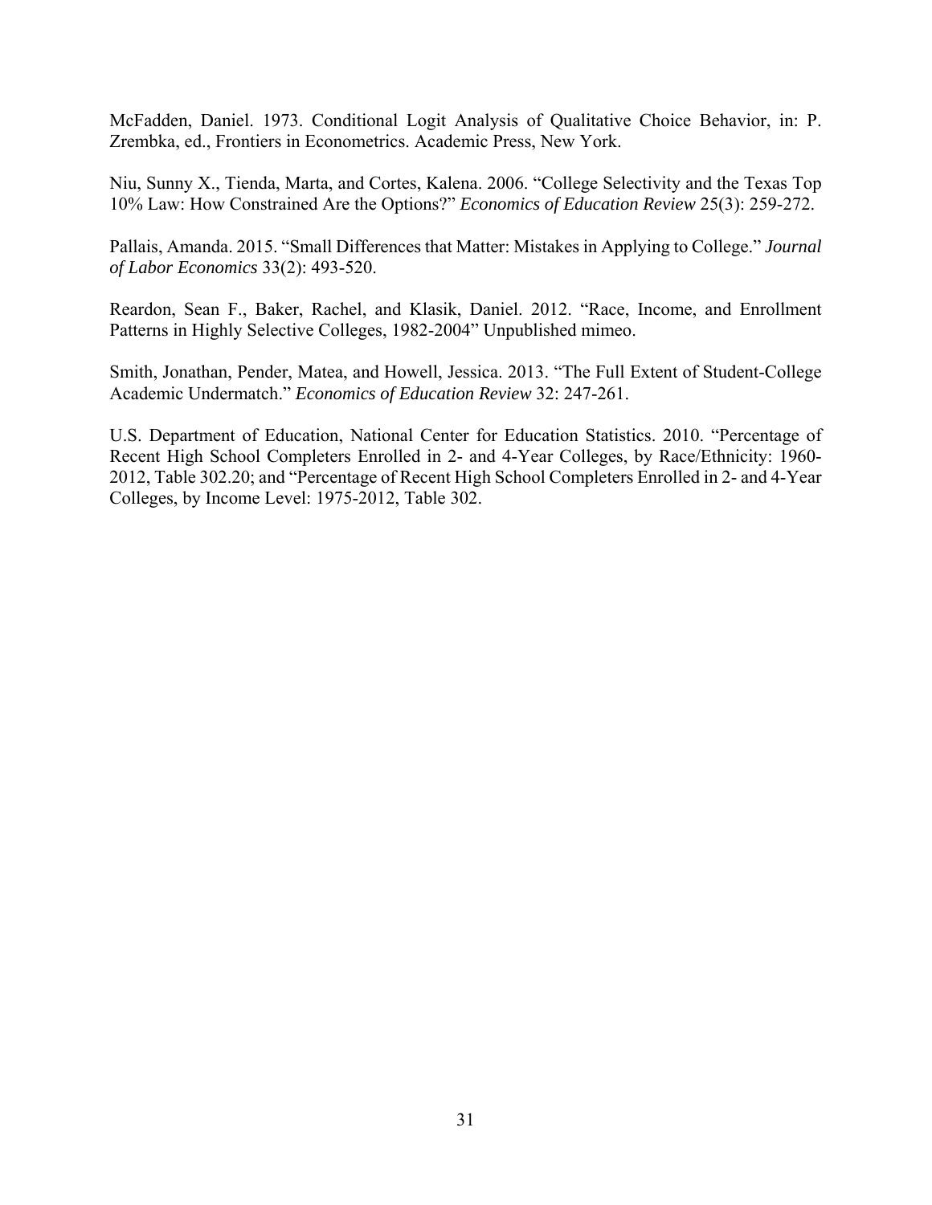McFadden, Daniel. 1973. Conditional Logit Analysis of Qualitative Choice Behavior, in: P. Zrembka, ed., Frontiers in Econometrics. Academic Press, New York.

Niu, Sunny X., Tienda, Marta, and Cortes, Kalena. 2006. "College Selectivity and the Texas Top 10% Law: How Constrained Are the Options?" *Economics of Education Review* 25(3): 259-272.

Pallais, Amanda. 2015. "Small Differences that Matter: Mistakes in Applying to College." *Journal of Labor Economics* 33(2): 493-520.

Reardon, Sean F., Baker, Rachel, and Klasik, Daniel. 2012. "Race, Income, and Enrollment Patterns in Highly Selective Colleges, 1982-2004" Unpublished mimeo.

Smith, Jonathan, Pender, Matea, and Howell, Jessica. 2013. "The Full Extent of Student-College Academic Undermatch." *Economics of Education Review* 32: 247-261.

U.S. Department of Education, National Center for Education Statistics. 2010. "Percentage of Recent High School Completers Enrolled in 2- and 4-Year Colleges, by Race/Ethnicity: 1960-2012, Table 302.20; and "Percentage of Recent High School Completers Enrolled in 2- and 4-Year Colleges, by Income Level: 1975-2012, Table 302.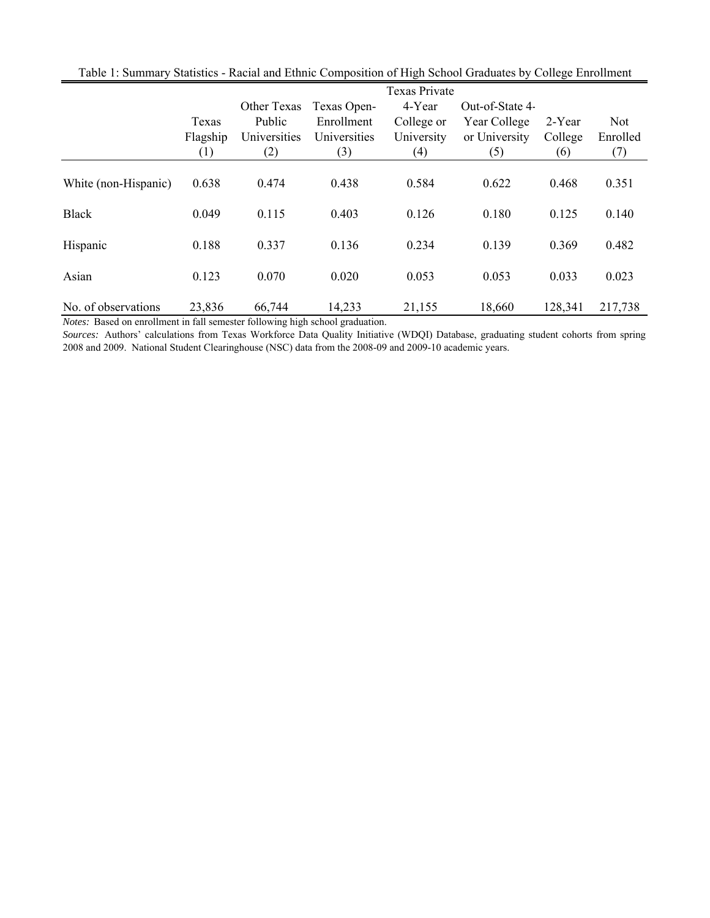Table 1: Summary Statistics - Racial and Ethnic Composition of High School Graduates by College Enrollment

| | Texas Flagship (1) | Other Texas Public Universities (2) | Texas Open-Enrollment Universities (3) | Texas Private 4-Year College or University (4) | Out-of-State 4-Year College or University (5) | 2-Year College (6) | Not Enrolled (7) |
|---|---|---|---|---|---|---|---|
| White (non-Hispanic) | 0.638 | 0.474 | 0.438 | 0.584 | 0.622 | 0.468 | 0.351 |
| Black | 0.049 | 0.115 | 0.403 | 0.126 | 0.180 | 0.125 | 0.140 |
| Hispanic | 0.188 | 0.337 | 0.136 | 0.234 | 0.139 | 0.369 | 0.482 |
| Asian | 0.123 | 0.070 | 0.020 | 0.053 | 0.053 | 0.033 | 0.023 |
| No. of observations | 23,836 | 66,744 | 14,233 | 21,155 | 18,660 | 128,341 | 217,738 |

*Notes:* Based on enrollment in fall semester following high school graduation.

*Sources:* Authors' calculations from Texas Workforce Data Quality Initiative (WDQI) Database, graduating student cohorts from spring 2008 and 2009. National Student Clearinghouse (NSC) data from the 2008-09 and 2009-10 academic years.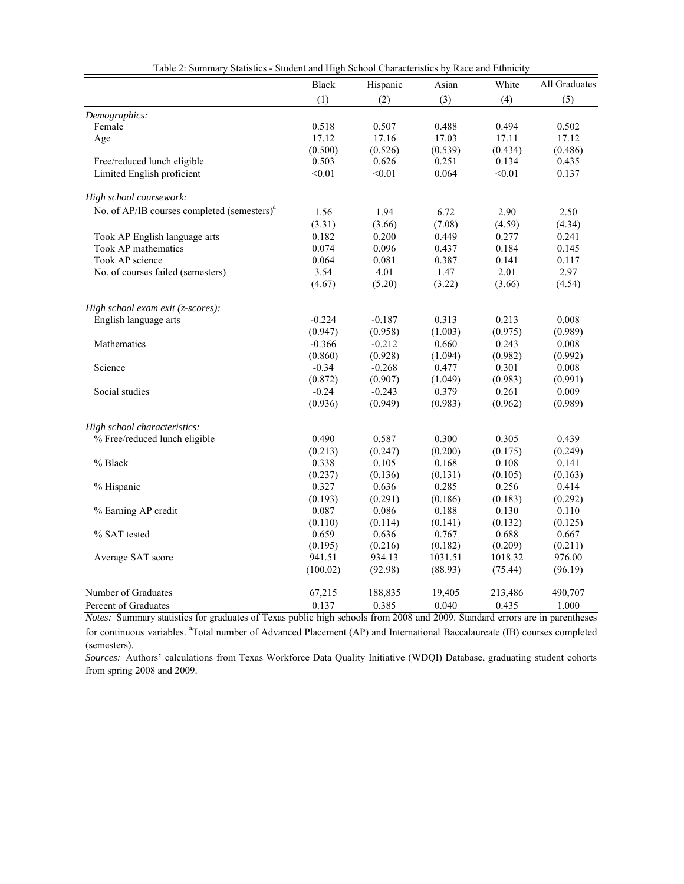Table 2: Summary Statistics - Student and High School Characteristics by Race and Ethnicity

| | Black | Hispanic | Asian | White | All Graduates |
|---|---|---|---|---|---|
| | (1) | (2) | (3) | (4) | (5) |
| *Demographics:* | | | | | |
| Female | 0.518 | 0.507 | 0.488 | 0.494 | 0.502 |
| Age | 17.12 | 17.16 | 17.03 | 17.11 | 17.12 |
| | (0.500) | (0.526) | (0.539) | (0.434) | (0.486) |
| Free/reduced lunch eligible | 0.503 | 0.626 | 0.251 | 0.134 | 0.435 |
| Limited English proficient | <0.01 | <0.01 | 0.064 | <0.01 | 0.137 |
| *High school coursework:* | | | | | |
| No. of AP/IB courses completed (semesters)[a] | 1.56 | 1.94 | 6.72 | 2.90 | 2.50 |
| | (3.31) | (3.66) | (7.08) | (4.59) | (4.34) |
| Took AP English language arts | 0.182 | 0.200 | 0.449 | 0.277 | 0.241 |
| Took AP mathematics | 0.074 | 0.096 | 0.437 | 0.184 | 0.145 |
| Took AP science | 0.064 | 0.081 | 0.387 | 0.141 | 0.117 |
| No. of courses failed (semesters) | 3.54 | 4.01 | 1.47 | 2.01 | 2.97 |
| | (4.67) | (5.20) | (3.22) | (3.66) | (4.54) |
| *High school exam exit (z-scores):* | | | | | |
| English language arts | -0.224 | -0.187 | 0.313 | 0.213 | 0.008 |
| | (0.947) | (0.958) | (1.003) | (0.975) | (0.989) |
| Mathematics | -0.366 | -0.212 | 0.660 | 0.243 | 0.008 |
| | (0.860) | (0.928) | (1.094) | (0.982) | (0.992) |
| Science | -0.34 | -0.268 | 0.477 | 0.301 | 0.008 |
| | (0.872) | (0.907) | (1.049) | (0.983) | (0.991) |
| Social studies | -0.24 | -0.243 | 0.379 | 0.261 | 0.009 |
| | (0.936) | (0.949) | (0.983) | (0.962) | (0.989) |
| *High school characteristics:* | | | | | |
| % Free/reduced lunch eligible | 0.490 | 0.587 | 0.300 | 0.305 | 0.439 |
| | (0.213) | (0.247) | (0.200) | (0.175) | (0.249) |
| % Black | 0.338 | 0.105 | 0.168 | 0.108 | 0.141 |
| | (0.237) | (0.136) | (0.131) | (0.105) | (0.163) |
| % Hispanic | 0.327 | 0.636 | 0.285 | 0.256 | 0.414 |
| | (0.193) | (0.291) | (0.186) | (0.183) | (0.292) |
| % Earning AP credit | 0.087 | 0.086 | 0.188 | 0.130 | 0.110 |
| | (0.110) | (0.114) | (0.141) | (0.132) | (0.125) |
| % SAT tested | 0.659 | 0.636 | 0.767 | 0.688 | 0.667 |
| | (0.195) | (0.216) | (0.182) | (0.209) | (0.211) |
| Average SAT score | 941.51 | 934.13 | 1031.51 | 1018.32 | 976.00 |
| | (100.02) | (92.98) | (88.93) | (75.44) | (96.19) |
| Number of Graduates | 67,215 | 188,835 | 19,405 | 213,486 | 490,707 |
| Percent of Graduates | 0.137 | 0.385 | 0.040 | 0.435 | 1.000 |

*Notes:* Summary statistics for graduates of Texas public high schools from 2008 and 2009. Standard errors are in parentheses for continuous variables. [a]Total number of Advanced Placement (AP) and International Baccalaureate (IB) courses completed (semesters).

*Sources:* Authors' calculations from Texas Workforce Data Quality Initiative (WDQI) Database, graduating student cohorts from spring 2008 and 2009.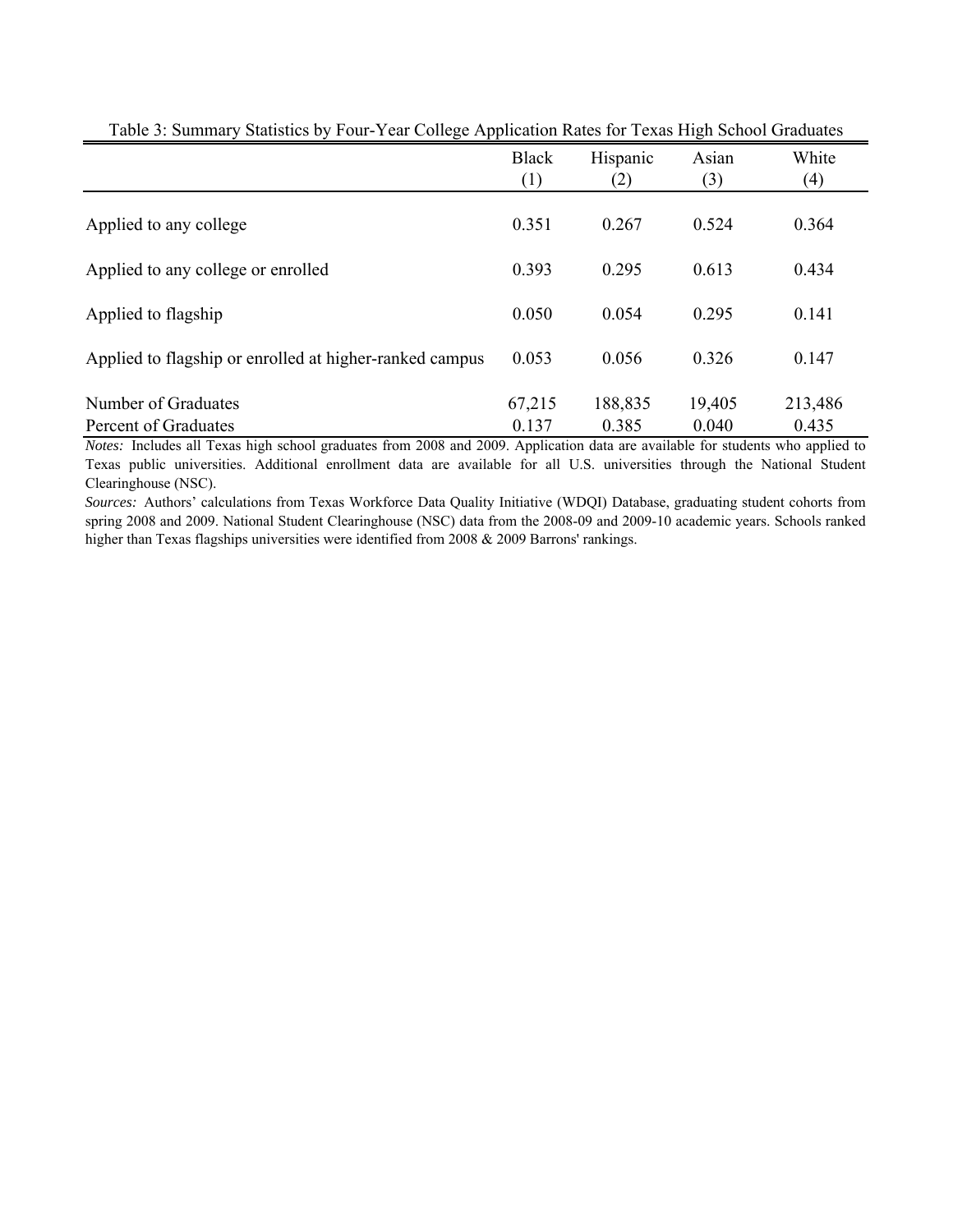Table 3: Summary Statistics by Four-Year College Application Rates for Texas High School Graduates

| | Black (1) | Hispanic (2) | Asian (3) | White (4) |
|---|---|---|---|---|
| Applied to any college | 0.351 | 0.267 | 0.524 | 0.364 |
| Applied to any college or enrolled | 0.393 | 0.295 | 0.613 | 0.434 |
| Applied to flagship | 0.050 | 0.054 | 0.295 | 0.141 |
| Applied to flagship or enrolled at higher-ranked campus | 0.053 | 0.056 | 0.326 | 0.147 |
| Number of Graduates | 67,215 | 188,835 | 19,405 | 213,486 |
| Percent of Graduates | 0.137 | 0.385 | 0.040 | 0.435 |

*Notes:* Includes all Texas high school graduates from 2008 and 2009. Application data are available for students who applied to Texas public universities. Additional enrollment data are available for all U.S. universities through the National Student Clearinghouse (NSC).

*Sources:* Authors' calculations from Texas Workforce Data Quality Initiative (WDQI) Database, graduating student cohorts from spring 2008 and 2009. National Student Clearinghouse (NSC) data from the 2008-09 and 2009-10 academic years. Schools ranked higher than Texas flagships universities were identified from 2008 & 2009 Barrons' rankings.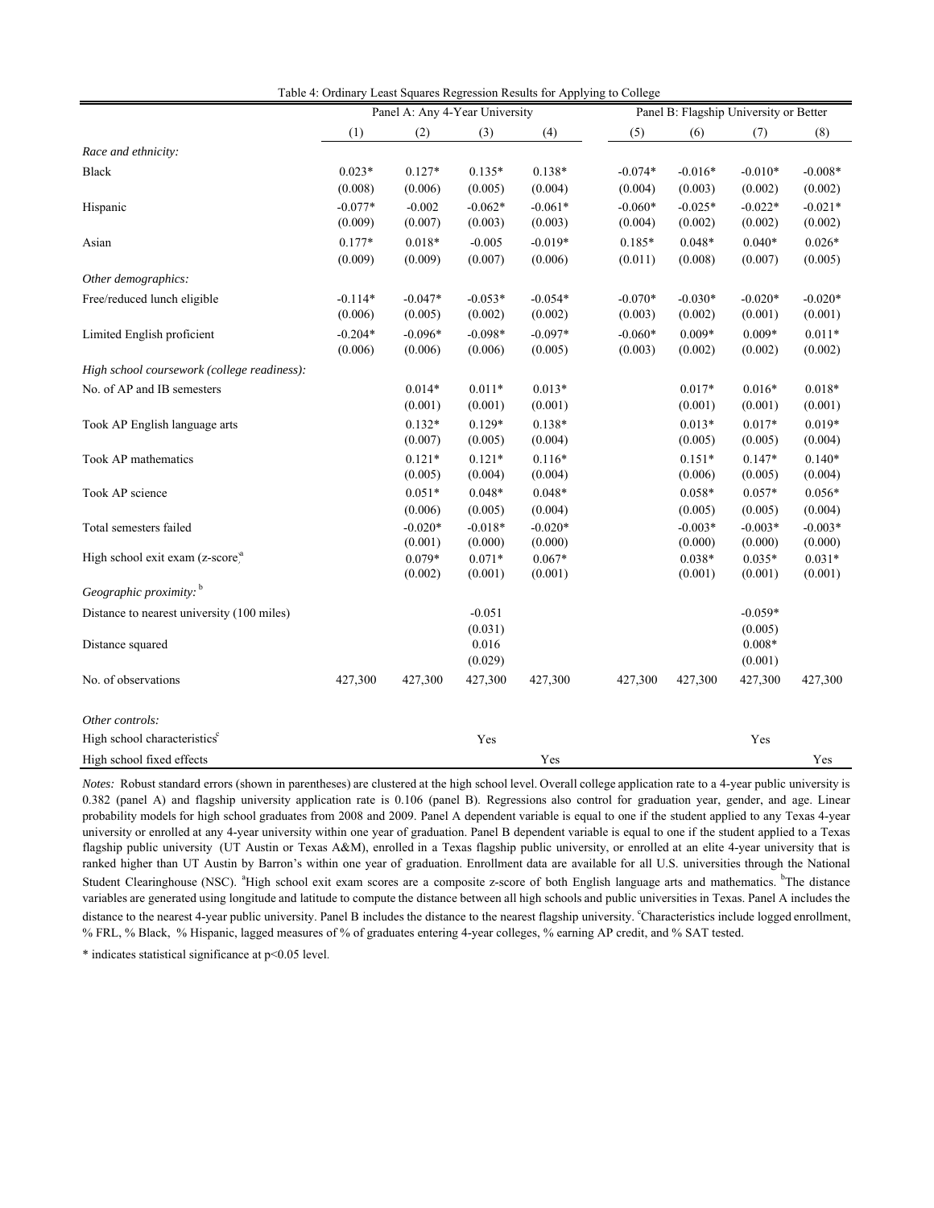Table 4: Ordinary Least Squares Regression Results for Applying to College

| | Panel A: Any 4-Year University | | | | Panel B: Flagship University or Better | | | |
|---|---|---|---|---|---|---|---|---|
| | (1) | (2) | (3) | (4) | (5) | (6) | (7) | (8) |
| *Race and ethnicity:* | | | | | | | | |
| Black | 0.023* | 0.127* | 0.135* | 0.138* | -0.074* | -0.016* | -0.010* | -0.008* |
| | (0.008) | (0.006) | (0.005) | (0.004) | (0.004) | (0.003) | (0.002) | (0.002) |
| Hispanic | -0.077* | -0.002 | -0.062* | -0.061* | -0.060* | -0.025* | -0.022* | -0.021* |
| | (0.009) | (0.007) | (0.003) | (0.003) | (0.004) | (0.002) | (0.002) | (0.002) |
| Asian | 0.177* | 0.018* | -0.005 | -0.019* | 0.185* | 0.048* | 0.040* | 0.026* |
| | (0.009) | (0.009) | (0.007) | (0.006) | (0.011) | (0.008) | (0.007) | (0.005) |
| *Other demographics:* | | | | | | | | |
| Free/reduced lunch eligible | -0.114* | -0.047* | -0.053* | -0.054* | -0.070* | -0.030* | -0.020* | -0.020* |
| | (0.006) | (0.005) | (0.002) | (0.002) | (0.003) | (0.002) | (0.001) | (0.001) |
| Limited English proficient | -0.204* | -0.096* | -0.098* | -0.097* | -0.060* | 0.009* | 0.009* | 0.011* |
| | (0.006) | (0.006) | (0.006) | (0.005) | (0.003) | (0.002) | (0.002) | (0.002) |
| *High school coursework (college readiness):* | | | | | | | | |
| No. of AP and IB semesters | | 0.014* | 0.011* | 0.013* | | 0.017* | 0.016* | 0.018* |
| | | (0.001) | (0.001) | (0.001) | | (0.001) | (0.001) | (0.001) |
| Took AP English language arts | | 0.132* | 0.129* | 0.138* | | 0.013* | 0.017* | 0.019* |
| | | (0.007) | (0.005) | (0.004) | | (0.005) | (0.005) | (0.004) |
| Took AP mathematics | | 0.121* | 0.121* | 0.116* | | 0.151* | 0.147* | 0.140* |
| | | (0.005) | (0.004) | (0.004) | | (0.006) | (0.005) | (0.004) |
| Took AP science | | 0.051* | 0.048* | 0.048* | | 0.058* | 0.057* | 0.056* |
| | | (0.006) | (0.005) | (0.004) | | (0.005) | (0.005) | (0.004) |
| Total semesters failed | | -0.020* | -0.018* | -0.020* | | -0.003* | -0.003* | -0.003* |
| | | (0.001) | (0.000) | (0.000) | | (0.000) | (0.000) | (0.000) |
| High school exit exam (z-score)[a] | | 0.079* | 0.071* | 0.067* | | 0.038* | 0.035* | 0.031* |
| | | (0.002) | (0.001) | (0.001) | | (0.001) | (0.001) | (0.001) |
| *Geographic proximity:* [b] | | | | | | | | |
| Distance to nearest university (100 miles) | | | -0.051 | | | | -0.059* | |
| | | | (0.031) | | | | (0.005) | |
| Distance squared | | | 0.016 | | | | 0.008* | |
| | | | (0.029) | | | | (0.001) | |
| No. of observations | 427,300 | 427,300 | 427,300 | 427,300 | 427,300 | 427,300 | 427,300 | 427,300 |
| *Other controls:* | | | | | | | | |
| High school characteristics[c] | | | Yes | | | | Yes | |
| High school fixed effects | | | | Yes | | | | Yes |

*Notes:* Robust standard errors (shown in parentheses) are clustered at the high school level. Overall college application rate to a 4-year public university is 0.382 (panel A) and flagship university application rate is 0.106 (panel B). Regressions also control for graduation year, gender, and age. Linear probability models for high school graduates from 2008 and 2009. Panel A dependent variable is equal to one if the student applied to any Texas 4-year university or enrolled at any 4-year university within one year of graduation. Panel B dependent variable is equal to one if the student applied to a Texas flagship public university (UT Austin or Texas A&M), enrolled in a Texas flagship public university, or enrolled at an elite 4-year university that is ranked higher than UT Austin by Barron's within one year of graduation. Enrollment data are available for all U.S. universities through the National Student Clearinghouse (NSC). [a]High school exit exam scores are a composite z-score of both English language arts and mathematics. [b]The distance variables are generated using longitude and latitude to compute the distance between all high schools and public universities in Texas. Panel A includes the distance to the nearest 4-year public university. Panel B includes the distance to the nearest flagship university. [c]Characteristics include logged enrollment, % FRL, % Black, % Hispanic, lagged measures of % of graduates entering 4-year colleges, % earning AP credit, and % SAT tested.

* indicates statistical significance at $p<0.05$ level.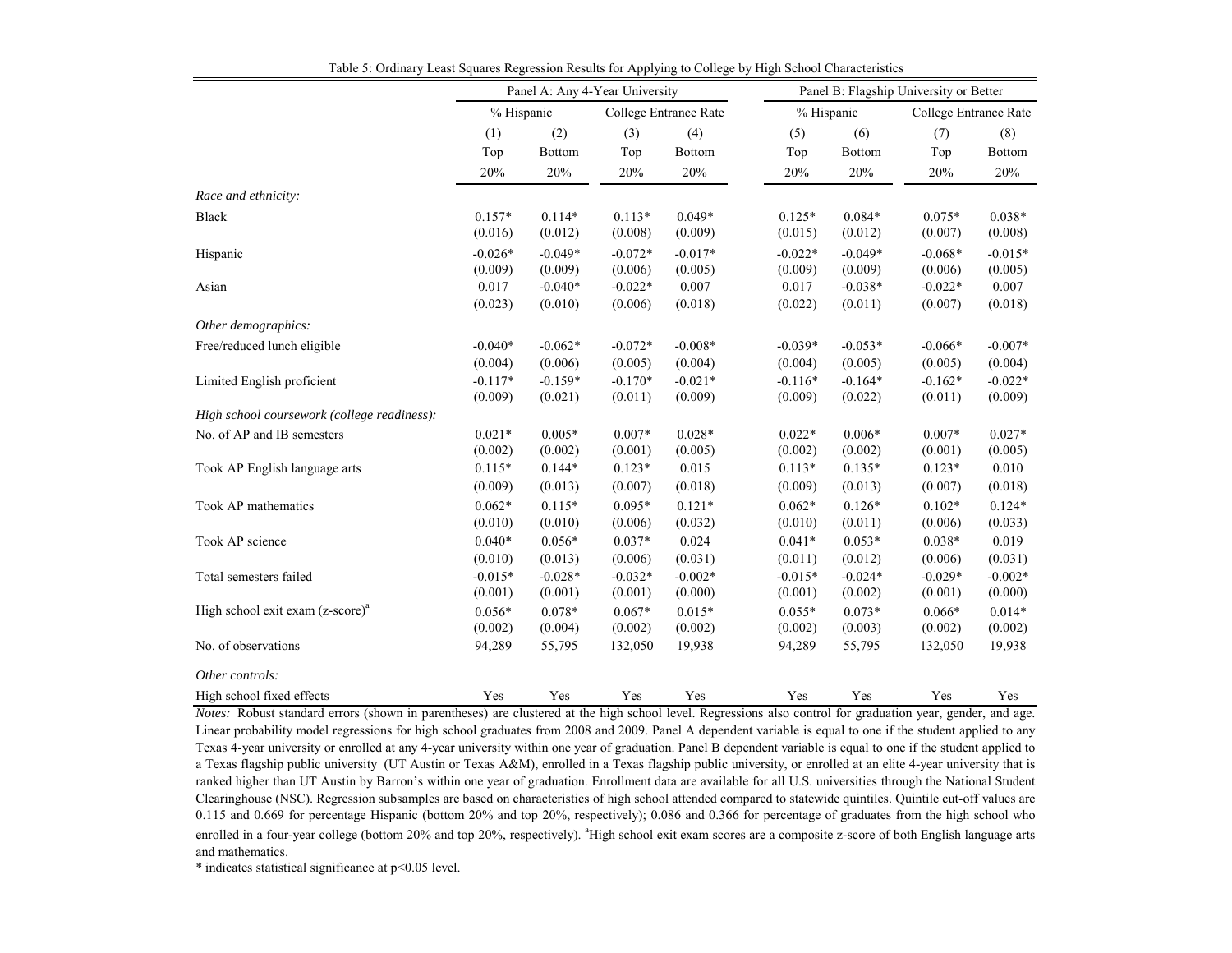Table 5: Ordinary Least Squares Regression Results for Applying to College by High School Characteristics

| | Panel A: Any 4-Year University | | | | Panel B: Flagship University or Better | | | |
|---|---|---|---|---|---|---|---|---|
| | % Hispanic | | College Entrance Rate | | % Hispanic | | College Entrance Rate | |
| | (1) Top 20% | (2) Bottom 20% | (3) Top 20% | (4) Bottom 20% | (5) Top 20% | (6) Bottom 20% | (7) Top 20% | (8) Bottom 20% |
| *Race and ethnicity:* | | | | | | | | |
| Black | 0.157* | 0.114* | 0.113* | 0.049* | 0.125* | 0.084* | 0.075* | 0.038* |
| | (0.016) | (0.012) | (0.008) | (0.009) | (0.015) | (0.012) | (0.007) | (0.008) |
| Hispanic | -0.026* | -0.049* | -0.072* | -0.017* | -0.022* | -0.049* | -0.068* | -0.015* |
| | (0.009) | (0.009) | (0.006) | (0.005) | (0.009) | (0.009) | (0.006) | (0.005) |
| Asian | 0.017 | -0.040* | -0.022* | 0.007 | 0.017 | -0.038* | -0.022* | 0.007 |
| | (0.023) | (0.010) | (0.006) | (0.018) | (0.022) | (0.011) | (0.007) | (0.018) |
| *Other demographics:* | | | | | | | | |
| Free/reduced lunch eligible | -0.040* | -0.062* | -0.072* | -0.008* | -0.039* | -0.053* | -0.066* | -0.007* |
| | (0.004) | (0.006) | (0.005) | (0.004) | (0.004) | (0.005) | (0.005) | (0.004) |
| Limited English proficient | -0.117* | -0.159* | -0.170* | -0.021* | -0.116* | -0.164* | -0.162* | -0.022* |
| | (0.009) | (0.021) | (0.011) | (0.009) | (0.009) | (0.022) | (0.011) | (0.009) |
| *High school coursework (college readiness):* | | | | | | | | |
| No. of AP and IB semesters | 0.021* | 0.005* | 0.007* | 0.028* | 0.022* | 0.006* | 0.007* | 0.027* |
| | (0.002) | (0.002) | (0.001) | (0.005) | (0.002) | (0.002) | (0.001) | (0.005) |
| Took AP English language arts | 0.115* | 0.144* | 0.123* | 0.015 | 0.113* | 0.135* | 0.123* | 0.010 |
| | (0.009) | (0.013) | (0.007) | (0.018) | (0.009) | (0.013) | (0.007) | (0.018) |
| Took AP mathematics | 0.062* | 0.115* | 0.095* | 0.121* | 0.062* | 0.126* | 0.102* | 0.124* |
| | (0.010) | (0.010) | (0.006) | (0.032) | (0.010) | (0.011) | (0.006) | (0.033) |
| Took AP science | 0.040* | 0.056* | 0.037* | 0.024 | 0.041* | 0.053* | 0.038* | 0.019 |
| | (0.010) | (0.013) | (0.006) | (0.031) | (0.011) | (0.012) | (0.006) | (0.031) |
| Total semesters failed | -0.015* | -0.028* | -0.032* | -0.002* | -0.015* | -0.024* | -0.029* | -0.002* |
| | (0.001) | (0.001) | (0.001) | (0.000) | (0.001) | (0.002) | (0.001) | (0.000) |
| High school exit exam (z-score)[a] | 0.056* | 0.078* | 0.067* | 0.015* | 0.055* | 0.073* | 0.066* | 0.014* |
| | (0.002) | (0.004) | (0.002) | (0.002) | (0.002) | (0.003) | (0.002) | (0.002) |
| No. of observations | 94,289 | 55,795 | 132,050 | 19,938 | 94,289 | 55,795 | 132,050 | 19,938 |
| *Other controls:* | | | | | | | | |
| High school fixed effects | Yes | Yes | Yes | Yes | Yes | Yes | Yes | Yes |

*Notes:* Robust standard errors (shown in parentheses) are clustered at the high school level. Regressions also control for graduation year, gender, and age. Linear probability model regressions for high school graduates from 2008 and 2009. Panel A dependent variable is equal to one if the student applied to any Texas 4-year university or enrolled at any 4-year university within one year of graduation. Panel B dependent variable is equal to one if the student applied to a Texas flagship public university (UT Austin or Texas A&M), enrolled in a Texas flagship public university, or enrolled at an elite 4-year university that is ranked higher than UT Austin by Barron's within one year of graduation. Enrollment data are available for all U.S. universities through the National Student Clearinghouse (NSC). Regression subsamples are based on characteristics of high school attended compared to statewide quintiles. Quintile cut-off values are 0.115 and 0.669 for percentage Hispanic (bottom 20% and top 20%, respectively); 0.086 and 0.366 for percentage of graduates from the high school who enrolled in a four-year college (bottom 20% and top 20%, respectively). [a]High school exit exam scores are a composite z-score of both English language arts and mathematics.

* indicates statistical significance at $p<0.05$ level.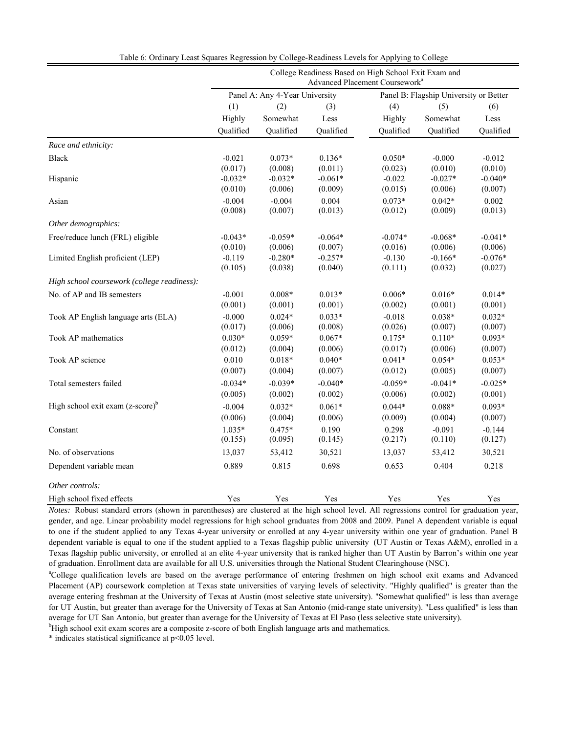Table 6: Ordinary Least Squares Regression by College-Readiness Levels for Applying to College

| | College Readiness Based on High School Exit Exam and Advanced Placement Coursework[a] | | | | | |
|---|---|---|---|---|---|---|
| | Panel A: Any 4-Year University | | | Panel B: Flagship University or Better | | |
| | (1) | (2) | (3) | (4) | (5) | (6) |
| | Highly Qualified | Somewhat Qualified | Less Qualified | Highly Qualified | Somewhat Qualified | Less Qualified |
| *Race and ethnicity:* | | | | | | |
| Black | -0.021 | 0.073* | 0.136* | 0.050* | -0.000 | -0.012 |
| | (0.017) | (0.008) | (0.011) | (0.023) | (0.010) | (0.010) |
| Hispanic | -0.032* | -0.032* | -0.061* | -0.022 | -0.027* | -0.040* |
| | (0.010) | (0.006) | (0.009) | (0.015) | (0.006) | (0.007) |
| Asian | -0.004 | -0.004 | 0.004 | 0.073* | 0.042* | 0.002 |
| | (0.008) | (0.007) | (0.013) | (0.012) | (0.009) | (0.013) |
| *Other demographics:* | | | | | | |
| Free/reduce lunch (FRL) eligible | -0.043* | -0.059* | -0.064* | -0.074* | -0.068* | -0.041* |
| | (0.010) | (0.006) | (0.007) | (0.016) | (0.006) | (0.006) |
| Limited English proficient (LEP) | -0.119 | -0.280* | -0.257* | -0.130 | -0.166* | -0.076* |
| | (0.105) | (0.038) | (0.040) | (0.111) | (0.032) | (0.027) |
| *High school coursework (college readiness):* | | | | | | |
| No. of AP and IB semesters | -0.001 | 0.008* | 0.013* | 0.006* | 0.016* | 0.014* |
| | (0.001) | (0.001) | (0.001) | (0.002) | (0.001) | (0.001) |
| Took AP English language arts (ELA) | -0.000 | 0.024* | 0.033* | -0.018 | 0.038* | 0.032* |
| | (0.017) | (0.006) | (0.008) | (0.026) | (0.007) | (0.007) |
| Took AP mathematics | 0.030* | 0.059* | 0.067* | 0.175* | 0.110* | 0.093* |
| | (0.012) | (0.004) | (0.006) | (0.017) | (0.006) | (0.007) |
| Took AP science | 0.010 | 0.018* | 0.040* | 0.041* | 0.054* | 0.053* |
| | (0.007) | (0.004) | (0.007) | (0.012) | (0.005) | (0.007) |
| Total semesters failed | -0.034* | -0.039* | -0.040* | -0.059* | -0.041* | -0.025* |
| | (0.005) | (0.002) | (0.002) | (0.006) | (0.002) | (0.001) |
| High school exit exam ($z$-score)[b] | -0.004 | 0.032* | 0.061* | 0.044* | 0.088* | 0.093* |
| | (0.006) | (0.004) | (0.006) | (0.009) | (0.004) | (0.007) |
| Constant | 1.035* | 0.475* | 0.190 | 0.298 | -0.091 | -0.144 |
| | (0.155) | (0.095) | (0.145) | (0.217) | (0.110) | (0.127) |
| No. of observations | 13,037 | 53,412 | 30,521 | 13,037 | 53,412 | 30,521 |
| Dependent variable mean | 0.889 | 0.815 | 0.698 | 0.653 | 0.404 | 0.218 |
| *Other controls:* | | | | | | |
| High school fixed effects | Yes | Yes | Yes | Yes | Yes | Yes |

*Notes:* Robust standard errors (shown in parentheses) are clustered at the high school level. All regressions control for graduation year, gender, and age. Linear probability model regressions for high school graduates from 2008 and 2009. Panel A dependent variable is equal to one if the student applied to any Texas 4-year university or enrolled at any 4-year university within one year of graduation. Panel B dependent variable is equal to one if the student applied to a Texas flagship public university (UT Austin or Texas A&M), enrolled in a Texas flagship public university, or enrolled at an elite 4-year university that is ranked higher than UT Austin by Barron's within one year of graduation. Enrollment data are available for all U.S. universities through the National Student Clearinghouse (NSC).

[a]College qualification levels are based on the average performance of entering freshmen on high school exit exams and Advanced Placement (AP) coursework completion at Texas state universities of varying levels of selectivity. "Highly qualified" is greater than the average entering freshman at the University of Texas at Austin (most selective state university). "Somewhat qualified" is less than average for UT Austin, but greater than average for the University of Texas at San Antonio (mid-range state university). "Less qualified" is less than average for UT San Antonio, but greater than average for the University of Texas at El Paso (less selective state university).

[b]High school exit exam scores are a composite z-score of both English language arts and mathematics.

\* indicates statistical significance at $p<0.05$ level.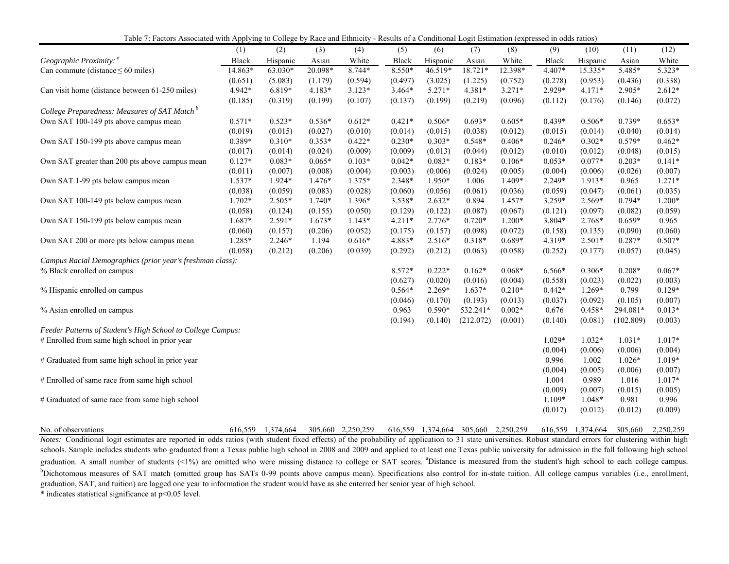Table 7: Factors Associated with Applying to College by Race and Ethnicity - Results of a Conditional Logit Estimation (expressed in odds ratios)

| | (1) | (2) | (3) | (4) | (5) | (6) | (7) | (8) | (9) | (10) | (11) | (12) |
|---|---|---|---|---|---|---|---|---|---|---|---|---|
| *Geographic Proximity:* [a] | Black | Hispanic | Asian | White | Black | Hispanic | Asian | White | Black | Hispanic | Asian | White |
| Can commute (distance ≤ 60 miles) | 14.863* | 63.030* | 20.098* | 8.744* | 8.550* | 46.519* | 18.721* | 12.398* | 4.407* | 15.335* | 5.485* | 5.323* |
| | (0.651) | (5.083) | (1.179) | (0.594) | (0.497) | (3.025) | (1.225) | (0.752) | (0.278) | (0.953) | (0.436) | (0.338) |
| Can visit home (distance between 61-250 miles) | 4.942* | 6.819* | 4.183* | 3.123* | 3.464* | 5.271* | 4.381* | 3.271* | 2.929* | 4.171* | 2.905* | 2.612* |
| | (0.185) | (0.319) | (0.199) | (0.107) | (0.137) | (0.199) | (0.219) | (0.096) | (0.112) | (0.176) | (0.146) | (0.072) |
| *College Preparedness: Measures of SAT Match* [b] | | | | | | | | | | | | |
| Own SAT 100-149 pts above campus mean | 0.571* | 0.523* | 0.536* | 0.612* | 0.421* | 0.506* | 0.693* | 0.605* | 0.439* | 0.506* | 0.739* | 0.653* |
| | (0.019) | (0.015) | (0.027) | (0.010) | (0.014) | (0.015) | (0.038) | (0.012) | (0.015) | (0.014) | (0.040) | (0.014) |
| Own SAT 150-199 pts above campus mean | 0.389* | 0.310* | 0.353* | 0.422* | 0.230* | 0.303* | 0.548* | 0.406* | 0.246* | 0.302* | 0.579* | 0.462* |
| | (0.017) | (0.014) | (0.024) | (0.009) | (0.009) | (0.013) | (0.044) | (0.012) | (0.010) | (0.012) | (0.048) | (0.015) |
| Own SAT greater than 200 pts above campus mean | 0.127* | 0.083* | 0.065* | 0.103* | 0.042* | 0.083* | 0.183* | 0.106* | 0.053* | 0.077* | 0.203* | 0.141* |
| | (0.011) | (0.007) | (0.008) | (0.004) | (0.003) | (0.006) | (0.024) | (0.005) | (0.004) | (0.006) | (0.026) | (0.007) |
| Own SAT 1-99 pts below campus mean | 1.537* | 1.924* | 1.476* | 1.375* | 2.348* | 1.950* | 1.006 | 1.409* | 2.249* | 1.913* | 0.965 | 1.271* |
| | (0.038) | (0.059) | (0.083) | (0.028) | (0.060) | (0.056) | (0.061) | (0.036) | (0.059) | (0.047) | (0.061) | (0.035) |
| Own SAT 100-149 pts below campus mean | 1.702* | 2.505* | 1.740* | 1.396* | 3.538* | 2.632* | 0.894 | 1.457* | 3.259* | 2.569* | 0.794* | 1.200* |
| | (0.058) | (0.124) | (0.155) | (0.050) | (0.129) | (0.122) | (0.087) | (0.067) | (0.121) | (0.097) | (0.082) | (0.059) |
| Own SAT 150-199 pts below campus mean | 1.687* | 2.591* | 1.673* | 1.143* | 4.211* | 2.776* | 0.720* | 1.200* | 3.804* | 2.768* | 0.659* | 0.965 |
| | (0.060) | (0.157) | (0.206) | (0.052) | (0.175) | (0.157) | (0.098) | (0.072) | (0.158) | (0.135) | (0.090) | (0.060) |
| Own SAT 200 or more pts below campus mean | 1.285* | 2.246* | 1.194 | 0.616* | 4.883* | 2.516* | 0.318* | 0.689* | 4.319* | 2.501* | 0.287* | 0.507* |
| | (0.058) | (0.212) | (0.206) | (0.039) | (0.292) | (0.212) | (0.063) | (0.058) | (0.252) | (0.177) | (0.057) | (0.045) |
| *Campus Racial Demographics (prior year's freshman class):* | | | | | | | | | | | | |
| % Black enrolled on campus | | | | | 8.572* | 0.222* | 0.162* | 0.068* | 6.566* | 0.306* | 0.208* | 0.067* |
| | | | | | (0.627) | (0.020) | (0.016) | (0.004) | (0.558) | (0.023) | (0.022) | (0.003) |
| % Hispanic enrolled on campus | | | | | 0.564* | 2.269* | 1.637* | 0.210* | 0.442* | 1.269* | 0.799 | 0.129* |
| | | | | | (0.046) | (0.170) | (0.193) | (0.013) | (0.037) | (0.092) | (0.105) | (0.007) |
| % Asian enrolled on campus | | | | | 0.963 | 0.590* | 532.241* | 0.002* | 0.676 | 0.458* | 294.081* | 0.013* |
| | | | | | (0.194) | (0.140) | (212.072) | (0.001) | (0.140) | (0.081) | (102.809) | (0.003) |
| *Feeder Patterns of Student's High School to College Campus:* | | | | | | | | | | | | |
| # Enrolled from same high school in prior year | | | | | | | | | 1.029* | 1.032* | 1.031* | 1.017* |
| | | | | | | | | | (0.004) | (0.006) | (0.006) | (0.004) |
| # Graduated from same high school in prior year | | | | | | | | | 0.996 | 1.002 | 1.026* | 1.019* |
| | | | | | | | | | (0.004) | (0.005) | (0.006) | (0.007) |
| # Enrolled of same race from same high school | | | | | | | | | 1.004 | 0.989 | 1.016 | 1.017* |
| | | | | | | | | | (0.009) | (0.007) | (0.015) | (0.005) |
| # Graduated of same race from same high school | | | | | | | | | 1.109* | 1.048* | 0.981 | 0.996 |
| | | | | | | | | | (0.017) | (0.012) | (0.012) | (0.009) |
| No. of observations | 616,559 | 1,374,664 | 305,660 | 2,250,259 | 616,559 | 1,374,664 | 305,660 | 2,250,259 | 616,559 | 1,374,664 | 305,660 | 2,250,259 |

*Notes:* Conditional logit estimates are reported in odds ratios (with student fixed effects) of the probability of application to 31 state universities. Robust standard errors for clustering within high schools. Sample includes students who graduated from a Texas public high school in 2008 and 2009 and applied to at least one Texas public university for admission in the fall following high school graduation. A small number of students (<1%) are omitted who were missing distance to college or SAT scores. [a]Distance is measured from the student's high school to each college campus. [b]Dichotomous measures of SAT match (omitted group has SATs 0-99 points above campus mean). Specifications also control for in-state tuition. All college campus variables (i.e., enrollment, graduation, SAT, and tuition) are lagged one year to information the student would have as she enterred her senior year of high school.

* indicates statistical significance at $p<0.05$ level.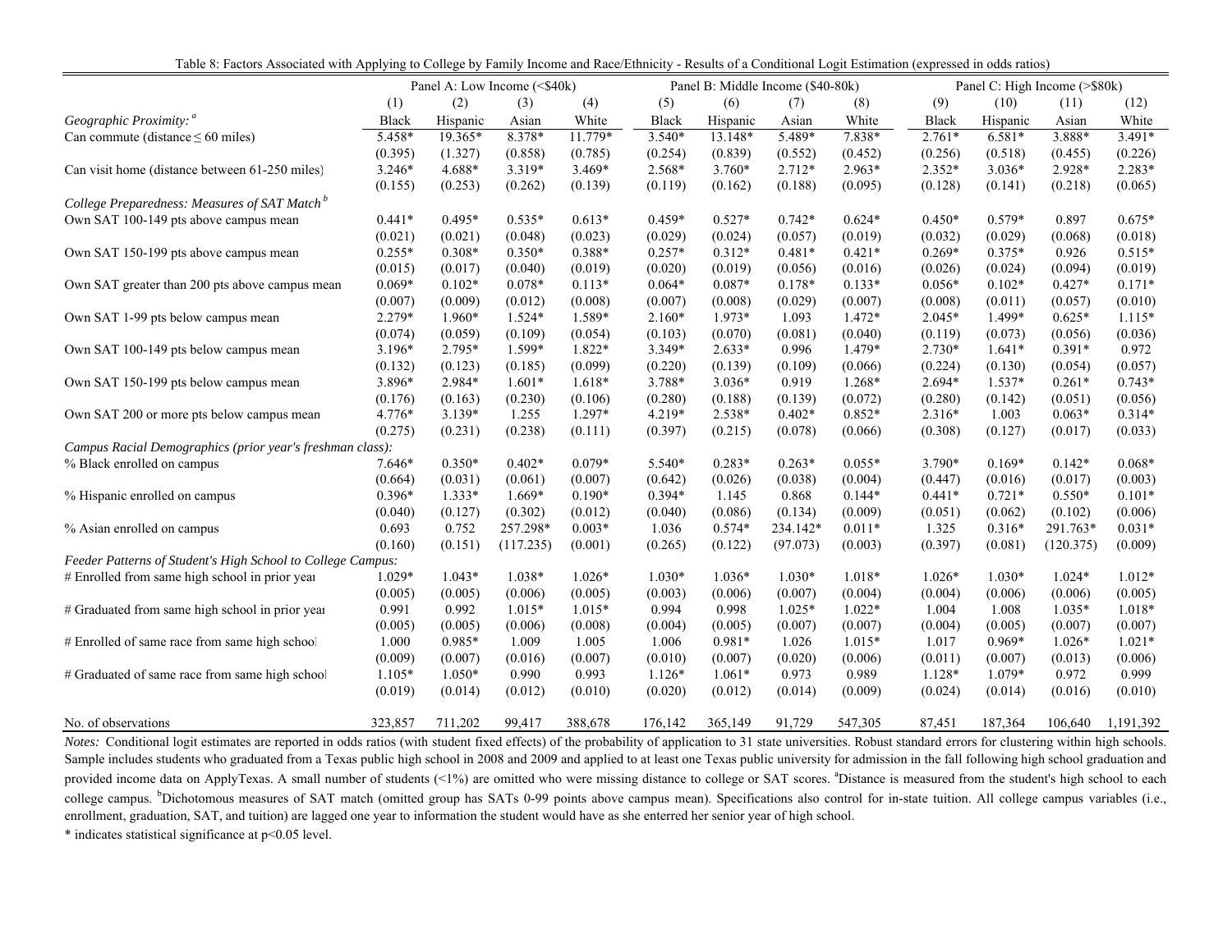Table 8: Factors Associated with Applying to College by Family Income and Race/Ethnicity - Results of a Conditional Logit Estimation (expressed in odds ratios)

| | Panel A: Low Income (<$40k) | | | | Panel B: Middle Income ($40-80k) | | | | Panel C: High Income (>$80k) | | | |
|---|---|---|---|---|---|---|---|---|---|---|---|---|
| | (1) | (2) | (3) | (4) | (5) | (6) | (7) | (8) | (9) | (10) | (11) | (12) |
| *Geographic Proximity:* [a] | Black | Hispanic | Asian | White | Black | Hispanic | Asian | White | Black | Hispanic | Asian | White |
| Can commute (distance ≤ 60 miles) | 5.458* | 19.365* | 8.378* | 11.779* | 3.540* | 13.148* | 5.489* | 7.838* | 2.761* | 6.581* | 3.888* | 3.491* |
| | (0.395) | (1.327) | (0.858) | (0.785) | (0.254) | (0.839) | (0.552) | (0.452) | (0.256) | (0.518) | (0.455) | (0.226) |
| Can visit home (distance between 61-250 miles) | 3.246* | 4.688* | 3.319* | 3.469* | 2.568* | 3.760* | 2.712* | 2.963* | 2.352* | 3.036* | 2.928* | 2.283* |
| | (0.155) | (0.253) | (0.262) | (0.139) | (0.119) | (0.162) | (0.188) | (0.095) | (0.128) | (0.141) | (0.218) | (0.065) |
| *College Preparedness: Measures of SAT Match* [b] | | | | | | | | | | | | |
| Own SAT 100-149 pts above campus mean | 0.441* | 0.495* | 0.535* | 0.613* | 0.459* | 0.527* | 0.742* | 0.624* | 0.450* | 0.579* | 0.897 | 0.675* |
| | (0.021) | (0.021) | (0.048) | (0.023) | (0.029) | (0.024) | (0.057) | (0.019) | (0.032) | (0.029) | (0.068) | (0.018) |
| Own SAT 150-199 pts above campus mean | 0.255* | 0.308* | 0.350* | 0.388* | 0.257* | 0.312* | 0.481* | 0.421* | 0.269* | 0.375* | 0.926 | 0.515* |
| | (0.015) | (0.017) | (0.040) | (0.019) | (0.020) | (0.019) | (0.056) | (0.016) | (0.026) | (0.024) | (0.094) | (0.019) |
| Own SAT greater than 200 pts above campus mean | 0.069* | 0.102* | 0.078* | 0.113* | 0.064* | 0.087* | 0.178* | 0.133* | 0.056* | 0.102* | 0.427* | 0.171* |
| | (0.007) | (0.009) | (0.012) | (0.008) | (0.007) | (0.008) | (0.029) | (0.007) | (0.008) | (0.011) | (0.057) | (0.010) |
| Own SAT 1-99 pts below campus mean | 2.279* | 1.960* | 1.524* | 1.589* | 2.160* | 1.973* | 1.093 | 1.472* | 2.045* | 1.499* | 0.625* | 1.115* |
| | (0.074) | (0.059) | (0.109) | (0.054) | (0.103) | (0.070) | (0.081) | (0.040) | (0.119) | (0.073) | (0.056) | (0.036) |
| Own SAT 100-149 pts below campus mean | 3.196* | 2.795* | 1.599* | 1.822* | 3.349* | 2.633* | 0.996 | 1.479* | 2.730* | 1.641* | 0.391* | 0.972 |
| | (0.132) | (0.123) | (0.185) | (0.099) | (0.220) | (0.139) | (0.109) | (0.066) | (0.224) | (0.130) | (0.054) | (0.057) |
| Own SAT 150-199 pts below campus mean | 3.896* | 2.984* | 1.601* | 1.618* | 3.788* | 3.036* | 0.919 | 1.268* | 2.694* | 1.537* | 0.261* | 0.743* |
| | (0.176) | (0.163) | (0.230) | (0.106) | (0.280) | (0.188) | (0.139) | (0.072) | (0.280) | (0.142) | (0.051) | (0.056) |
| Own SAT 200 or more pts below campus mean | 4.776* | 3.139* | 1.255 | 1.297* | 4.219* | 2.538* | 0.402* | 0.852* | 2.316* | 1.003 | 0.063* | 0.314* |
| | (0.275) | (0.231) | (0.238) | (0.111) | (0.397) | (0.215) | (0.078) | (0.066) | (0.308) | (0.127) | (0.017) | (0.033) |
| *Campus Racial Demographics (prior year's freshman class):* | | | | | | | | | | | | |
| % Black enrolled on campus | 7.646* | 0.350* | 0.402* | 0.079* | 5.540* | 0.283* | 0.263* | 0.055* | 3.790* | 0.169* | 0.142* | 0.068* |
| | (0.664) | (0.031) | (0.061) | (0.007) | (0.642) | (0.026) | (0.038) | (0.004) | (0.447) | (0.016) | (0.017) | (0.003) |
| % Hispanic enrolled on campus | 0.396* | 1.333* | 1.669* | 0.190* | 0.394* | 1.145 | 0.868 | 0.144* | 0.441* | 0.721* | 0.550* | 0.101* |
| | (0.040) | (0.127) | (0.302) | (0.012) | (0.040) | (0.086) | (0.134) | (0.009) | (0.051) | (0.062) | (0.102) | (0.006) |
| % Asian enrolled on campus | 0.693 | 0.752 | 257.298* | 0.003* | 1.036 | 0.574* | 234.142* | 0.011* | 1.325 | 0.316* | 291.763* | 0.031* |
| | (0.160) | (0.151) | (117.235) | (0.001) | (0.265) | (0.122) | (97.073) | (0.003) | (0.397) | (0.081) | (120.375) | (0.009) |
| *Feeder Patterns of Student's High School to College Campus:* | | | | | | | | | | | | |
| # Enrolled from same high school in prior year | 1.029* | 1.043* | 1.038* | 1.026* | 1.030* | 1.036* | 1.030* | 1.018* | 1.026* | 1.030* | 1.024* | 1.012* |
| | (0.005) | (0.005) | (0.006) | (0.005) | (0.003) | (0.006) | (0.007) | (0.004) | (0.004) | (0.006) | (0.006) | (0.005) |
| # Graduated from same high school in prior year | 0.991 | 0.992 | 1.015* | 1.015* | 0.994 | 0.998 | 1.025* | 1.022* | 1.004 | 1.008 | 1.035* | 1.018* |
| | (0.005) | (0.005) | (0.006) | (0.008) | (0.004) | (0.005) | (0.007) | (0.007) | (0.004) | (0.005) | (0.007) | (0.007) |
| # Enrolled of same race from same high school | 1.000 | 0.985* | 1.009 | 1.005 | 1.006 | 0.981* | 1.026 | 1.015* | 1.017 | 0.969* | 1.026* | 1.021* |
| | (0.009) | (0.007) | (0.016) | (0.007) | (0.010) | (0.007) | (0.020) | (0.006) | (0.011) | (0.007) | (0.013) | (0.006) |
| # Graduated of same race from same high school | 1.105* | 1.050* | 0.990 | 0.993 | 1.126* | 1.061* | 0.973 | 0.989 | 1.128* | 1.079* | 0.972 | 0.999 |
| | (0.019) | (0.014) | (0.012) | (0.010) | (0.020) | (0.012) | (0.014) | (0.009) | (0.024) | (0.014) | (0.016) | (0.010) |
| No. of observations | 323,857 | 711,202 | 99,417 | 388,678 | 176,142 | 365,149 | 91,729 | 547,305 | 87,451 | 187,364 | 106,640 | 1,191,392 |

*Notes:* Conditional logit estimates are reported in odds ratios (with student fixed effects) of the probability of application to 31 state universities. Robust standard errors for clustering within high schools. Sample includes students who graduated from a Texas public high school in 2008 and 2009 and applied to at least one Texas public university for admission in the fall following high school graduation and provided income data on ApplyTexas. A small number of students (<1%) are omitted who were missing distance to college or SAT scores. [a]Distance is measured from the student's high school to each college campus. [b]Dichotomous measures of SAT match (omitted group has SATs 0-99 points above campus mean). Specifications also control for in-state tuition. All college campus variables (i.e., enrollment, graduation, SAT, and tuition) are lagged one year to information the student would have as she enterred her senior year of high school.

* indicates statistical significance at $p<0.05$ level.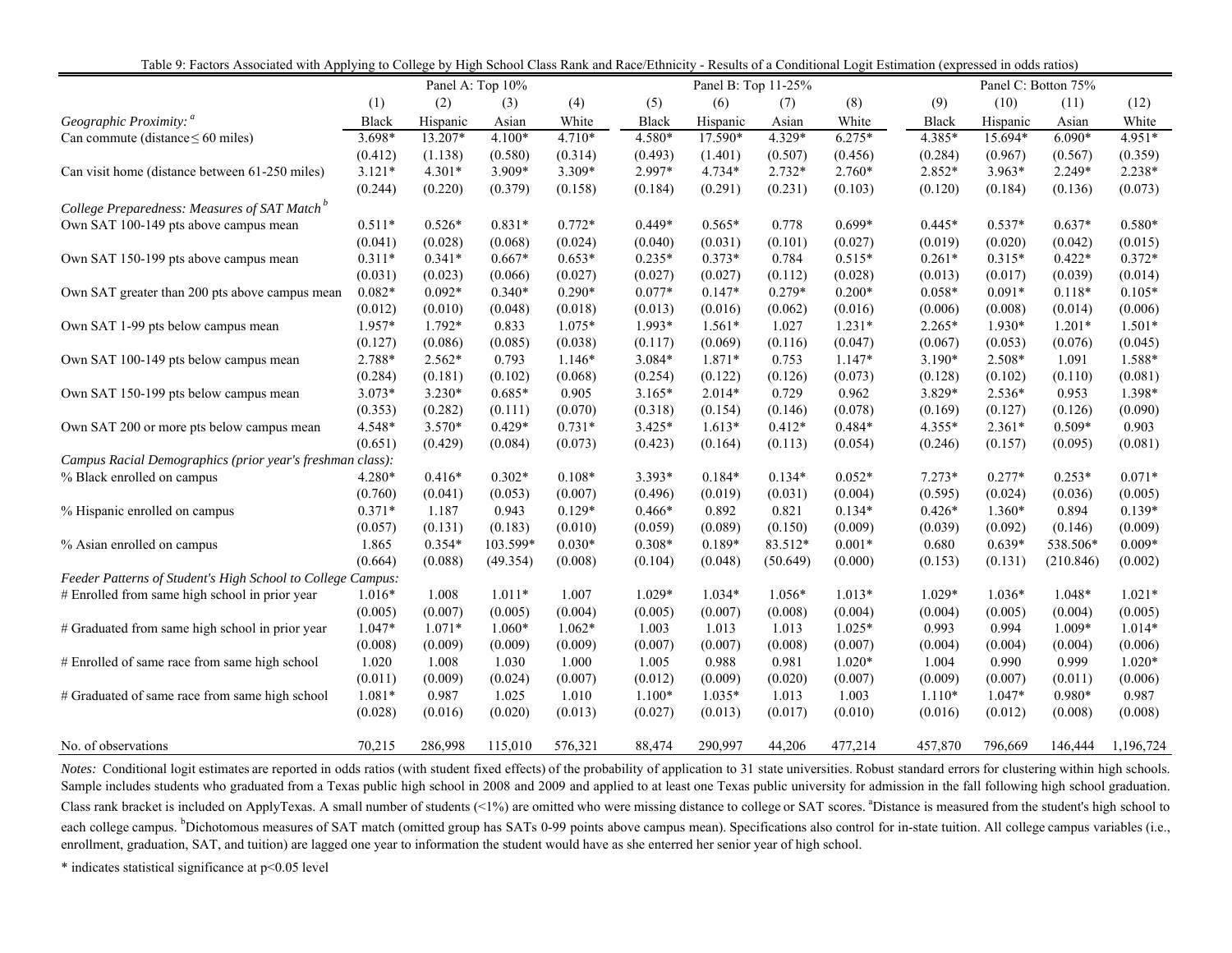Table 9: Factors Associated with Applying to College by High School Class Rank and Race/Ethnicity - Results of a Conditional Logit Estimation (expressed in odds ratios)

| | Panel A: Top 10% | | | | Panel B: Top 11-25% | | | | Panel C: Botton 75% | | | |
|---|---|---|---|---|---|---|---|---|---|---|---|---|
| | (1) | (2) | (3) | (4) | (5) | (6) | (7) | (8) | (9) | (10) | (11) | (12) |
| *Geographic Proximity:* [a] | Black | Hispanic | Asian | White | Black | Hispanic | Asian | White | Black | Hispanic | Asian | White |
| Can commute (distance ≤ 60 miles) | 3.698* | 13.207* | 4.100* | 4.710* | 4.580* | 17.590* | 4.329* | 6.275* | 4.385* | 15.694* | 6.090* | 4.951* |
| | (0.412) | (1.138) | (0.580) | (0.314) | (0.493) | (1.401) | (0.507) | (0.456) | (0.284) | (0.967) | (0.567) | (0.359) |
| Can visit home (distance between 61-250 miles) | 3.121* | 4.301* | 3.909* | 3.309* | 2.997* | 4.734* | 2.732* | 2.760* | 2.852* | 3.963* | 2.249* | 2.238* |
| | (0.244) | (0.220) | (0.379) | (0.158) | (0.184) | (0.291) | (0.231) | (0.103) | (0.120) | (0.184) | (0.136) | (0.073) |
| *College Preparedness: Measures of SAT Match* [b] | | | | | | | | | | | | |
| Own SAT 100-149 pts above campus mean | 0.511* | 0.526* | 0.831* | 0.772* | 0.449* | 0.565* | 0.778 | 0.699* | 0.445* | 0.537* | 0.637* | 0.580* |
| | (0.041) | (0.028) | (0.068) | (0.024) | (0.040) | (0.031) | (0.101) | (0.027) | (0.019) | (0.020) | (0.042) | (0.015) |
| Own SAT 150-199 pts above campus mean | 0.311* | 0.341* | 0.667* | 0.653* | 0.235* | 0.373* | 0.784 | 0.515* | 0.261* | 0.315* | 0.422* | 0.372* |
| | (0.031) | (0.023) | (0.066) | (0.027) | (0.027) | (0.027) | (0.112) | (0.028) | (0.013) | (0.017) | (0.039) | (0.014) |
| Own SAT greater than 200 pts above campus mean | 0.082* | 0.092* | 0.340* | 0.290* | 0.077* | 0.147* | 0.279* | 0.200* | 0.058* | 0.091* | 0.118* | 0.105* |
| | (0.012) | (0.010) | (0.048) | (0.018) | (0.013) | (0.016) | (0.062) | (0.016) | (0.006) | (0.008) | (0.014) | (0.006) |
| Own SAT 1-99 pts below campus mean | 1.957* | 1.792* | 0.833 | 1.075* | 1.993* | 1.561* | 1.027 | 1.231* | 2.265* | 1.930* | 1.201* | 1.501* |
| | (0.127) | (0.086) | (0.085) | (0.038) | (0.117) | (0.069) | (0.116) | (0.047) | (0.067) | (0.053) | (0.076) | (0.045) |
| Own SAT 100-149 pts below campus mean | 2.788* | 2.562* | 0.793 | 1.146* | 3.084* | 1.871* | 0.753 | 1.147* | 3.190* | 2.508* | 1.091 | 1.588* |
| | (0.284) | (0.181) | (0.102) | (0.068) | (0.254) | (0.122) | (0.126) | (0.073) | (0.128) | (0.102) | (0.110) | (0.081) |
| Own SAT 150-199 pts below campus mean | 3.073* | 3.230* | 0.685* | 0.905 | 3.165* | 2.014* | 0.729 | 0.962 | 3.829* | 2.536* | 0.953 | 1.398* |
| | (0.353) | (0.282) | (0.111) | (0.070) | (0.318) | (0.154) | (0.146) | (0.078) | (0.169) | (0.127) | (0.126) | (0.090) |
| Own SAT 200 or more pts below campus mean | 4.548* | 3.570* | 0.429* | 0.731* | 3.425* | 1.613* | 0.412* | 0.484* | 4.355* | 2.361* | 0.509* | 0.903 |
| | (0.651) | (0.429) | (0.084) | (0.073) | (0.423) | (0.164) | (0.113) | (0.054) | (0.246) | (0.157) | (0.095) | (0.081) |
| *Campus Racial Demographics (prior year's freshman class):* | | | | | | | | | | | | |
| % Black enrolled on campus | 4.280* | 0.416* | 0.302* | 0.108* | 3.393* | 0.184* | 0.134* | 0.052* | 7.273* | 0.277* | 0.253* | 0.071* |
| | (0.760) | (0.041) | (0.053) | (0.007) | (0.496) | (0.019) | (0.031) | (0.004) | (0.595) | (0.024) | (0.036) | (0.005) |
| % Hispanic enrolled on campus | 0.371* | 1.187 | 0.943 | 0.129* | 0.466* | 0.892 | 0.821 | 0.134* | 0.426* | 1.360* | 0.894 | 0.139* |
| | (0.057) | (0.131) | (0.183) | (0.010) | (0.059) | (0.089) | (0.150) | (0.009) | (0.039) | (0.092) | (0.146) | (0.009) |
| % Asian enrolled on campus | 1.865 | 0.354* | 103.599* | 0.030* | 0.308* | 0.189* | 83.512* | 0.001* | 0.680 | 0.639* | 538.506* | 0.009* |
| | (0.664) | (0.088) | (49.354) | (0.008) | (0.104) | (0.048) | (50.649) | (0.000) | (0.153) | (0.131) | (210.846) | (0.002) |
| *Feeder Patterns of Student's High School to College Campus:* | | | | | | | | | | | | |
| # Enrolled from same high school in prior year | 1.016* | 1.008 | 1.011* | 1.007 | 1.029* | 1.034* | 1.056* | 1.013* | 1.029* | 1.036* | 1.048* | 1.021* |
| | (0.005) | (0.007) | (0.005) | (0.004) | (0.005) | (0.007) | (0.008) | (0.004) | (0.004) | (0.005) | (0.004) | (0.005) |
| # Graduated from same high school in prior year | 1.047* | 1.071* | 1.060* | 1.062* | 1.003 | 1.013 | 1.013 | 1.025* | 0.993 | 0.994 | 1.009* | 1.014* |
| | (0.008) | (0.009) | (0.009) | (0.009) | (0.007) | (0.007) | (0.008) | (0.007) | (0.004) | (0.004) | (0.004) | (0.006) |
| # Enrolled of same race from same high school | 1.020 | 1.008 | 1.030 | 1.000 | 1.005 | 0.988 | 0.981 | 1.020* | 1.004 | 0.990 | 0.999 | 1.020* |
| | (0.011) | (0.009) | (0.024) | (0.007) | (0.012) | (0.009) | (0.020) | (0.007) | (0.009) | (0.007) | (0.011) | (0.006) |
| # Graduated of same race from same high school | 1.081* | 0.987 | 1.025 | 1.010 | 1.100* | 1.035* | 1.013 | 1.003 | 1.110* | 1.047* | 0.980* | 0.987 |
| | (0.028) | (0.016) | (0.020) | (0.013) | (0.027) | (0.013) | (0.017) | (0.010) | (0.016) | (0.012) | (0.008) | (0.008) |
| No. of observations | 70,215 | 286,998 | 115,010 | 576,321 | 88,474 | 290,997 | 44,206 | 477,214 | 457,870 | 796,669 | 146,444 | 1,196,724 |

*Notes:* Conditional logit estimates are reported in odds ratios (with student fixed effects) of the probability of application to 31 state universities. Robust standard errors for clustering within high schools. Sample includes students who graduated from a Texas public high school in 2008 and 2009 and applied to at least one Texas public university for admission in the fall following high school graduation. Class rank bracket is included on ApplyTexas. A small number of students (<1%) are omitted who were missing distance to college or SAT scores. [a]Distance is measured from the student's high school to each college campus. [b]Dichotomous measures of SAT match (omitted group has SATs 0-99 points above campus mean). Specifications also control for in-state tuition. All college campus variables (i.e., enrollment, graduation, SAT, and tuition) are lagged one year to information the student would have as she enterred her senior year of high school.

* indicates statistical significance at $p<0.05$ level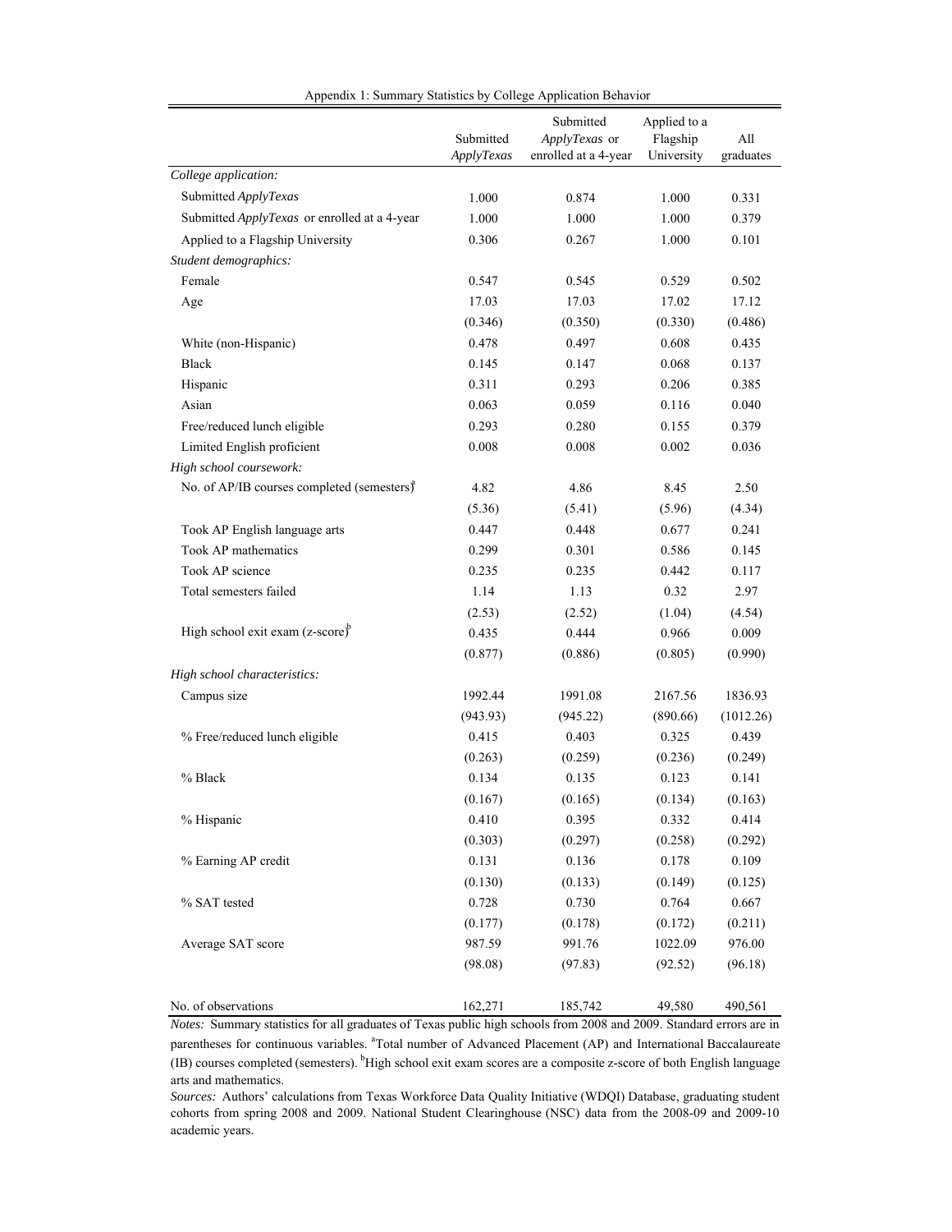Appendix 1: Summary Statistics by College Application Behavior

| | Submitted *ApplyTexas* | Submitted *ApplyTexas* or enrolled at a 4-year | Applied to a Flagship University | All graduates |
|---|---|---|---|---|
| *College application:* | | | | |
| Submitted *ApplyTexas* | 1.000 | 0.874 | 1.000 | 0.331 |
| Submitted *ApplyTexas* or enrolled at a 4-year | 1.000 | 1.000 | 1.000 | 0.379 |
| Applied to a Flagship University | 0.306 | 0.267 | 1.000 | 0.101 |
| *Student demographics:* | | | | |
| Female | 0.547 | 0.545 | 0.529 | 0.502 |
| Age | 17.03 | 17.03 | 17.02 | 17.12 |
| | (0.346) | (0.350) | (0.330) | (0.486) |
| White (non-Hispanic) | 0.478 | 0.497 | 0.608 | 0.435 |
| Black | 0.145 | 0.147 | 0.068 | 0.137 |
| Hispanic | 0.311 | 0.293 | 0.206 | 0.385 |
| Asian | 0.063 | 0.059 | 0.116 | 0.040 |
| Free/reduced lunch eligible | 0.293 | 0.280 | 0.155 | 0.379 |
| Limited English proficient | 0.008 | 0.008 | 0.002 | 0.036 |
| *High school coursework:* | | | | |
| No. of AP/IB courses completed (semesters)[a] | 4.82 | 4.86 | 8.45 | 2.50 |
| | (5.36) | (5.41) | (5.96) | (4.34) |
| Took AP English language arts | 0.447 | 0.448 | 0.677 | 0.241 |
| Took AP mathematics | 0.299 | 0.301 | 0.586 | 0.145 |
| Took AP science | 0.235 | 0.235 | 0.442 | 0.117 |
| Total semesters failed | 1.14 | 1.13 | 0.32 | 2.97 |
| | (2.53) | (2.52) | (1.04) | (4.54) |
| High school exit exam (z-score)[b] | 0.435 | 0.444 | 0.966 | 0.009 |
| | (0.877) | (0.886) | (0.805) | (0.990) |
| *High school characteristics:* | | | | |
| Campus size | 1992.44 | 1991.08 | 2167.56 | 1836.93 |
| | (943.93) | (945.22) | (890.66) | (1012.26) |
| % Free/reduced lunch eligible | 0.415 | 0.403 | 0.325 | 0.439 |
| | (0.263) | (0.259) | (0.236) | (0.249) |
| % Black | 0.134 | 0.135 | 0.123 | 0.141 |
| | (0.167) | (0.165) | (0.134) | (0.163) |
| % Hispanic | 0.410 | 0.395 | 0.332 | 0.414 |
| | (0.303) | (0.297) | (0.258) | (0.292) |
| % Earning AP credit | 0.131 | 0.136 | 0.178 | 0.109 |
| | (0.130) | (0.133) | (0.149) | (0.125) |
| % SAT tested | 0.728 | 0.730 | 0.764 | 0.667 |
| | (0.177) | (0.178) | (0.172) | (0.211) |
| Average SAT score | 987.59 | 991.76 | 1022.09 | 976.00 |
| | (98.08) | (97.83) | (92.52) | (96.18) |
| No. of observations | 162,271 | 185,742 | 49,580 | 490,561 |

*Notes:* Summary statistics for all graduates of Texas public high schools from 2008 and 2009. Standard errors are in parentheses for continuous variables. [a]Total number of Advanced Placement (AP) and International Baccalaureate (IB) courses completed (semesters). [b]High school exit exam scores are a composite z-score of both English language arts and mathematics.

*Sources:* Authors' calculations from Texas Workforce Data Quality Initiative (WDQI) Database, graduating student cohorts from spring 2008 and 2009. National Student Clearinghouse (NSC) data from the 2008-09 and 2009-10 academic years.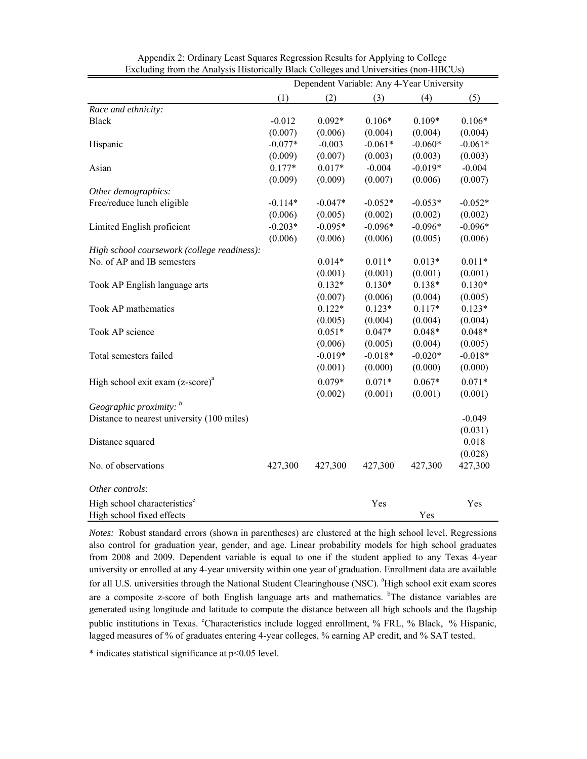Appendix 2: Ordinary Least Squares Regression Results for Applying to College Excluding from the Analysis Historically Black Colleges and Universities (non-HBCUs)

| | Dependent Variable: Any 4-Year University | | | | |
|---|---|---|---|---|---|
| | (1) | (2) | (3) | (4) | (5) |
| *Race and ethnicity:* | | | | | |
| Black | -0.012 | 0.092* | 0.106* | 0.109* | 0.106* |
| | (0.007) | (0.006) | (0.004) | (0.004) | (0.004) |
| Hispanic | -0.077* | -0.003 | -0.061* | -0.060* | -0.061* |
| | (0.009) | (0.007) | (0.003) | (0.003) | (0.003) |
| Asian | 0.177* | 0.017* | -0.004 | -0.019* | -0.004 |
| | (0.009) | (0.009) | (0.007) | (0.006) | (0.007) |
| *Other demographics:* | | | | | |
| Free/reduce lunch eligible | -0.114* | -0.047* | -0.052* | -0.053* | -0.052* |
| | (0.006) | (0.005) | (0.002) | (0.002) | (0.002) |
| Limited English proficient | -0.203* | -0.095* | -0.096* | -0.096* | -0.096* |
| | (0.006) | (0.006) | (0.006) | (0.005) | (0.006) |
| *High school coursework (college readiness):* | | | | | |
| No. of AP and IB semesters | | 0.014* | 0.011* | 0.013* | 0.011* |
| | | (0.001) | (0.001) | (0.001) | (0.001) |
| Took AP English language arts | | 0.132* | 0.130* | 0.138* | 0.130* |
| | | (0.007) | (0.006) | (0.004) | (0.005) |
| Took AP mathematics | | 0.122* | 0.123* | 0.117* | 0.123* |
| | | (0.005) | (0.004) | (0.004) | (0.004) |
| Took AP science | | 0.051* | 0.047* | 0.048* | 0.048* |
| | | (0.006) | (0.005) | (0.004) | (0.005) |
| Total semesters failed | | -0.019* | -0.018* | -0.020* | -0.018* |
| | | (0.001) | (0.000) | (0.000) | (0.000) |
| High school exit exam (z-score)[a] | | 0.079* | 0.071* | 0.067* | 0.071* |
| | | (0.002) | (0.001) | (0.001) | (0.001) |
| *Geographic proximity:* [b] | | | | | |
| Distance to nearest university (100 miles) | | | | | -0.049 |
| | | | | | (0.031) |
| Distance squared | | | | | 0.018 |
| | | | | | (0.028) |
| No. of observations | 427,300 | 427,300 | 427,300 | 427,300 | 427,300 |
| *Other controls:* | | | | | |
| High school characteristics[c] | | | Yes | | Yes |
| High school fixed effects | | | | Yes | |

*Notes:* Robust standard errors (shown in parentheses) are clustered at the high school level. Regressions also control for graduation year, gender, and age. Linear probability models for high school graduates from 2008 and 2009. Dependent variable is equal to one if the student applied to any Texas 4-year university or enrolled at any 4-year university within one year of graduation. Enrollment data are available for all U.S. universities through the National Student Clearinghouse (NSC). [a]High school exit exam scores are a composite z-score of both English language arts and mathematics. [b]The distance variables are generated using longitude and latitude to compute the distance between all high schools and the flagship public institutions in Texas. [c]Characteristics include logged enrollment, % FRL, % Black, % Hispanic, lagged measures of % of graduates entering 4-year colleges, % earning AP credit, and % SAT tested.

* indicates statistical significance at $p<0.05$ level.